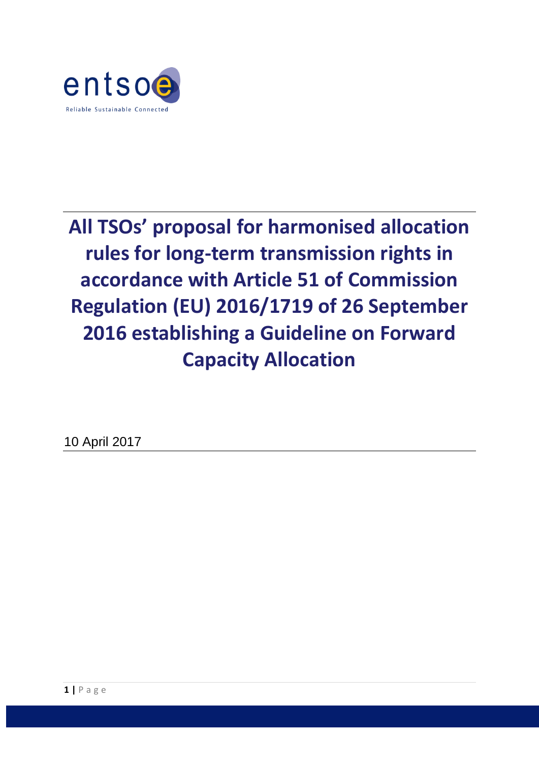# All TSOs' proposal for harmonised allocation rules for long-term transmission rights in accordance with Article 51 of Commission Regulation (EU) 2016/1719 of 26 September 2016 establishing a Guideline on Forward Capacity Allocation

10 April 2017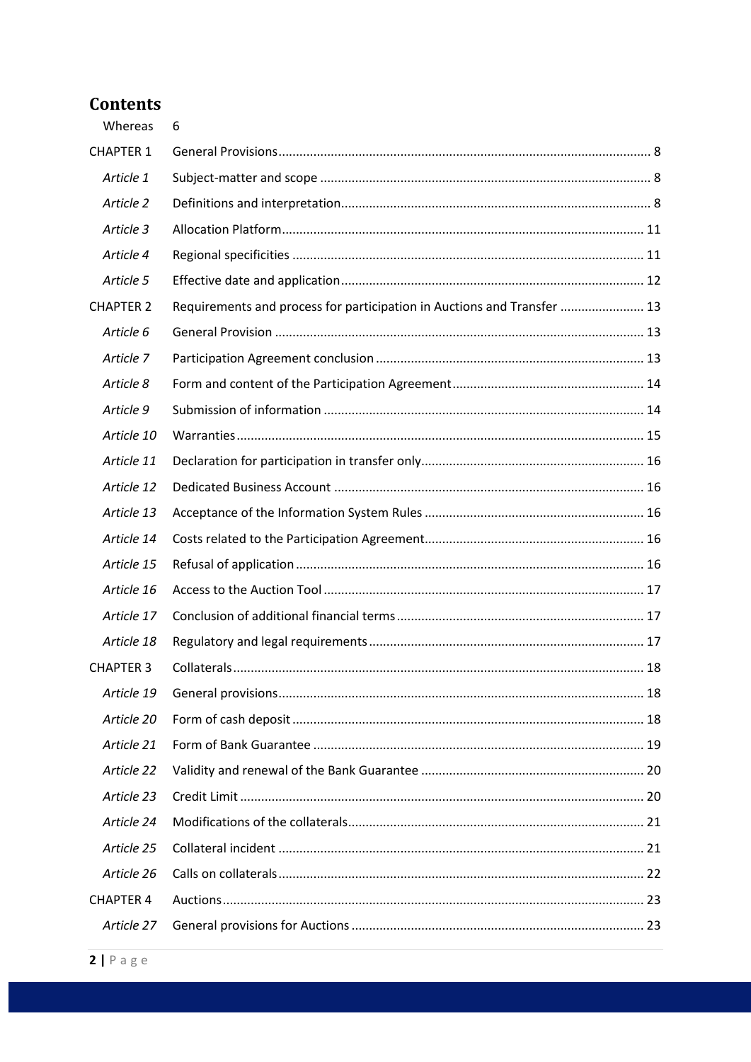# Contents

| | | |
|---|---|---|
| Whereas | | 6 |
| CHAPTER 1 | General Provisions | 8 |
| *Article 1* | Subject-matter and scope | 8 |
| *Article 2* | Definitions and interpretation | 8 |
| *Article 3* | Allocation Platform | 11 |
| *Article 4* | Regional specificities | 11 |
| *Article 5* | Effective date and application | 12 |
| CHAPTER 2 | Requirements and process for participation in Auctions and Transfer | 13 |
| *Article 6* | General Provision | 13 |
| *Article 7* | Participation Agreement conclusion | 13 |
| *Article 8* | Form and content of the Participation Agreement | 14 |
| *Article 9* | Submission of information | 14 |
| *Article 10* | Warranties | 15 |
| *Article 11* | Declaration for participation in transfer only | 16 |
| *Article 12* | Dedicated Business Account | 16 |
| *Article 13* | Acceptance of the Information System Rules | 16 |
| *Article 14* | Costs related to the Participation Agreement | 16 |
| *Article 15* | Refusal of application | 16 |
| *Article 16* | Access to the Auction Tool | 17 |
| *Article 17* | Conclusion of additional financial terms | 17 |
| *Article 18* | Regulatory and legal requirements | 17 |
| CHAPTER 3 | Collaterals | 18 |
| *Article 19* | General provisions | 18 |
| *Article 20* | Form of cash deposit | 18 |
| *Article 21* | Form of Bank Guarantee | 19 |
| *Article 22* | Validity and renewal of the Bank Guarantee | 20 |
| *Article 23* | Credit Limit | 20 |
| *Article 24* | Modifications of the collaterals | 21 |
| *Article 25* | Collateral incident | 21 |
| *Article 26* | Calls on collaterals | 22 |
| CHAPTER 4 | Auctions | 23 |
| *Article 27* | General provisions for Auctions | 23 |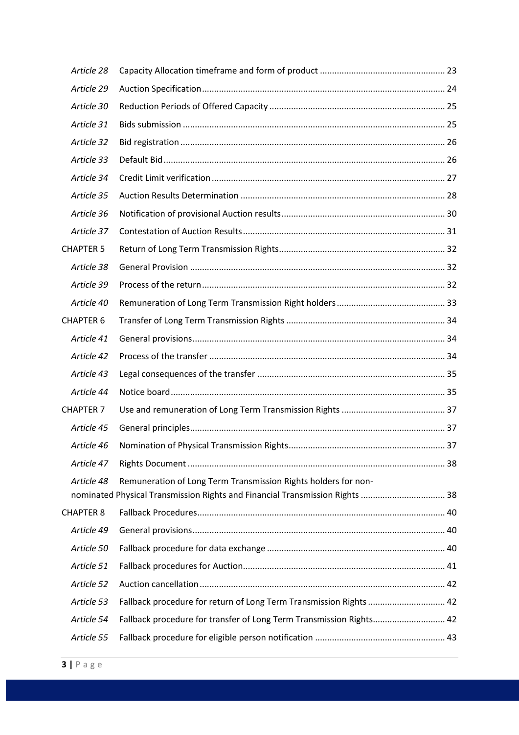| | | |
|---|---|---|
| *Article 28* | Capacity Allocation timeframe and form of product | 23 |
| *Article 29* | Auction Specification | 24 |
| *Article 30* | Reduction Periods of Offered Capacity | 25 |
| *Article 31* | Bids submission | 25 |
| *Article 32* | Bid registration | 26 |
| *Article 33* | Default Bid | 26 |
| *Article 34* | Credit Limit verification | 27 |
| *Article 35* | Auction Results Determination | 28 |
| *Article 36* | Notification of provisional Auction results | 30 |
| *Article 37* | Contestation of Auction Results | 31 |
| CHAPTER 5 | Return of Long Term Transmission Rights | 32 |
| *Article 38* | General Provision | 32 |
| *Article 39* | Process of the return | 32 |
| *Article 40* | Remuneration of Long Term Transmission Right holders | 33 |
| CHAPTER 6 | Transfer of Long Term Transmission Rights | 34 |
| *Article 41* | General provisions | 34 |
| *Article 42* | Process of the transfer | 34 |
| *Article 43* | Legal consequences of the transfer | 35 |
| *Article 44* | Notice board | 35 |
| CHAPTER 7 | Use and remuneration of Long Term Transmission Rights | 37 |
| *Article 45* | General principles | 37 |
| *Article 46* | Nomination of Physical Transmission Rights | 37 |
| *Article 47* | Rights Document | 38 |
| *Article 48* | Remuneration of Long Term Transmission Rights holders for non-nominated Physical Transmission Rights and Financial Transmission Rights | 38 |
| CHAPTER 8 | Fallback Procedures | 40 |
| *Article 49* | General provisions | 40 |
| *Article 50* | Fallback procedure for data exchange | 40 |
| *Article 51* | Fallback procedures for Auction | 41 |
| *Article 52* | Auction cancellation | 42 |
| *Article 53* | Fallback procedure for return of Long Term Transmission Rights | 42 |
| *Article 54* | Fallback procedure for transfer of Long Term Transmission Rights | 42 |
| *Article 55* | Fallback procedure for eligible person notification | 43 |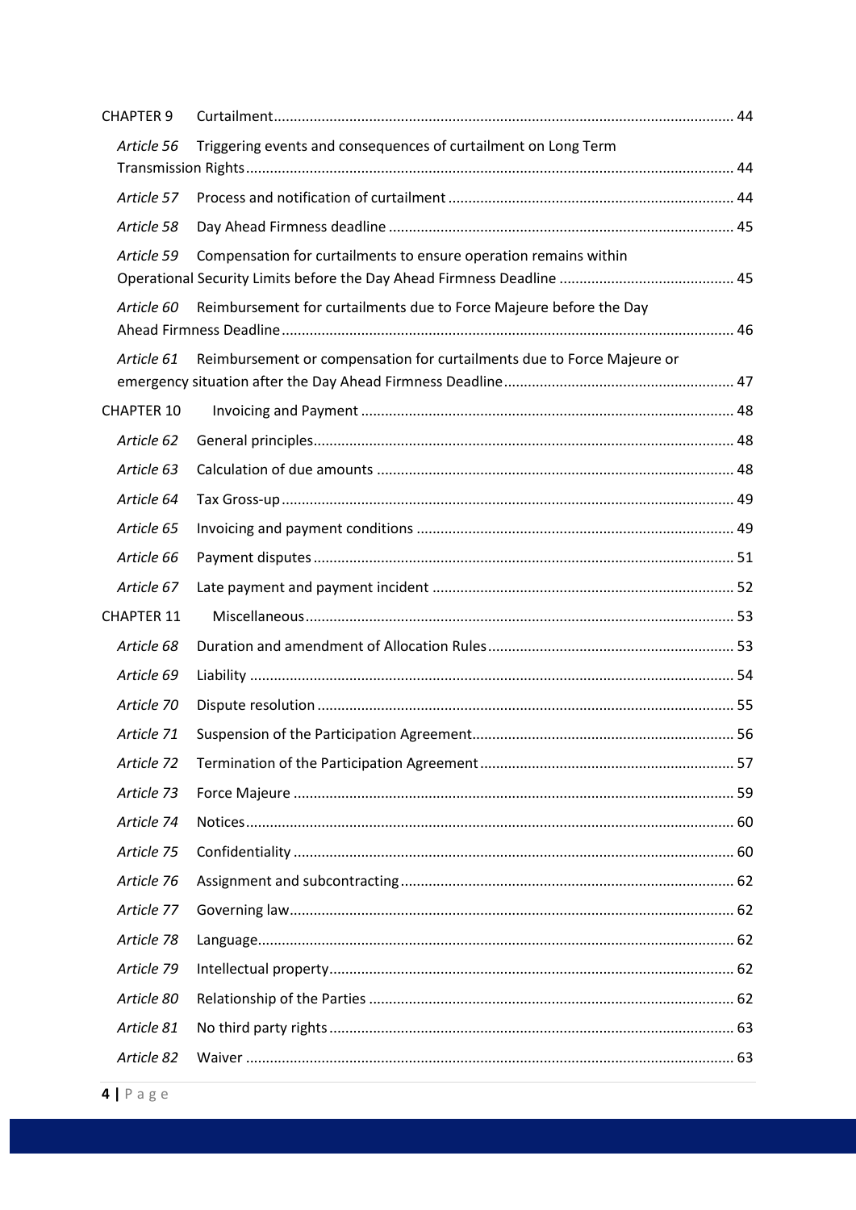CHAPTER 9 Curtailment ..... 44

*Article 56* Triggering events and consequences of curtailment on Long Term Transmission Rights ..... 44

*Article 57* Process and notification of curtailment ..... 44

*Article 58* Day Ahead Firmness deadline ..... 45

*Article 59* Compensation for curtailments to ensure operation remains within Operational Security Limits before the Day Ahead Firmness Deadline ..... 45

*Article 60* Reimbursement for curtailments due to Force Majeure before the Day Ahead Firmness Deadline ..... 46

*Article 61* Reimbursement or compensation for curtailments due to Force Majeure or emergency situation after the Day Ahead Firmness Deadline ..... 47

CHAPTER 10 Invoicing and Payment ..... 48

*Article 62* General principles ..... 48

*Article 63* Calculation of due amounts ..... 48

*Article 64* Tax Gross-up ..... 49

*Article 65* Invoicing and payment conditions ..... 49

*Article 66* Payment disputes ..... 51

*Article 67* Late payment and payment incident ..... 52

CHAPTER 11 Miscellaneous ..... 53

*Article 68* Duration and amendment of Allocation Rules ..... 53

*Article 69* Liability ..... 54

*Article 70* Dispute resolution ..... 55

*Article 71* Suspension of the Participation Agreement ..... 56

*Article 72* Termination of the Participation Agreement ..... 57

*Article 73* Force Majeure ..... 59

*Article 74* Notices ..... 60

*Article 75* Confidentiality ..... 60

*Article 76* Assignment and subcontracting ..... 62

*Article 77* Governing law ..... 62

*Article 78* Language ..... 62

*Article 79* Intellectual property ..... 62

*Article 80* Relationship of the Parties ..... 62

*Article 81* No third party rights ..... 63

*Article 82* Waiver ..... 63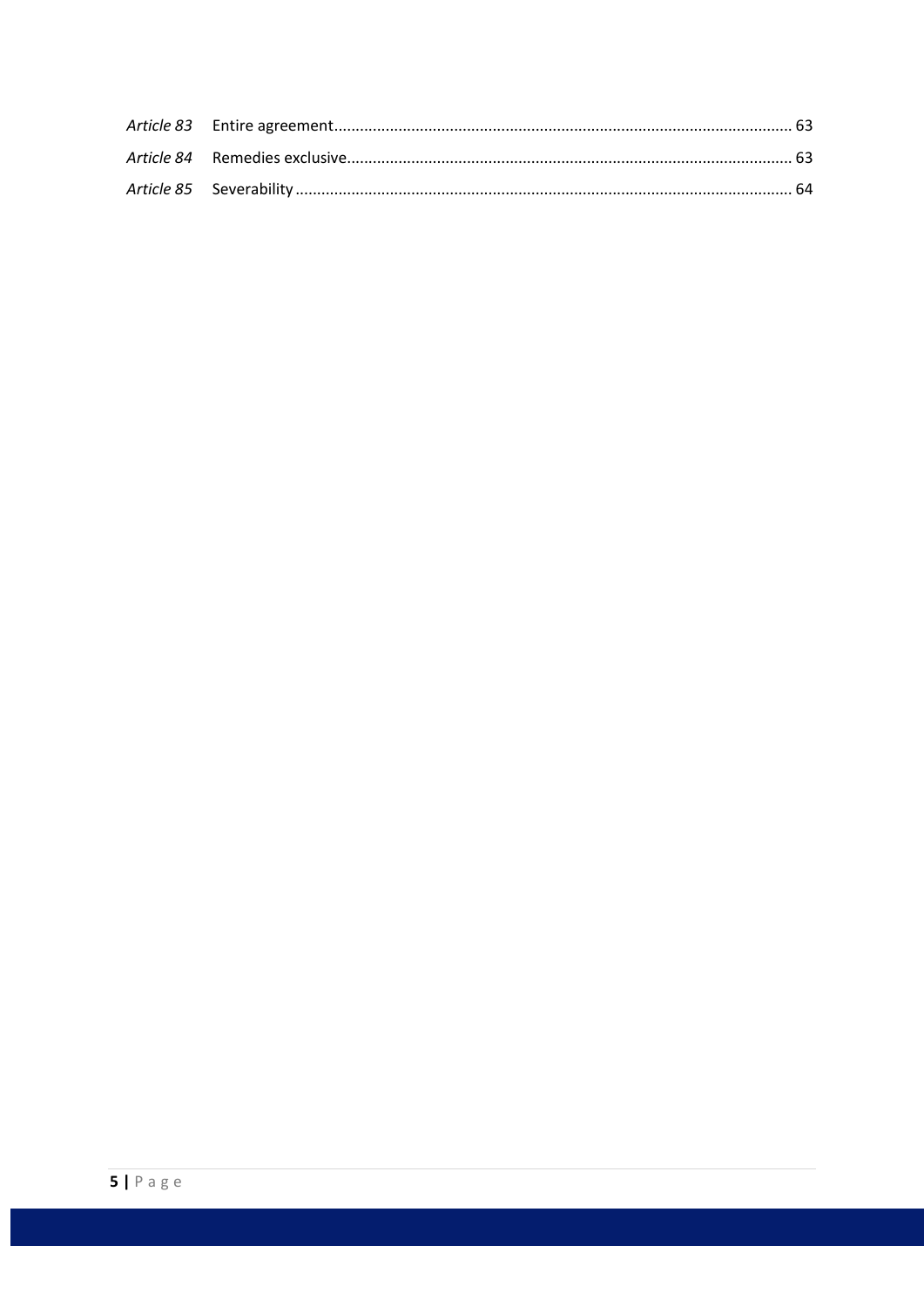*Article 83* Entire agreement........................................................................................................ 63

*Article 84* Remedies exclusive..................................................................................................... 63

*Article 85* Severability ................................................................................................................. 64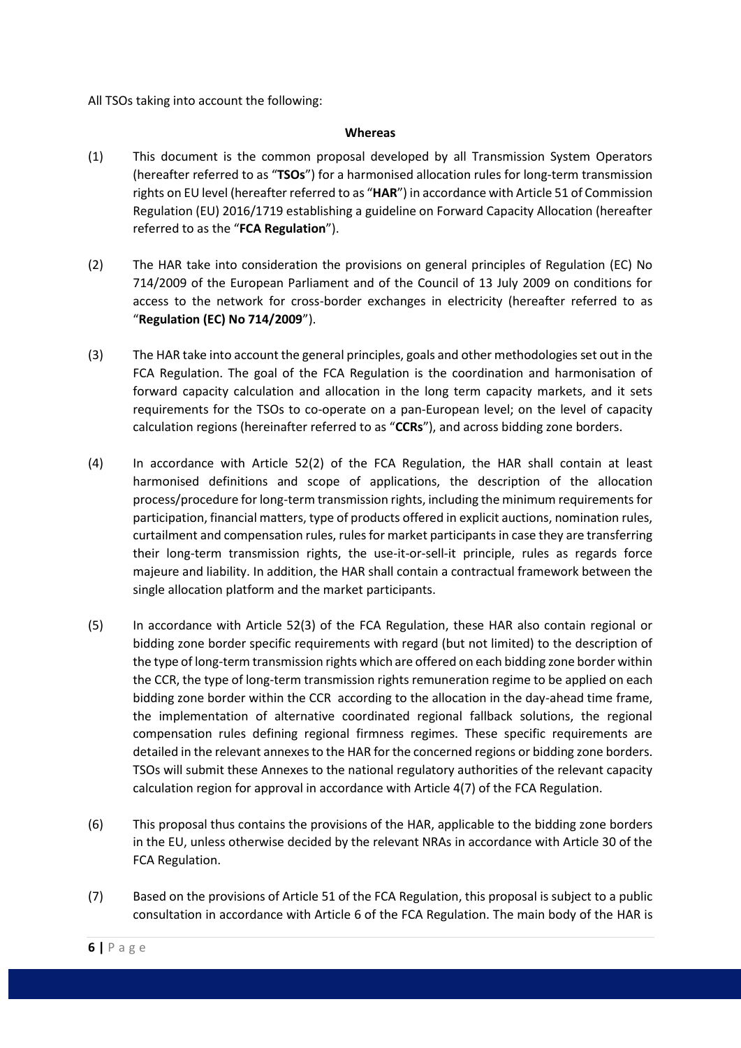All TSOs taking into account the following:

**Whereas**

(1) This document is the common proposal developed by all Transmission System Operators (hereafter referred to as "**TSOs**") for a harmonised allocation rules for long-term transmission rights on EU level (hereafter referred to as "**HAR**") in accordance with Article 51 of Commission Regulation (EU) 2016/1719 establishing a guideline on Forward Capacity Allocation (hereafter referred to as the "**FCA Regulation**").

(2) The HAR take into consideration the provisions on general principles of Regulation (EC) No 714/2009 of the European Parliament and of the Council of 13 July 2009 on conditions for access to the network for cross-border exchanges in electricity (hereafter referred to as "**Regulation (EC) No 714/2009**").

(3) The HAR take into account the general principles, goals and other methodologies set out in the FCA Regulation. The goal of the FCA Regulation is the coordination and harmonisation of forward capacity calculation and allocation in the long term capacity markets, and it sets requirements for the TSOs to co-operate on a pan-European level; on the level of capacity calculation regions (hereinafter referred to as "**CCRs**"), and across bidding zone borders.

(4) In accordance with Article 52(2) of the FCA Regulation, the HAR shall contain at least harmonised definitions and scope of applications, the description of the allocation process/procedure for long-term transmission rights, including the minimum requirements for participation, financial matters, type of products offered in explicit auctions, nomination rules, curtailment and compensation rules, rules for market participants in case they are transferring their long-term transmission rights, the use-it-or-sell-it principle, rules as regards force majeure and liability. In addition, the HAR shall contain a contractual framework between the single allocation platform and the market participants.

(5) In accordance with Article 52(3) of the FCA Regulation, these HAR also contain regional or bidding zone border specific requirements with regard (but not limited) to the description of the type of long-term transmission rights which are offered on each bidding zone border within the CCR, the type of long-term transmission rights remuneration regime to be applied on each bidding zone border within the CCR according to the allocation in the day-ahead time frame, the implementation of alternative coordinated regional fallback solutions, the regional compensation rules defining regional firmness regimes. These specific requirements are detailed in the relevant annexes to the HAR for the concerned regions or bidding zone borders. TSOs will submit these Annexes to the national regulatory authorities of the relevant capacity calculation region for approval in accordance with Article 4(7) of the FCA Regulation.

(6) This proposal thus contains the provisions of the HAR, applicable to the bidding zone borders in the EU, unless otherwise decided by the relevant NRAs in accordance with Article 30 of the FCA Regulation.

(7) Based on the provisions of Article 51 of the FCA Regulation, this proposal is subject to a public consultation in accordance with Article 6 of the FCA Regulation. The main body of the HAR is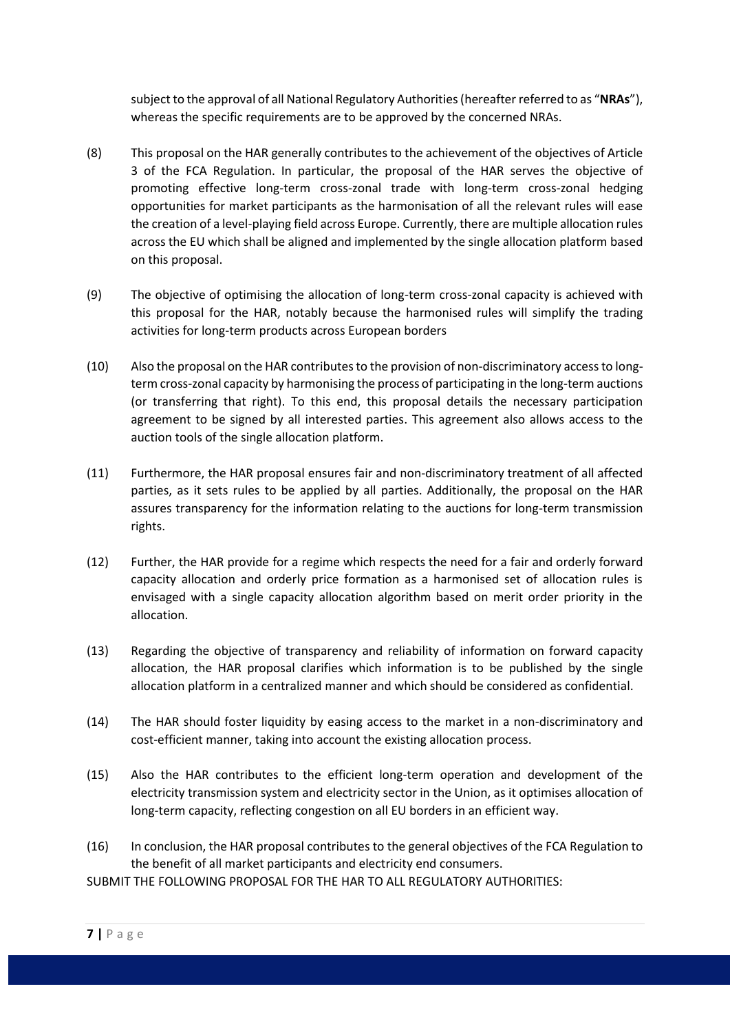subject to the approval of all National Regulatory Authorities (hereafter referred to as "**NRAs**"), whereas the specific requirements are to be approved by the concerned NRAs.

(8) This proposal on the HAR generally contributes to the achievement of the objectives of Article 3 of the FCA Regulation. In particular, the proposal of the HAR serves the objective of promoting effective long-term cross-zonal trade with long-term cross-zonal hedging opportunities for market participants as the harmonisation of all the relevant rules will ease the creation of a level-playing field across Europe. Currently, there are multiple allocation rules across the EU which shall be aligned and implemented by the single allocation platform based on this proposal.

(9) The objective of optimising the allocation of long-term cross-zonal capacity is achieved with this proposal for the HAR, notably because the harmonised rules will simplify the trading activities for long-term products across European borders

(10) Also the proposal on the HAR contributes to the provision of non-discriminatory access to long-term cross-zonal capacity by harmonising the process of participating in the long-term auctions (or transferring that right). To this end, this proposal details the necessary participation agreement to be signed by all interested parties. This agreement also allows access to the auction tools of the single allocation platform.

(11) Furthermore, the HAR proposal ensures fair and non-discriminatory treatment of all affected parties, as it sets rules to be applied by all parties. Additionally, the proposal on the HAR assures transparency for the information relating to the auctions for long-term transmission rights.

(12) Further, the HAR provide for a regime which respects the need for a fair and orderly forward capacity allocation and orderly price formation as a harmonised set of allocation rules is envisaged with a single capacity allocation algorithm based on merit order priority in the allocation.

(13) Regarding the objective of transparency and reliability of information on forward capacity allocation, the HAR proposal clarifies which information is to be published by the single allocation platform in a centralized manner and which should be considered as confidential.

(14) The HAR should foster liquidity by easing access to the market in a non-discriminatory and cost-efficient manner, taking into account the existing allocation process.

(15) Also the HAR contributes to the efficient long-term operation and development of the electricity transmission system and electricity sector in the Union, as it optimises allocation of long-term capacity, reflecting congestion on all EU borders in an efficient way.

(16) In conclusion, the HAR proposal contributes to the general objectives of the FCA Regulation to the benefit of all market participants and electricity end consumers.

SUBMIT THE FOLLOWING PROPOSAL FOR THE HAR TO ALL REGULATORY AUTHORITIES: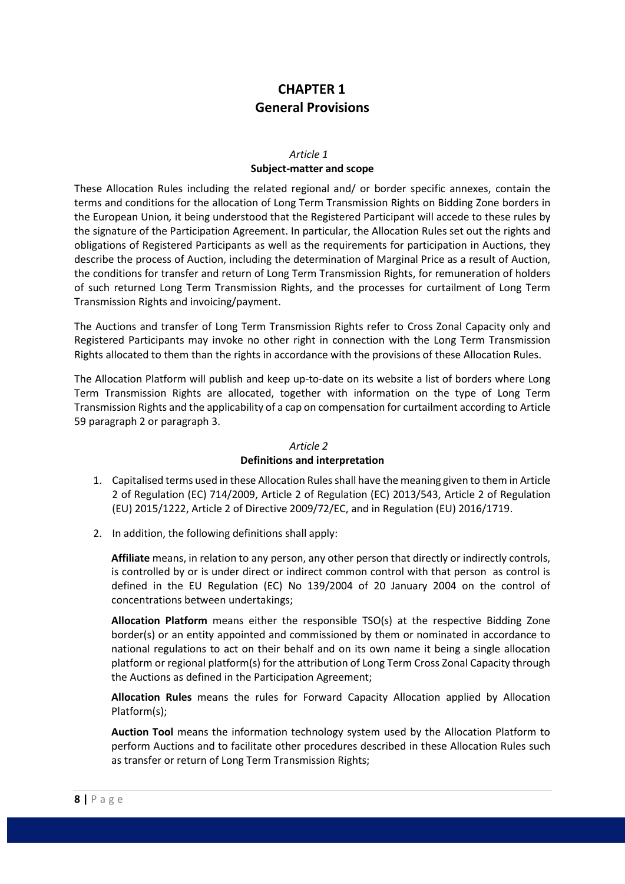# CHAPTER 1
# General Provisions

### *Article 1*
### Subject-matter and scope

These Allocation Rules including the related regional and/ or border specific annexes, contain the terms and conditions for the allocation of Long Term Transmission Rights on Bidding Zone borders in the European Union*,* it being understood that the Registered Participant will accede to these rules by the signature of the Participation Agreement. In particular, the Allocation Rules set out the rights and obligations of Registered Participants as well as the requirements for participation in Auctions, they describe the process of Auction, including the determination of Marginal Price as a result of Auction, the conditions for transfer and return of Long Term Transmission Rights, for remuneration of holders of such returned Long Term Transmission Rights, and the processes for curtailment of Long Term Transmission Rights and invoicing/payment.

The Auctions and transfer of Long Term Transmission Rights refer to Cross Zonal Capacity only and Registered Participants may invoke no other right in connection with the Long Term Transmission Rights allocated to them than the rights in accordance with the provisions of these Allocation Rules.

The Allocation Platform will publish and keep up-to-date on its website a list of borders where Long Term Transmission Rights are allocated, together with information on the type of Long Term Transmission Rights and the applicability of a cap on compensation for curtailment according to Article 59 paragraph 2 or paragraph 3.

### *Article 2*
### Definitions and interpretation

1. Capitalised terms used in these Allocation Rules shall have the meaning given to them in Article 2 of Regulation (EC) 714/2009, Article 2 of Regulation (EC) 2013/543, Article 2 of Regulation (EU) 2015/1222, Article 2 of Directive 2009/72/EC, and in Regulation (EU) 2016/1719.

2. In addition, the following definitions shall apply:

   **Affiliate** means, in relation to any person, any other person that directly or indirectly controls, is controlled by or is under direct or indirect common control with that person as control is defined in the EU Regulation (EC) No 139/2004 of 20 January 2004 on the control of concentrations between undertakings;

   **Allocation Platform** means either the responsible TSO(s) at the respective Bidding Zone border(s) or an entity appointed and commissioned by them or nominated in accordance to national regulations to act on their behalf and on its own name it being a single allocation platform or regional platform(s) for the attribution of Long Term Cross Zonal Capacity through the Auctions as defined in the Participation Agreement;

   **Allocation Rules** means the rules for Forward Capacity Allocation applied by Allocation Platform(s);

   **Auction Tool** means the information technology system used by the Allocation Platform to perform Auctions and to facilitate other procedures described in these Allocation Rules such as transfer or return of Long Term Transmission Rights;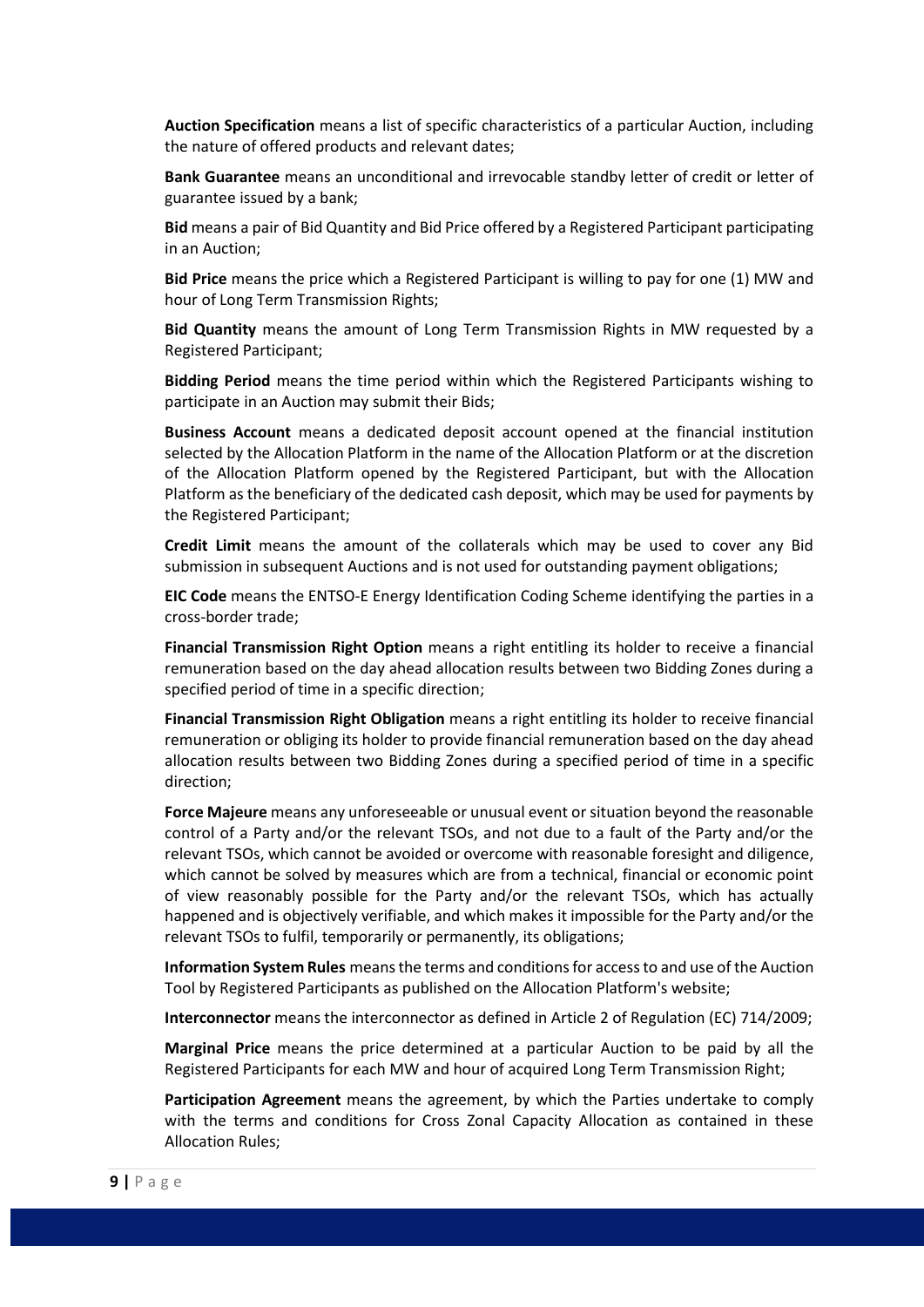**Auction Specification** means a list of specific characteristics of a particular Auction, including the nature of offered products and relevant dates;

**Bank Guarantee** means an unconditional and irrevocable standby letter of credit or letter of guarantee issued by a bank;

**Bid** means a pair of Bid Quantity and Bid Price offered by a Registered Participant participating in an Auction;

**Bid Price** means the price which a Registered Participant is willing to pay for one (1) MW and hour of Long Term Transmission Rights;

**Bid Quantity** means the amount of Long Term Transmission Rights in MW requested by a Registered Participant;

**Bidding Period** means the time period within which the Registered Participants wishing to participate in an Auction may submit their Bids;

**Business Account** means a dedicated deposit account opened at the financial institution selected by the Allocation Platform in the name of the Allocation Platform or at the discretion of the Allocation Platform opened by the Registered Participant, but with the Allocation Platform as the beneficiary of the dedicated cash deposit, which may be used for payments by the Registered Participant;

**Credit Limit** means the amount of the collaterals which may be used to cover any Bid submission in subsequent Auctions and is not used for outstanding payment obligations;

**EIC Code** means the ENTSO-E Energy Identification Coding Scheme identifying the parties in a cross-border trade;

**Financial Transmission Right Option** means a right entitling its holder to receive a financial remuneration based on the day ahead allocation results between two Bidding Zones during a specified period of time in a specific direction;

**Financial Transmission Right Obligation** means a right entitling its holder to receive financial remuneration or obliging its holder to provide financial remuneration based on the day ahead allocation results between two Bidding Zones during a specified period of time in a specific direction;

**Force Majeure** means any unforeseeable or unusual event or situation beyond the reasonable control of a Party and/or the relevant TSOs, and not due to a fault of the Party and/or the relevant TSOs, which cannot be avoided or overcome with reasonable foresight and diligence, which cannot be solved by measures which are from a technical, financial or economic point of view reasonably possible for the Party and/or the relevant TSOs, which has actually happened and is objectively verifiable, and which makes it impossible for the Party and/or the relevant TSOs to fulfil, temporarily or permanently, its obligations;

**Information System Rules** means the terms and conditions for access to and use of the Auction Tool by Registered Participants as published on the Allocation Platform's website;

**Interconnector** means the interconnector as defined in Article 2 of Regulation (EC) 714/2009;

**Marginal Price** means the price determined at a particular Auction to be paid by all the Registered Participants for each MW and hour of acquired Long Term Transmission Right;

**Participation Agreement** means the agreement, by which the Parties undertake to comply with the terms and conditions for Cross Zonal Capacity Allocation as contained in these Allocation Rules;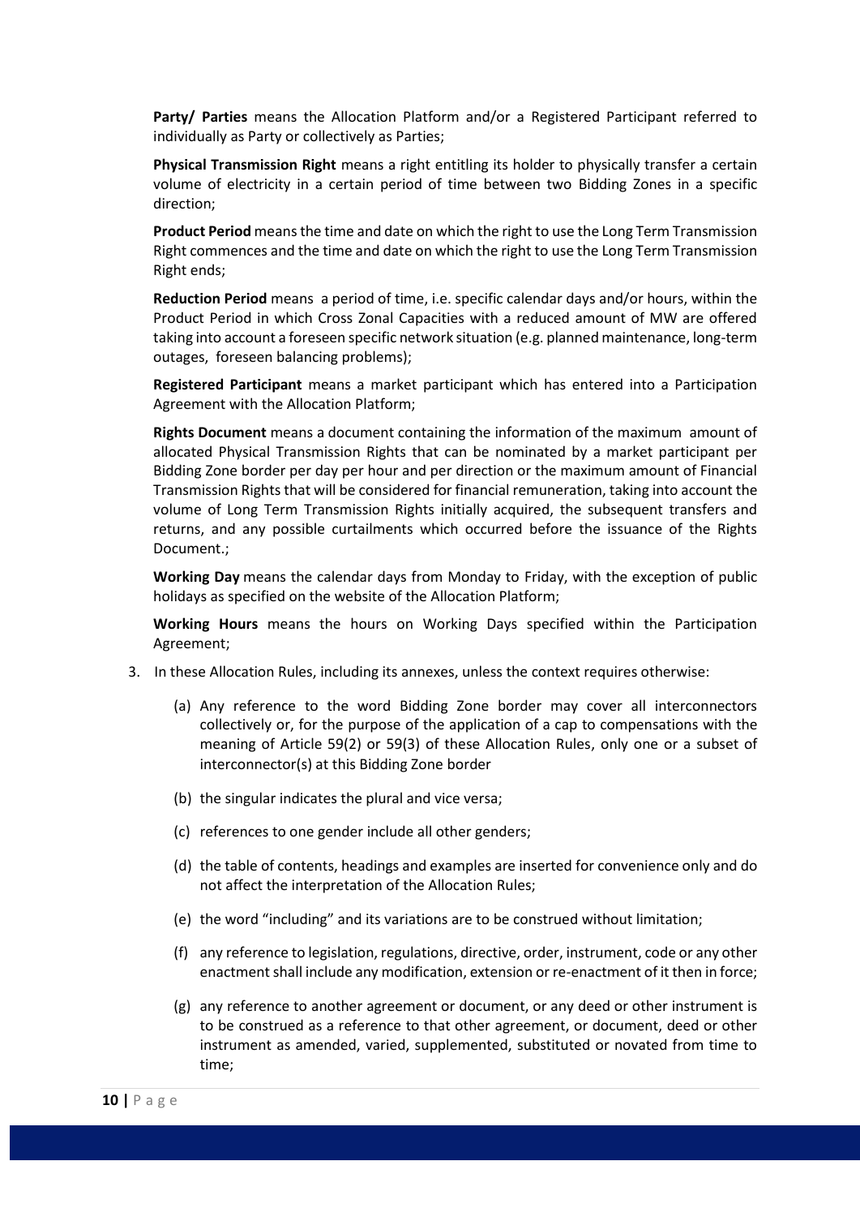**Party/ Parties** means the Allocation Platform and/or a Registered Participant referred to individually as Party or collectively as Parties;

**Physical Transmission Right** means a right entitling its holder to physically transfer a certain volume of electricity in a certain period of time between two Bidding Zones in a specific direction;

**Product Period** means the time and date on which the right to use the Long Term Transmission Right commences and the time and date on which the right to use the Long Term Transmission Right ends;

**Reduction Period** means a period of time, i.e. specific calendar days and/or hours, within the Product Period in which Cross Zonal Capacities with a reduced amount of MW are offered taking into account a foreseen specific network situation (e.g. planned maintenance, long-term outages, foreseen balancing problems);

**Registered Participant** means a market participant which has entered into a Participation Agreement with the Allocation Platform;

**Rights Document** means a document containing the information of the maximum amount of allocated Physical Transmission Rights that can be nominated by a market participant per Bidding Zone border per day per hour and per direction or the maximum amount of Financial Transmission Rights that will be considered for financial remuneration, taking into account the volume of Long Term Transmission Rights initially acquired, the subsequent transfers and returns, and any possible curtailments which occurred before the issuance of the Rights Document.;

**Working Day** means the calendar days from Monday to Friday, with the exception of public holidays as specified on the website of the Allocation Platform;

**Working Hours** means the hours on Working Days specified within the Participation Agreement;

3. In these Allocation Rules, including its annexes, unless the context requires otherwise:

   (a) Any reference to the word Bidding Zone border may cover all interconnectors collectively or, for the purpose of the application of a cap to compensations with the meaning of Article 59(2) or 59(3) of these Allocation Rules, only one or a subset of interconnector(s) at this Bidding Zone border

   (b) the singular indicates the plural and vice versa;

   (c) references to one gender include all other genders;

   (d) the table of contents, headings and examples are inserted for convenience only and do not affect the interpretation of the Allocation Rules;

   (e) the word "including" and its variations are to be construed without limitation;

   (f) any reference to legislation, regulations, directive, order, instrument, code or any other enactment shall include any modification, extension or re-enactment of it then in force;

   (g) any reference to another agreement or document, or any deed or other instrument is to be construed as a reference to that other agreement, or document, deed or other instrument as amended, varied, supplemented, substituted or novated from time to time;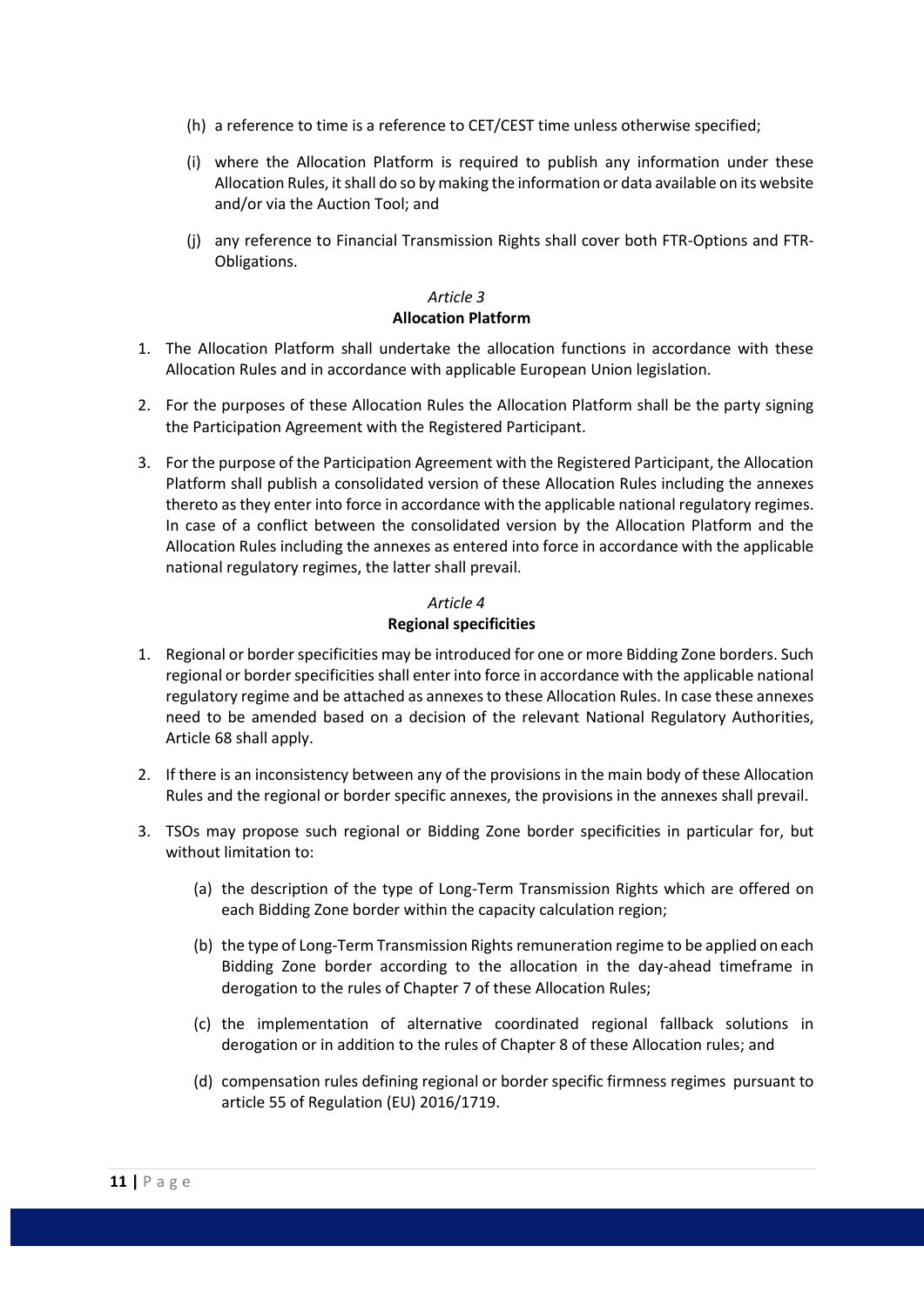(h) a reference to time is a reference to CET/CEST time unless otherwise specified;

(i) where the Allocation Platform is required to publish any information under these Allocation Rules, it shall do so by making the information or data available on its website and/or via the Auction Tool; and

(j) any reference to Financial Transmission Rights shall cover both FTR-Options and FTR-Obligations.

*Article 3*

**Allocation Platform**

1. The Allocation Platform shall undertake the allocation functions in accordance with these Allocation Rules and in accordance with applicable European Union legislation.
2. For the purposes of these Allocation Rules the Allocation Platform shall be the party signing the Participation Agreement with the Registered Participant.
3. For the purpose of the Participation Agreement with the Registered Participant, the Allocation Platform shall publish a consolidated version of these Allocation Rules including the annexes thereto as they enter into force in accordance with the applicable national regulatory regimes. In case of a conflict between the consolidated version by the Allocation Platform and the Allocation Rules including the annexes as entered into force in accordance with the applicable national regulatory regimes, the latter shall prevail.

*Article 4*

**Regional specificities**

1. Regional or border specificities may be introduced for one or more Bidding Zone borders. Such regional or border specificities shall enter into force in accordance with the applicable national regulatory regime and be attached as annexes to these Allocation Rules. In case these annexes need to be amended based on a decision of the relevant National Regulatory Authorities, Article 68 shall apply.
2. If there is an inconsistency between any of the provisions in the main body of these Allocation Rules and the regional or border specific annexes, the provisions in the annexes shall prevail.
3. TSOs may propose such regional or Bidding Zone border specificities in particular for, but without limitation to:

   (a) the description of the type of Long-Term Transmission Rights which are offered on each Bidding Zone border within the capacity calculation region;

   (b) the type of Long-Term Transmission Rights remuneration regime to be applied on each Bidding Zone border according to the allocation in the day-ahead timeframe in derogation to the rules of Chapter 7 of these Allocation Rules;

   (c) the implementation of alternative coordinated regional fallback solutions in derogation or in addition to the rules of Chapter 8 of these Allocation rules; and

   (d) compensation rules defining regional or border specific firmness regimes pursuant to article 55 of Regulation (EU) 2016/1719.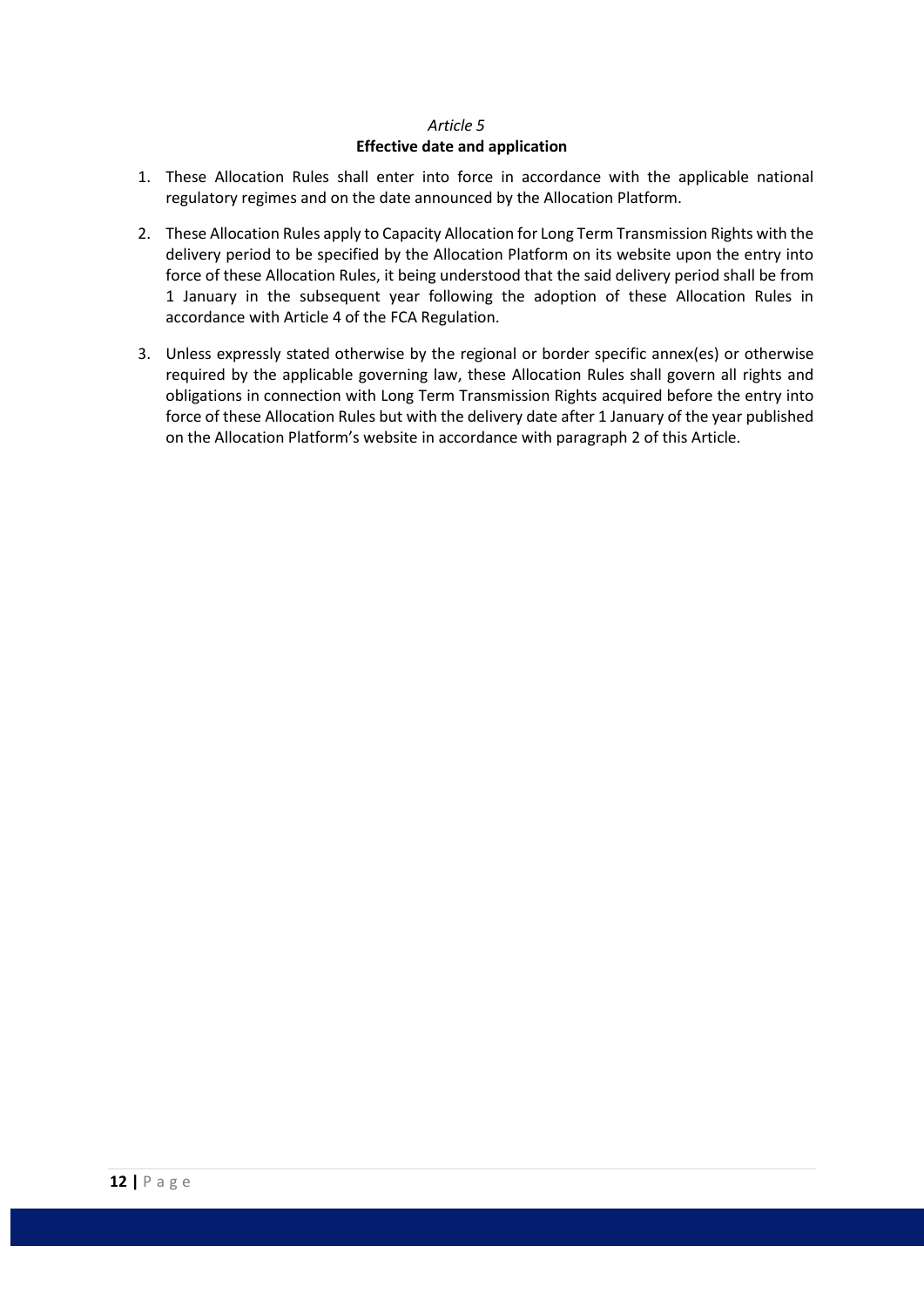*Article 5*

**Effective date and application**

1. These Allocation Rules shall enter into force in accordance with the applicable national regulatory regimes and on the date announced by the Allocation Platform.
2. These Allocation Rules apply to Capacity Allocation for Long Term Transmission Rights with the delivery period to be specified by the Allocation Platform on its website upon the entry into force of these Allocation Rules, it being understood that the said delivery period shall be from 1 January in the subsequent year following the adoption of these Allocation Rules in accordance with Article 4 of the FCA Regulation.
3. Unless expressly stated otherwise by the regional or border specific annex(es) or otherwise required by the applicable governing law, these Allocation Rules shall govern all rights and obligations in connection with Long Term Transmission Rights acquired before the entry into force of these Allocation Rules but with the delivery date after 1 January of the year published on the Allocation Platform's website in accordance with paragraph 2 of this Article.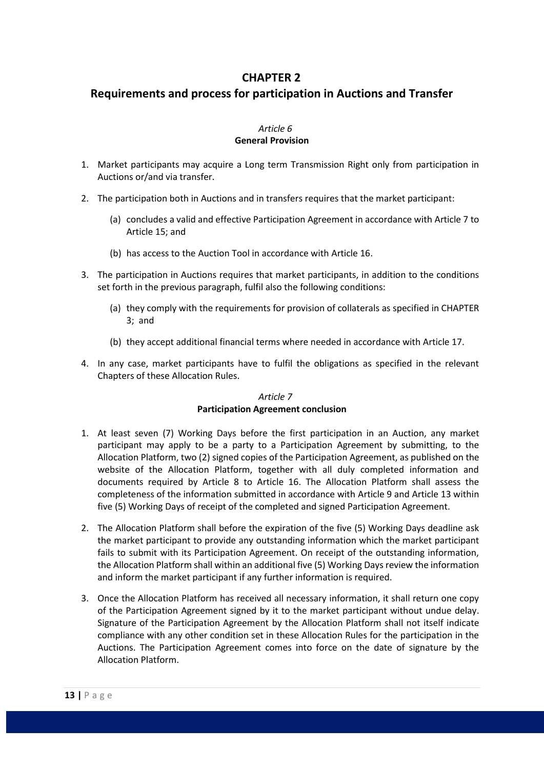# CHAPTER 2

# Requirements and process for participation in Auctions and Transfer

*Article 6*
**General Provision**

1. Market participants may acquire a Long term Transmission Right only from participation in Auctions or/and via transfer.

2. The participation both in Auctions and in transfers requires that the market participant:

   (a) concludes a valid and effective Participation Agreement in accordance with Article 7 to Article 15; and

   (b) has access to the Auction Tool in accordance with Article 16.

3. The participation in Auctions requires that market participants, in addition to the conditions set forth in the previous paragraph, fulfil also the following conditions:

   (a) they comply with the requirements for provision of collaterals as specified in CHAPTER 3; and

   (b) they accept additional financial terms where needed in accordance with Article 17.

4. In any case, market participants have to fulfil the obligations as specified in the relevant Chapters of these Allocation Rules.

*Article 7*
**Participation Agreement conclusion**

1. At least seven (7) Working Days before the first participation in an Auction, any market participant may apply to be a party to a Participation Agreement by submitting, to the Allocation Platform, two (2) signed copies of the Participation Agreement, as published on the website of the Allocation Platform, together with all duly completed information and documents required by Article 8 to Article 16. The Allocation Platform shall assess the completeness of the information submitted in accordance with Article 9 and Article 13 within five (5) Working Days of receipt of the completed and signed Participation Agreement.

2. The Allocation Platform shall before the expiration of the five (5) Working Days deadline ask the market participant to provide any outstanding information which the market participant fails to submit with its Participation Agreement. On receipt of the outstanding information, the Allocation Platform shall within an additional five (5) Working Days review the information and inform the market participant if any further information is required.

3. Once the Allocation Platform has received all necessary information, it shall return one copy of the Participation Agreement signed by it to the market participant without undue delay. Signature of the Participation Agreement by the Allocation Platform shall not itself indicate compliance with any other condition set in these Allocation Rules for the participation in the Auctions. The Participation Agreement comes into force on the date of signature by the Allocation Platform.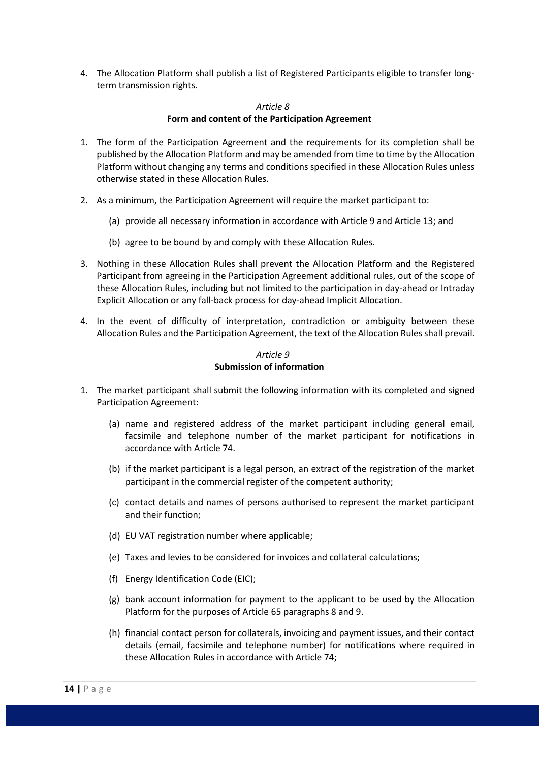4. The Allocation Platform shall publish a list of Registered Participants eligible to transfer long-term transmission rights.

### *Article 8*
### **Form and content of the Participation Agreement**

1. The form of the Participation Agreement and the requirements for its completion shall be published by the Allocation Platform and may be amended from time to time by the Allocation Platform without changing any terms and conditions specified in these Allocation Rules unless otherwise stated in these Allocation Rules.

2. As a minimum, the Participation Agreement will require the market participant to:

   (a) provide all necessary information in accordance with Article 9 and Article 13; and

   (b) agree to be bound by and comply with these Allocation Rules.

3. Nothing in these Allocation Rules shall prevent the Allocation Platform and the Registered Participant from agreeing in the Participation Agreement additional rules, out of the scope of these Allocation Rules, including but not limited to the participation in day-ahead or Intraday Explicit Allocation or any fall-back process for day-ahead Implicit Allocation.

4. In the event of difficulty of interpretation, contradiction or ambiguity between these Allocation Rules and the Participation Agreement, the text of the Allocation Rules shall prevail.

### *Article 9*
### **Submission of information**

1. The market participant shall submit the following information with its completed and signed Participation Agreement:

   (a) name and registered address of the market participant including general email, facsimile and telephone number of the market participant for notifications in accordance with Article 74.

   (b) if the market participant is a legal person, an extract of the registration of the market participant in the commercial register of the competent authority;

   (c) contact details and names of persons authorised to represent the market participant and their function;

   (d) EU VAT registration number where applicable;

   (e) Taxes and levies to be considered for invoices and collateral calculations;

   (f) Energy Identification Code (EIC);

   (g) bank account information for payment to the applicant to be used by the Allocation Platform for the purposes of Article 65 paragraphs 8 and 9.

   (h) financial contact person for collaterals, invoicing and payment issues, and their contact details (email, facsimile and telephone number) for notifications where required in these Allocation Rules in accordance with Article 74;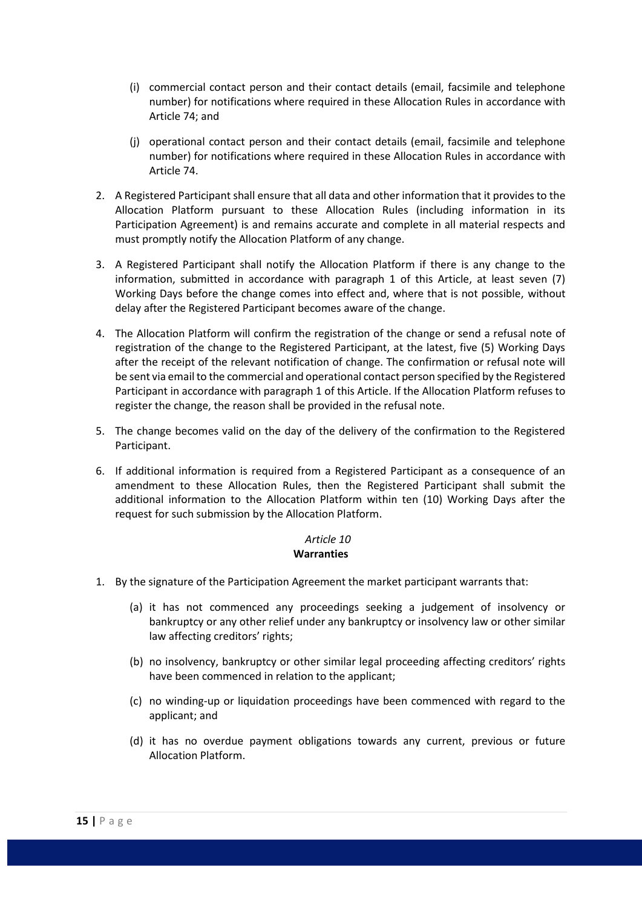(i) commercial contact person and their contact details (email, facsimile and telephone number) for notifications where required in these Allocation Rules in accordance with Article 74; and

(j) operational contact person and their contact details (email, facsimile and telephone number) for notifications where required in these Allocation Rules in accordance with Article 74.

2. A Registered Participant shall ensure that all data and other information that it provides to the Allocation Platform pursuant to these Allocation Rules (including information in its Participation Agreement) is and remains accurate and complete in all material respects and must promptly notify the Allocation Platform of any change.

3. A Registered Participant shall notify the Allocation Platform if there is any change to the information, submitted in accordance with paragraph 1 of this Article, at least seven (7) Working Days before the change comes into effect and, where that is not possible, without delay after the Registered Participant becomes aware of the change.

4. The Allocation Platform will confirm the registration of the change or send a refusal note of registration of the change to the Registered Participant, at the latest, five (5) Working Days after the receipt of the relevant notification of change. The confirmation or refusal note will be sent via email to the commercial and operational contact person specified by the Registered Participant in accordance with paragraph 1 of this Article. If the Allocation Platform refuses to register the change, the reason shall be provided in the refusal note.

5. The change becomes valid on the day of the delivery of the confirmation to the Registered Participant.

6. If additional information is required from a Registered Participant as a consequence of an amendment to these Allocation Rules, then the Registered Participant shall submit the additional information to the Allocation Platform within ten (10) Working Days after the request for such submission by the Allocation Platform.

## *Article 10*
## **Warranties**

1. By the signature of the Participation Agreement the market participant warrants that:

   (a) it has not commenced any proceedings seeking a judgement of insolvency or bankruptcy or any other relief under any bankruptcy or insolvency law or other similar law affecting creditors' rights;

   (b) no insolvency, bankruptcy or other similar legal proceeding affecting creditors' rights have been commenced in relation to the applicant;

   (c) no winding-up or liquidation proceedings have been commenced with regard to the applicant; and

   (d) it has no overdue payment obligations towards any current, previous or future Allocation Platform.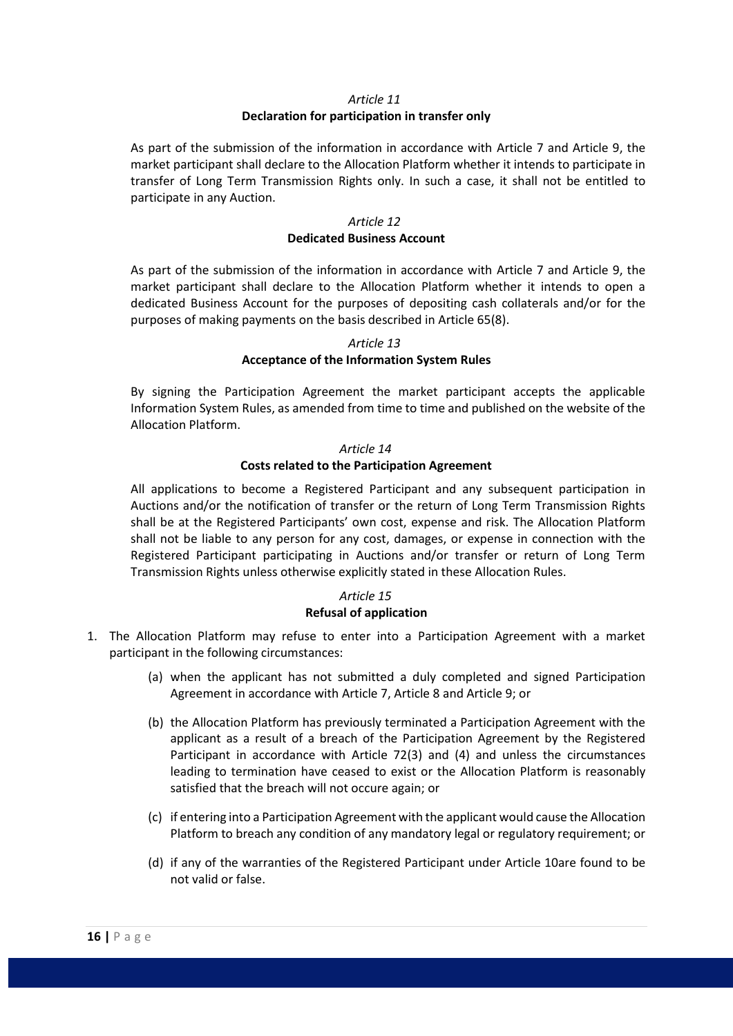*Article 11*

**Declaration for participation in transfer only**

As part of the submission of the information in accordance with Article 7 and Article 9, the market participant shall declare to the Allocation Platform whether it intends to participate in transfer of Long Term Transmission Rights only. In such a case, it shall not be entitled to participate in any Auction.

*Article 12*

**Dedicated Business Account**

As part of the submission of the information in accordance with Article 7 and Article 9, the market participant shall declare to the Allocation Platform whether it intends to open a dedicated Business Account for the purposes of depositing cash collaterals and/or for the purposes of making payments on the basis described in Article 65(8).

*Article 13*

**Acceptance of the Information System Rules**

By signing the Participation Agreement the market participant accepts the applicable Information System Rules, as amended from time to time and published on the website of the Allocation Platform.

*Article 14*

**Costs related to the Participation Agreement**

All applications to become a Registered Participant and any subsequent participation in Auctions and/or the notification of transfer or the return of Long Term Transmission Rights shall be at the Registered Participants' own cost, expense and risk. The Allocation Platform shall not be liable to any person for any cost, damages, or expense in connection with the Registered Participant participating in Auctions and/or transfer or return of Long Term Transmission Rights unless otherwise explicitly stated in these Allocation Rules.

*Article 15*

**Refusal of application**

1. The Allocation Platform may refuse to enter into a Participation Agreement with a market participant in the following circumstances:

   (a) when the applicant has not submitted a duly completed and signed Participation Agreement in accordance with Article 7, Article 8 and Article 9; or

   (b) the Allocation Platform has previously terminated a Participation Agreement with the applicant as a result of a breach of the Participation Agreement by the Registered Participant in accordance with Article 72(3) and (4) and unless the circumstances leading to termination have ceased to exist or the Allocation Platform is reasonably satisfied that the breach will not occure again; or

   (c) if entering into a Participation Agreement with the applicant would cause the Allocation Platform to breach any condition of any mandatory legal or regulatory requirement; or

   (d) if any of the warranties of the Registered Participant under Article 10are found to be not valid or false.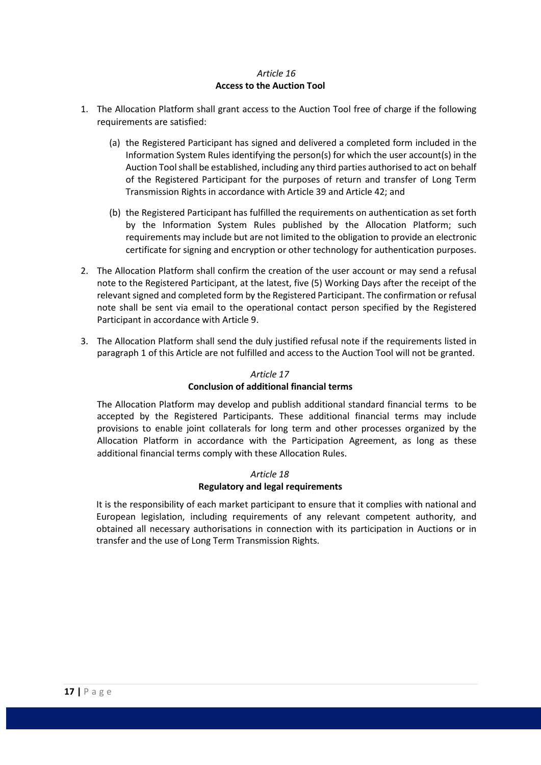*Article 16*

**Access to the Auction Tool**

1. The Allocation Platform shall grant access to the Auction Tool free of charge if the following requirements are satisfied:

   (a) the Registered Participant has signed and delivered a completed form included in the Information System Rules identifying the person(s) for which the user account(s) in the Auction Tool shall be established, including any third parties authorised to act on behalf of the Registered Participant for the purposes of return and transfer of Long Term Transmission Rights in accordance with Article 39 and Article 42; and

   (b) the Registered Participant has fulfilled the requirements on authentication as set forth by the Information System Rules published by the Allocation Platform; such requirements may include but are not limited to the obligation to provide an electronic certificate for signing and encryption or other technology for authentication purposes.

2. The Allocation Platform shall confirm the creation of the user account or may send a refusal note to the Registered Participant, at the latest, five (5) Working Days after the receipt of the relevant signed and completed form by the Registered Participant. The confirmation or refusal note shall be sent via email to the operational contact person specified by the Registered Participant in accordance with Article 9.

3. The Allocation Platform shall send the duly justified refusal note if the requirements listed in paragraph 1 of this Article are not fulfilled and access to the Auction Tool will not be granted.

*Article 17*

**Conclusion of additional financial terms**

The Allocation Platform may develop and publish additional standard financial terms to be accepted by the Registered Participants. These additional financial terms may include provisions to enable joint collaterals for long term and other processes organized by the Allocation Platform in accordance with the Participation Agreement, as long as these additional financial terms comply with these Allocation Rules.

*Article 18*

**Regulatory and legal requirements**

It is the responsibility of each market participant to ensure that it complies with national and European legislation, including requirements of any relevant competent authority, and obtained all necessary authorisations in connection with its participation in Auctions or in transfer and the use of Long Term Transmission Rights.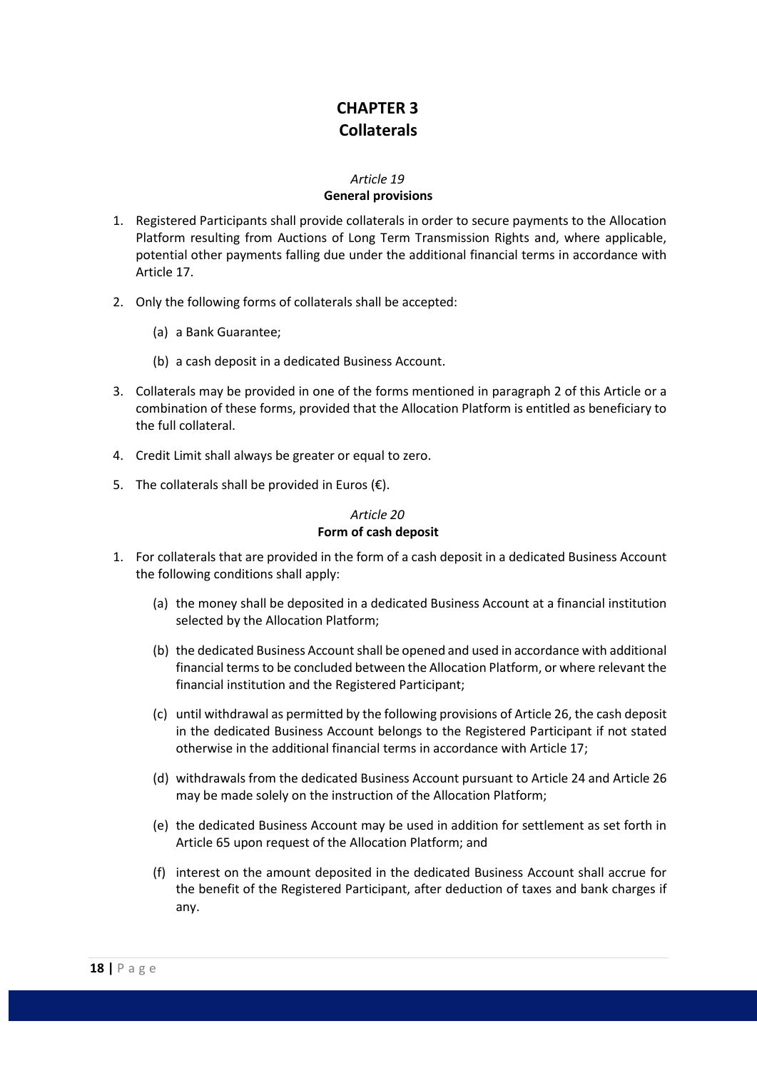# CHAPTER 3
# Collaterals

### *Article 19*
### General provisions

1. Registered Participants shall provide collaterals in order to secure payments to the Allocation Platform resulting from Auctions of Long Term Transmission Rights and, where applicable, potential other payments falling due under the additional financial terms in accordance with Article 17.

2. Only the following forms of collaterals shall be accepted:

   (a) a Bank Guarantee;

   (b) a cash deposit in a dedicated Business Account.

3. Collaterals may be provided in one of the forms mentioned in paragraph 2 of this Article or a combination of these forms, provided that the Allocation Platform is entitled as beneficiary to the full collateral.

4. Credit Limit shall always be greater or equal to zero.

5. The collaterals shall be provided in Euros (€).

### *Article 20*
### Form of cash deposit

1. For collaterals that are provided in the form of a cash deposit in a dedicated Business Account the following conditions shall apply:

   (a) the money shall be deposited in a dedicated Business Account at a financial institution selected by the Allocation Platform;

   (b) the dedicated Business Account shall be opened and used in accordance with additional financial terms to be concluded between the Allocation Platform, or where relevant the financial institution and the Registered Participant;

   (c) until withdrawal as permitted by the following provisions of Article 26, the cash deposit in the dedicated Business Account belongs to the Registered Participant if not stated otherwise in the additional financial terms in accordance with Article 17;

   (d) withdrawals from the dedicated Business Account pursuant to Article 24 and Article 26 may be made solely on the instruction of the Allocation Platform;

   (e) the dedicated Business Account may be used in addition for settlement as set forth in Article 65 upon request of the Allocation Platform; and

   (f) interest on the amount deposited in the dedicated Business Account shall accrue for the benefit of the Registered Participant, after deduction of taxes and bank charges if any.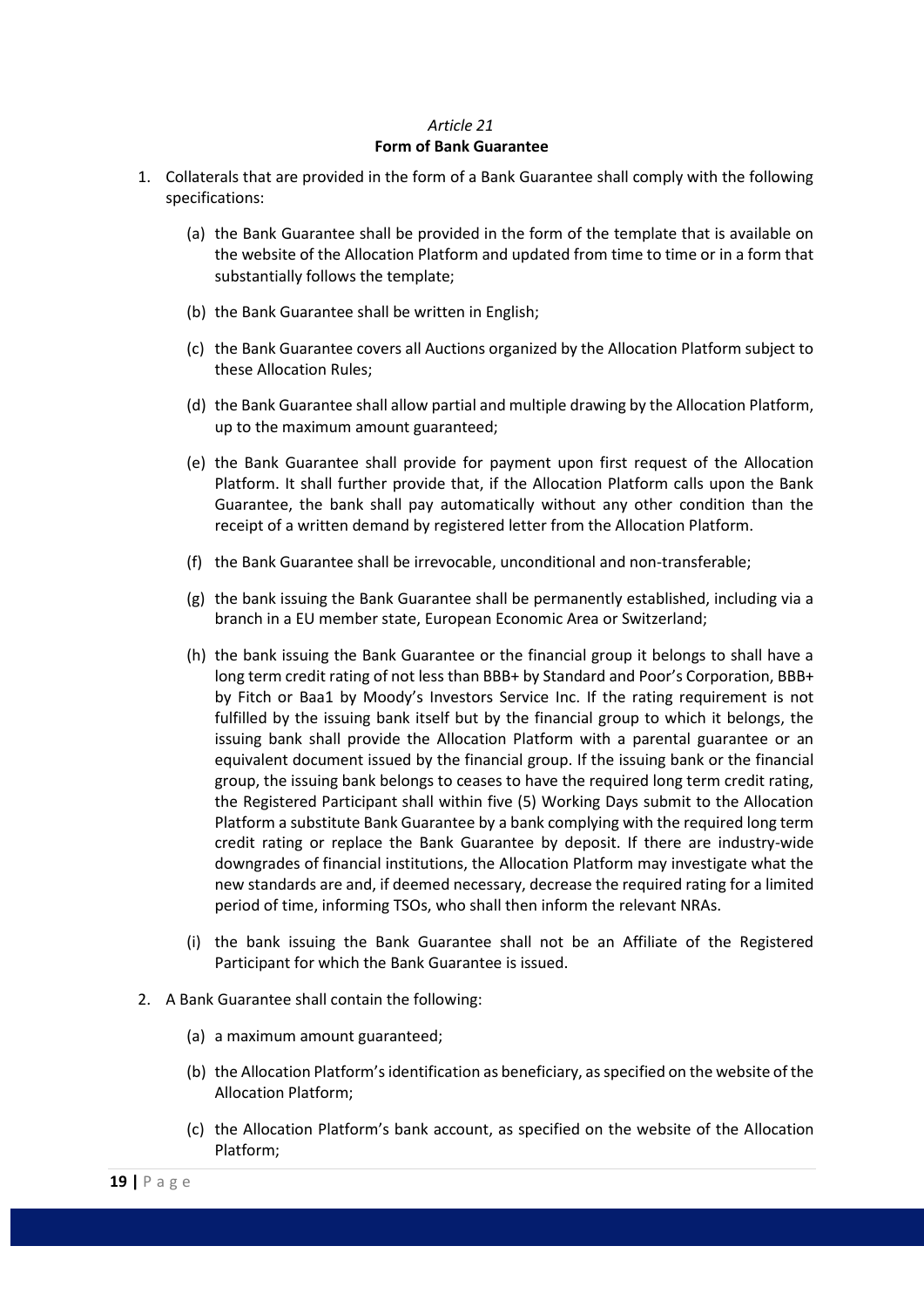*Article 21*

**Form of Bank Guarantee**

1. Collaterals that are provided in the form of a Bank Guarantee shall comply with the following specifications:

   (a) the Bank Guarantee shall be provided in the form of the template that is available on the website of the Allocation Platform and updated from time to time or in a form that substantially follows the template;

   (b) the Bank Guarantee shall be written in English;

   (c) the Bank Guarantee covers all Auctions organized by the Allocation Platform subject to these Allocation Rules;

   (d) the Bank Guarantee shall allow partial and multiple drawing by the Allocation Platform, up to the maximum amount guaranteed;

   (e) the Bank Guarantee shall provide for payment upon first request of the Allocation Platform. It shall further provide that, if the Allocation Platform calls upon the Bank Guarantee, the bank shall pay automatically without any other condition than the receipt of a written demand by registered letter from the Allocation Platform.

   (f) the Bank Guarantee shall be irrevocable, unconditional and non-transferable;

   (g) the bank issuing the Bank Guarantee shall be permanently established, including via a branch in a EU member state, European Economic Area or Switzerland;

   (h) the bank issuing the Bank Guarantee or the financial group it belongs to shall have a long term credit rating of not less than BBB+ by Standard and Poor's Corporation, BBB+ by Fitch or Baa1 by Moody's Investors Service Inc. If the rating requirement is not fulfilled by the issuing bank itself but by the financial group to which it belongs, the issuing bank shall provide the Allocation Platform with a parental guarantee or an equivalent document issued by the financial group. If the issuing bank or the financial group, the issuing bank belongs to ceases to have the required long term credit rating, the Registered Participant shall within five (5) Working Days submit to the Allocation Platform a substitute Bank Guarantee by a bank complying with the required long term credit rating or replace the Bank Guarantee by deposit. If there are industry-wide downgrades of financial institutions, the Allocation Platform may investigate what the new standards are and, if deemed necessary, decrease the required rating for a limited period of time, informing TSOs, who shall then inform the relevant NRAs.

   (i) the bank issuing the Bank Guarantee shall not be an Affiliate of the Registered Participant for which the Bank Guarantee is issued.

2. A Bank Guarantee shall contain the following:

   (a) a maximum amount guaranteed;

   (b) the Allocation Platform's identification as beneficiary, as specified on the website of the Allocation Platform;

   (c) the Allocation Platform's bank account, as specified on the website of the Allocation Platform;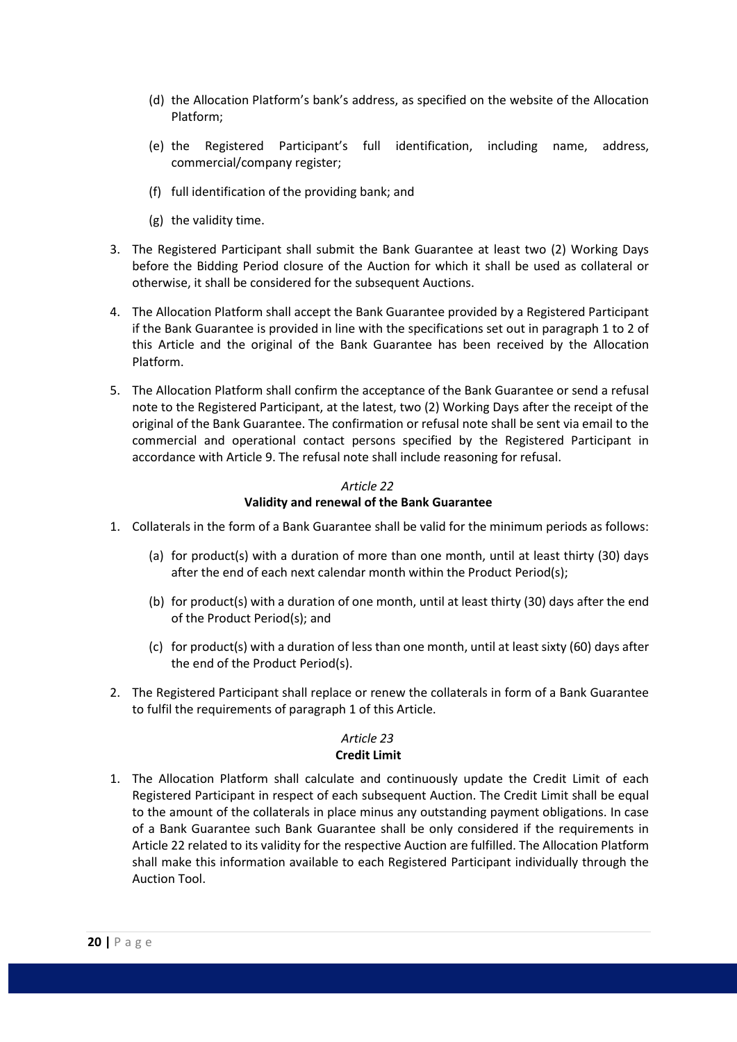(d) the Allocation Platform's bank's address, as specified on the website of the Allocation Platform;

(e) the Registered Participant's full identification, including name, address, commercial/company register;

(f) full identification of the providing bank; and

(g) the validity time.

3. The Registered Participant shall submit the Bank Guarantee at least two (2) Working Days before the Bidding Period closure of the Auction for which it shall be used as collateral or otherwise, it shall be considered for the subsequent Auctions.

4. The Allocation Platform shall accept the Bank Guarantee provided by a Registered Participant if the Bank Guarantee is provided in line with the specifications set out in paragraph 1 to 2 of this Article and the original of the Bank Guarantee has been received by the Allocation Platform.

5. The Allocation Platform shall confirm the acceptance of the Bank Guarantee or send a refusal note to the Registered Participant, at the latest, two (2) Working Days after the receipt of the original of the Bank Guarantee. The confirmation or refusal note shall be sent via email to the commercial and operational contact persons specified by the Registered Participant in accordance with Article 9. The refusal note shall include reasoning for refusal.

*Article 22*

**Validity and renewal of the Bank Guarantee**

1. Collaterals in the form of a Bank Guarantee shall be valid for the minimum periods as follows:

   (a) for product(s) with a duration of more than one month, until at least thirty (30) days after the end of each next calendar month within the Product Period(s);

   (b) for product(s) with a duration of one month, until at least thirty (30) days after the end of the Product Period(s); and

   (c) for product(s) with a duration of less than one month, until at least sixty (60) days after the end of the Product Period(s).

2. The Registered Participant shall replace or renew the collaterals in form of a Bank Guarantee to fulfil the requirements of paragraph 1 of this Article.

*Article 23*

**Credit Limit**

1. The Allocation Platform shall calculate and continuously update the Credit Limit of each Registered Participant in respect of each subsequent Auction. The Credit Limit shall be equal to the amount of the collaterals in place minus any outstanding payment obligations. In case of a Bank Guarantee such Bank Guarantee shall be only considered if the requirements in Article 22 related to its validity for the respective Auction are fulfilled. The Allocation Platform shall make this information available to each Registered Participant individually through the Auction Tool.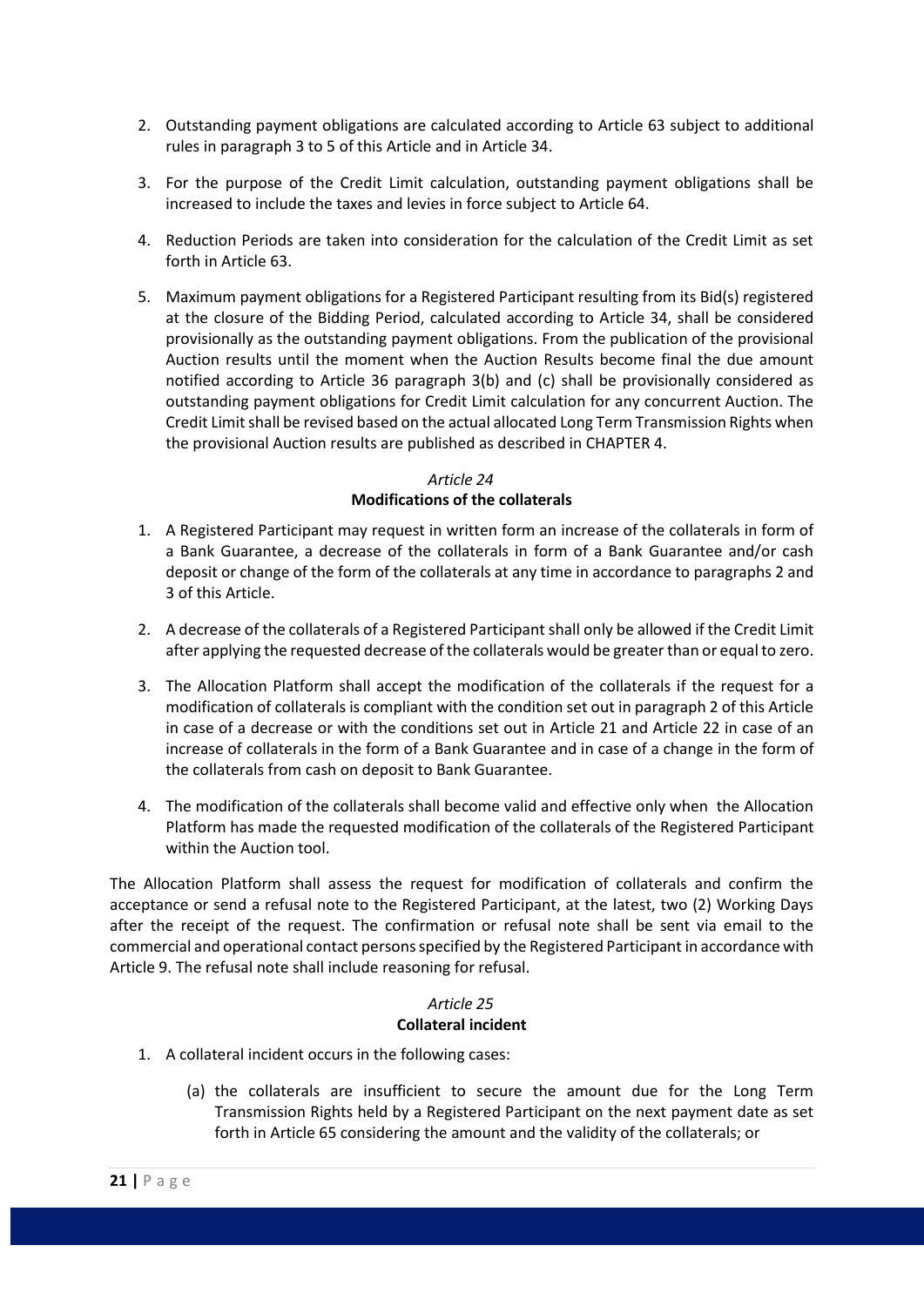2. Outstanding payment obligations are calculated according to Article 63 subject to additional rules in paragraph 3 to 5 of this Article and in Article 34.

3. For the purpose of the Credit Limit calculation, outstanding payment obligations shall be increased to include the taxes and levies in force subject to Article 64.

4. Reduction Periods are taken into consideration for the calculation of the Credit Limit as set forth in Article 63.

5. Maximum payment obligations for a Registered Participant resulting from its Bid(s) registered at the closure of the Bidding Period, calculated according to Article 34, shall be considered provisionally as the outstanding payment obligations. From the publication of the provisional Auction results until the moment when the Auction Results become final the due amount notified according to Article 36 paragraph 3(b) and (c) shall be provisionally considered as outstanding payment obligations for Credit Limit calculation for any concurrent Auction. The Credit Limit shall be revised based on the actual allocated Long Term Transmission Rights when the provisional Auction results are published as described in CHAPTER 4.

*Article 24*

**Modifications of the collaterals**

1. A Registered Participant may request in written form an increase of the collaterals in form of a Bank Guarantee, a decrease of the collaterals in form of a Bank Guarantee and/or cash deposit or change of the form of the collaterals at any time in accordance to paragraphs 2 and 3 of this Article.

2. A decrease of the collaterals of a Registered Participant shall only be allowed if the Credit Limit after applying the requested decrease of the collaterals would be greater than or equal to zero.

3. The Allocation Platform shall accept the modification of the collaterals if the request for a modification of collaterals is compliant with the condition set out in paragraph 2 of this Article in case of a decrease or with the conditions set out in Article 21 and Article 22 in case of an increase of collaterals in the form of a Bank Guarantee and in case of a change in the form of the collaterals from cash on deposit to Bank Guarantee.

4. The modification of the collaterals shall become valid and effective only when the Allocation Platform has made the requested modification of the collaterals of the Registered Participant within the Auction tool.

The Allocation Platform shall assess the request for modification of collaterals and confirm the acceptance or send a refusal note to the Registered Participant, at the latest, two (2) Working Days after the receipt of the request. The confirmation or refusal note shall be sent via email to the commercial and operational contact persons specified by the Registered Participant in accordance with Article 9. The refusal note shall include reasoning for refusal.

*Article 25*

**Collateral incident**

1. A collateral incident occurs in the following cases:

   (a) the collaterals are insufficient to secure the amount due for the Long Term Transmission Rights held by a Registered Participant on the next payment date as set forth in Article 65 considering the amount and the validity of the collaterals; or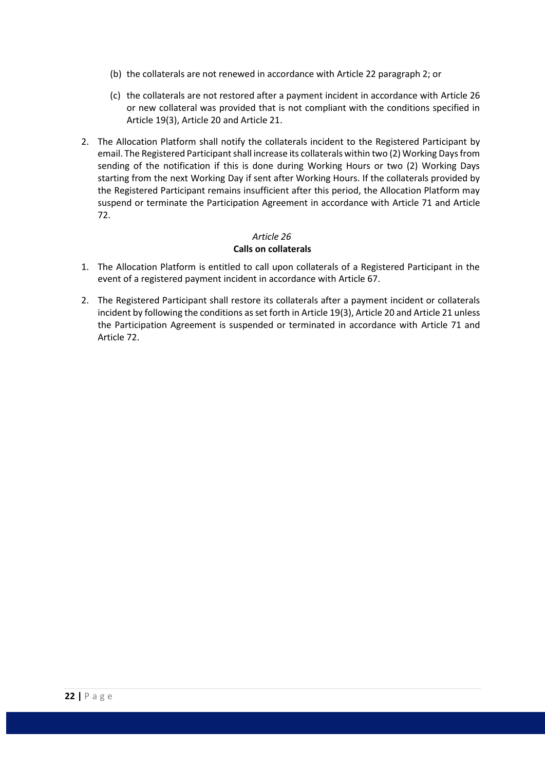(b) the collaterals are not renewed in accordance with Article 22 paragraph 2; or

(c) the collaterals are not restored after a payment incident in accordance with Article 26 or new collateral was provided that is not compliant with the conditions specified in Article 19(3), Article 20 and Article 21.

2. The Allocation Platform shall notify the collaterals incident to the Registered Participant by email. The Registered Participant shall increase its collaterals within two (2) Working Days from sending of the notification if this is done during Working Hours or two (2) Working Days starting from the next Working Day if sent after Working Hours. If the collaterals provided by the Registered Participant remains insufficient after this period, the Allocation Platform may suspend or terminate the Participation Agreement in accordance with Article 71 and Article 72.

### *Article 26*
### **Calls on collaterals**

1. The Allocation Platform is entitled to call upon collaterals of a Registered Participant in the event of a registered payment incident in accordance with Article 67.

2. The Registered Participant shall restore its collaterals after a payment incident or collaterals incident by following the conditions as set forth in Article 19(3), Article 20 and Article 21 unless the Participation Agreement is suspended or terminated in accordance with Article 71 and Article 72.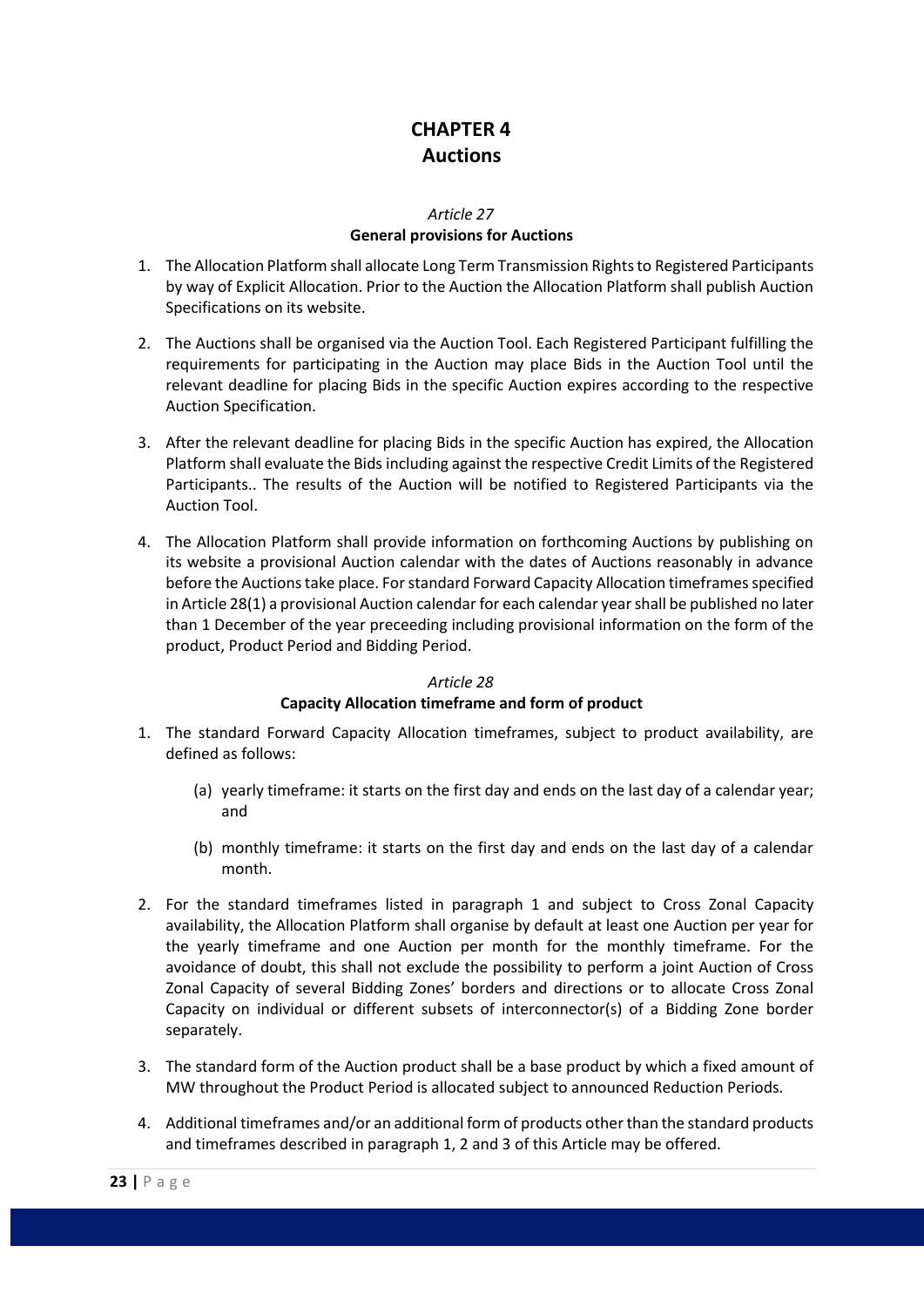# CHAPTER 4
# Auctions

*Article 27*
**General provisions for Auctions**

1. The Allocation Platform shall allocate Long Term Transmission Rights to Registered Participants by way of Explicit Allocation. Prior to the Auction the Allocation Platform shall publish Auction Specifications on its website.

2. The Auctions shall be organised via the Auction Tool. Each Registered Participant fulfilling the requirements for participating in the Auction may place Bids in the Auction Tool until the relevant deadline for placing Bids in the specific Auction expires according to the respective Auction Specification.

3. After the relevant deadline for placing Bids in the specific Auction has expired, the Allocation Platform shall evaluate the Bids including against the respective Credit Limits of the Registered Participants.. The results of the Auction will be notified to Registered Participants via the Auction Tool.

4. The Allocation Platform shall provide information on forthcoming Auctions by publishing on its website a provisional Auction calendar with the dates of Auctions reasonably in advance before the Auctions take place. For standard Forward Capacity Allocation timeframes specified in Article 28(1) a provisional Auction calendar for each calendar year shall be published no later than 1 December of the year preceeding including provisional information on the form of the product, Product Period and Bidding Period.

*Article 28*
**Capacity Allocation timeframe and form of product**

1. The standard Forward Capacity Allocation timeframes, subject to product availability, are defined as follows:

   (a) yearly timeframe: it starts on the first day and ends on the last day of a calendar year; and

   (b) monthly timeframe: it starts on the first day and ends on the last day of a calendar month.

2. For the standard timeframes listed in paragraph 1 and subject to Cross Zonal Capacity availability, the Allocation Platform shall organise by default at least one Auction per year for the yearly timeframe and one Auction per month for the monthly timeframe. For the avoidance of doubt, this shall not exclude the possibility to perform a joint Auction of Cross Zonal Capacity of several Bidding Zones' borders and directions or to allocate Cross Zonal Capacity on individual or different subsets of interconnector(s) of a Bidding Zone border separately.

3. The standard form of the Auction product shall be a base product by which a fixed amount of MW throughout the Product Period is allocated subject to announced Reduction Periods.

4. Additional timeframes and/or an additional form of products other than the standard products and timeframes described in paragraph 1, 2 and 3 of this Article may be offered.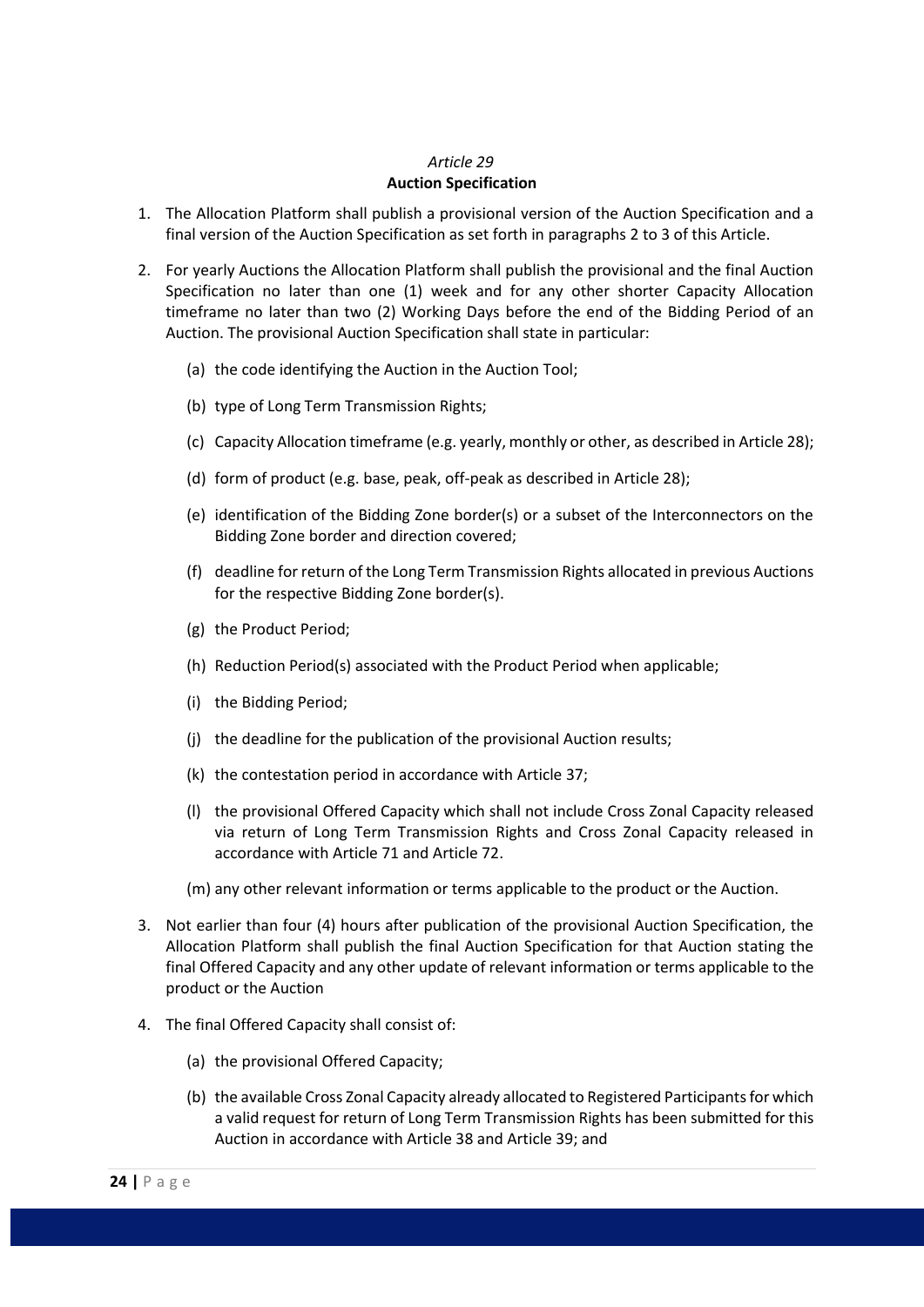*Article 29*

**Auction Specification**

1. The Allocation Platform shall publish a provisional version of the Auction Specification and a final version of the Auction Specification as set forth in paragraphs 2 to 3 of this Article.

2. For yearly Auctions the Allocation Platform shall publish the provisional and the final Auction Specification no later than one (1) week and for any other shorter Capacity Allocation timeframe no later than two (2) Working Days before the end of the Bidding Period of an Auction. The provisional Auction Specification shall state in particular:

   (a) the code identifying the Auction in the Auction Tool;

   (b) type of Long Term Transmission Rights;

   (c) Capacity Allocation timeframe (e.g. yearly, monthly or other, as described in Article 28);

   (d) form of product (e.g. base, peak, off-peak as described in Article 28);

   (e) identification of the Bidding Zone border(s) or a subset of the Interconnectors on the Bidding Zone border and direction covered;

   (f) deadline for return of the Long Term Transmission Rights allocated in previous Auctions for the respective Bidding Zone border(s).

   (g) the Product Period;

   (h) Reduction Period(s) associated with the Product Period when applicable;

   (i) the Bidding Period;

   (j) the deadline for the publication of the provisional Auction results;

   (k) the contestation period in accordance with Article 37;

   (l) the provisional Offered Capacity which shall not include Cross Zonal Capacity released via return of Long Term Transmission Rights and Cross Zonal Capacity released in accordance with Article 71 and Article 72.

   (m) any other relevant information or terms applicable to the product or the Auction.

3. Not earlier than four (4) hours after publication of the provisional Auction Specification, the Allocation Platform shall publish the final Auction Specification for that Auction stating the final Offered Capacity and any other update of relevant information or terms applicable to the product or the Auction

4. The final Offered Capacity shall consist of:

   (a) the provisional Offered Capacity;

   (b) the available Cross Zonal Capacity already allocated to Registered Participants for which a valid request for return of Long Term Transmission Rights has been submitted for this Auction in accordance with Article 38 and Article 39; and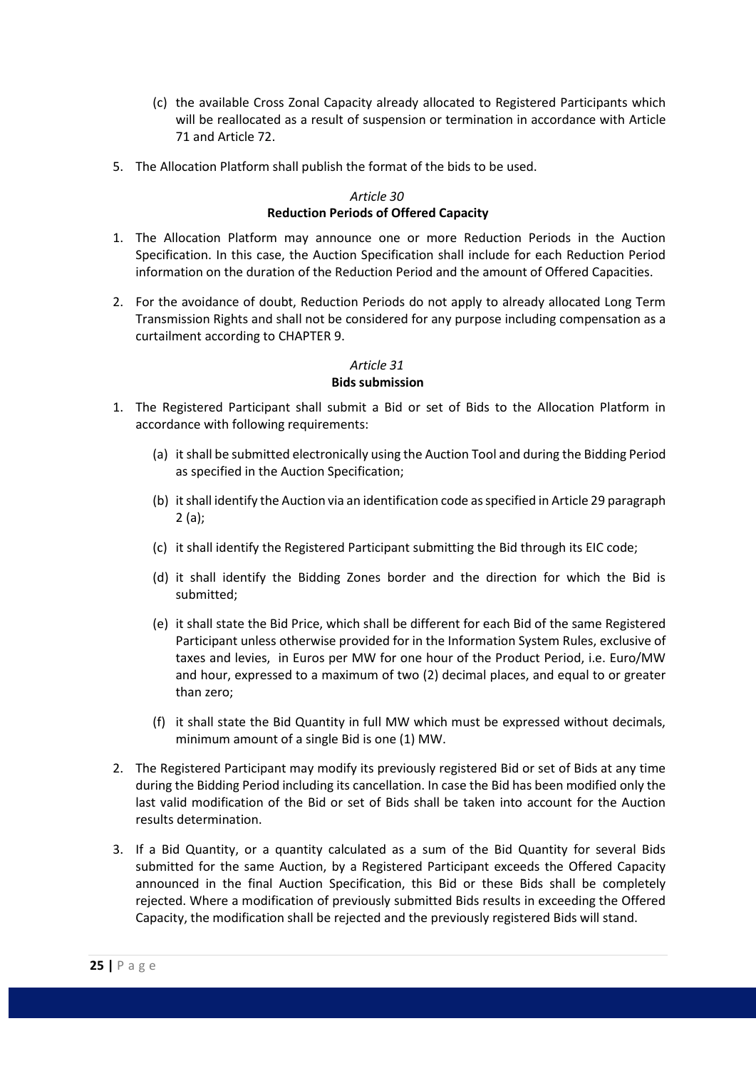(c) the available Cross Zonal Capacity already allocated to Registered Participants which will be reallocated as a result of suspension or termination in accordance with Article 71 and Article 72.

5. The Allocation Platform shall publish the format of the bids to be used.

### *Article 30*
### **Reduction Periods of Offered Capacity**

1. The Allocation Platform may announce one or more Reduction Periods in the Auction Specification. In this case, the Auction Specification shall include for each Reduction Period information on the duration of the Reduction Period and the amount of Offered Capacities.

2. For the avoidance of doubt, Reduction Periods do not apply to already allocated Long Term Transmission Rights and shall not be considered for any purpose including compensation as a curtailment according to CHAPTER 9.

### *Article 31*
### **Bids submission**

1. The Registered Participant shall submit a Bid or set of Bids to the Allocation Platform in accordance with following requirements:

   (a) it shall be submitted electronically using the Auction Tool and during the Bidding Period as specified in the Auction Specification;

   (b) it shall identify the Auction via an identification code as specified in Article 29 paragraph 2 (a);

   (c) it shall identify the Registered Participant submitting the Bid through its EIC code;

   (d) it shall identify the Bidding Zones border and the direction for which the Bid is submitted;

   (e) it shall state the Bid Price, which shall be different for each Bid of the same Registered Participant unless otherwise provided for in the Information System Rules, exclusive of taxes and levies, in Euros per MW for one hour of the Product Period, i.e. Euro/MW and hour, expressed to a maximum of two (2) decimal places, and equal to or greater than zero;

   (f) it shall state the Bid Quantity in full MW which must be expressed without decimals, minimum amount of a single Bid is one (1) MW.

2. The Registered Participant may modify its previously registered Bid or set of Bids at any time during the Bidding Period including its cancellation. In case the Bid has been modified only the last valid modification of the Bid or set of Bids shall be taken into account for the Auction results determination.

3. If a Bid Quantity, or a quantity calculated as a sum of the Bid Quantity for several Bids submitted for the same Auction, by a Registered Participant exceeds the Offered Capacity announced in the final Auction Specification, this Bid or these Bids shall be completely rejected. Where a modification of previously submitted Bids results in exceeding the Offered Capacity, the modification shall be rejected and the previously registered Bids will stand.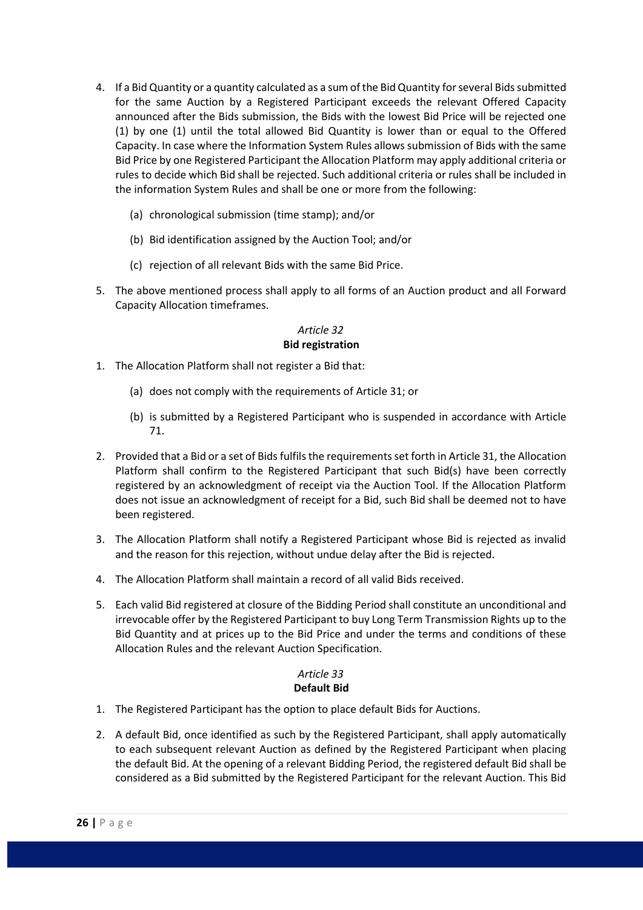4. If a Bid Quantity or a quantity calculated as a sum of the Bid Quantity for several Bids submitted for the same Auction by a Registered Participant exceeds the relevant Offered Capacity announced after the Bids submission, the Bids with the lowest Bid Price will be rejected one (1) by one (1) until the total allowed Bid Quantity is lower than or equal to the Offered Capacity. In case where the Information System Rules allows submission of Bids with the same Bid Price by one Registered Participant the Allocation Platform may apply additional criteria or rules to decide which Bid shall be rejected. Such additional criteria or rules shall be included in the information System Rules and shall be one or more from the following:

   (a) chronological submission (time stamp); and/or

   (b) Bid identification assigned by the Auction Tool; and/or

   (c) rejection of all relevant Bids with the same Bid Price.

5. The above mentioned process shall apply to all forms of an Auction product and all Forward Capacity Allocation timeframes.

### *Article 32*
### **Bid registration**

1. The Allocation Platform shall not register a Bid that:

   (a) does not comply with the requirements of Article 31; or

   (b) is submitted by a Registered Participant who is suspended in accordance with Article 71.

2. Provided that a Bid or a set of Bids fulfils the requirements set forth in Article 31, the Allocation Platform shall confirm to the Registered Participant that such Bid(s) have been correctly registered by an acknowledgment of receipt via the Auction Tool. If the Allocation Platform does not issue an acknowledgment of receipt for a Bid, such Bid shall be deemed not to have been registered.

3. The Allocation Platform shall notify a Registered Participant whose Bid is rejected as invalid and the reason for this rejection, without undue delay after the Bid is rejected.

4. The Allocation Platform shall maintain a record of all valid Bids received.

5. Each valid Bid registered at closure of the Bidding Period shall constitute an unconditional and irrevocable offer by the Registered Participant to buy Long Term Transmission Rights up to the Bid Quantity and at prices up to the Bid Price and under the terms and conditions of these Allocation Rules and the relevant Auction Specification.

### *Article 33*
### **Default Bid**

1. The Registered Participant has the option to place default Bids for Auctions.

2. A default Bid, once identified as such by the Registered Participant, shall apply automatically to each subsequent relevant Auction as defined by the Registered Participant when placing the default Bid. At the opening of a relevant Bidding Period, the registered default Bid shall be considered as a Bid submitted by the Registered Participant for the relevant Auction. This Bid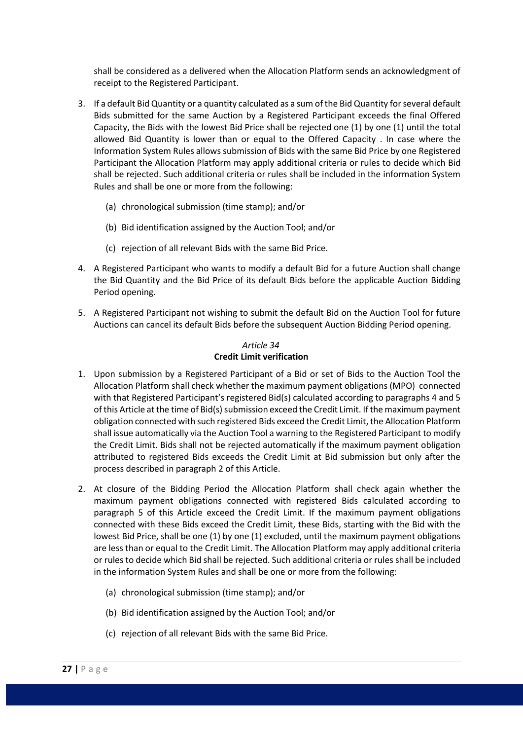shall be considered as a delivered when the Allocation Platform sends an acknowledgment of receipt to the Registered Participant.

3. If a default Bid Quantity or a quantity calculated as a sum of the Bid Quantity for several default Bids submitted for the same Auction by a Registered Participant exceeds the final Offered Capacity, the Bids with the lowest Bid Price shall be rejected one (1) by one (1) until the total allowed Bid Quantity is lower than or equal to the Offered Capacity . In case where the Information System Rules allows submission of Bids with the same Bid Price by one Registered Participant the Allocation Platform may apply additional criteria or rules to decide which Bid shall be rejected. Such additional criteria or rules shall be included in the information System Rules and shall be one or more from the following:

   (a) chronological submission (time stamp); and/or

   (b) Bid identification assigned by the Auction Tool; and/or

   (c) rejection of all relevant Bids with the same Bid Price.

4. A Registered Participant who wants to modify a default Bid for a future Auction shall change the Bid Quantity and the Bid Price of its default Bids before the applicable Auction Bidding Period opening.

5. A Registered Participant not wishing to submit the default Bid on the Auction Tool for future Auctions can cancel its default Bids before the subsequent Auction Bidding Period opening.

### *Article 34*
### **Credit Limit verification**

1. Upon submission by a Registered Participant of a Bid or set of Bids to the Auction Tool the Allocation Platform shall check whether the maximum payment obligations (MPO) connected with that Registered Participant's registered Bid(s) calculated according to paragraphs 4 and 5 of this Article at the time of Bid(s) submission exceed the Credit Limit. If the maximum payment obligation connected with such registered Bids exceed the Credit Limit, the Allocation Platform shall issue automatically via the Auction Tool a warning to the Registered Participant to modify the Credit Limit. Bids shall not be rejected automatically if the maximum payment obligation attributed to registered Bids exceeds the Credit Limit at Bid submission but only after the process described in paragraph 2 of this Article.

2. At closure of the Bidding Period the Allocation Platform shall check again whether the maximum payment obligations connected with registered Bids calculated according to paragraph 5 of this Article exceed the Credit Limit. If the maximum payment obligations connected with these Bids exceed the Credit Limit, these Bids, starting with the Bid with the lowest Bid Price, shall be one (1) by one (1) excluded, until the maximum payment obligations are less than or equal to the Credit Limit. The Allocation Platform may apply additional criteria or rules to decide which Bid shall be rejected. Such additional criteria or rules shall be included in the information System Rules and shall be one or more from the following:

   (a) chronological submission (time stamp); and/or

   (b) Bid identification assigned by the Auction Tool; and/or

   (c) rejection of all relevant Bids with the same Bid Price.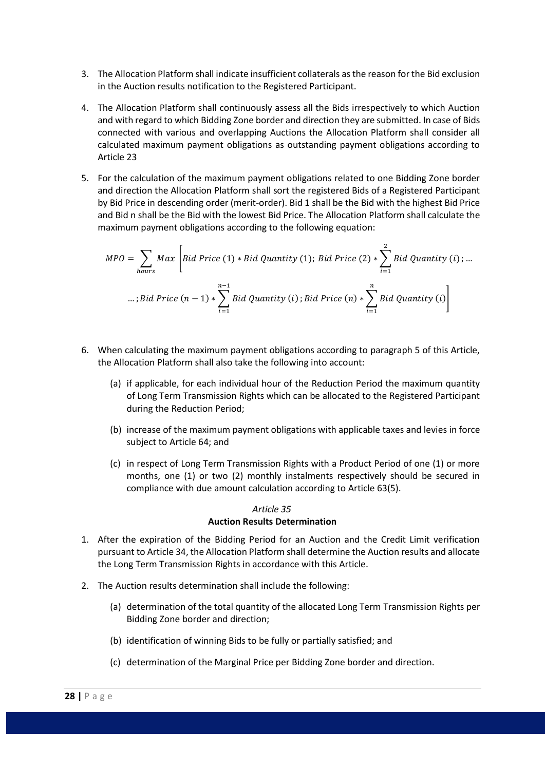3. The Allocation Platform shall indicate insufficient collaterals as the reason for the Bid exclusion in the Auction results notification to the Registered Participant.

4. The Allocation Platform shall continuously assess all the Bids irrespectively to which Auction and with regard to which Bidding Zone border and direction they are submitted. In case of Bids connected with various and overlapping Auctions the Allocation Platform shall consider all calculated maximum payment obligations as outstanding payment obligations according to Article 23

5. For the calculation of the maximum payment obligations related to one Bidding Zone border and direction the Allocation Platform shall sort the registered Bids of a Registered Participant by Bid Price in descending order (merit-order). Bid 1 shall be the Bid with the highest Bid Price and Bid n shall be the Bid with the lowest Bid Price. The Allocation Platform shall calculate the maximum payment obligations according to the following equation:

$$MPO = \sum_{hours} Max \left[ Bid\ Price\ (1) * Bid\ Quantity\ (1);\ Bid\ Price\ (2) * \sum_{i=1}^{2} Bid\ Quantity\ (i); \ldots \right.$$

$$\left. \ldots; Bid\ Price\ (n-1) * \sum_{i=1}^{n-1} Bid\ Quantity\ (i);\ Bid\ Price\ (n) * \sum_{i=1}^{n} Bid\ Quantity\ (i) \right]$$

6. When calculating the maximum payment obligations according to paragraph 5 of this Article, the Allocation Platform shall also take the following into account:

   (a) if applicable, for each individual hour of the Reduction Period the maximum quantity of Long Term Transmission Rights which can be allocated to the Registered Participant during the Reduction Period;

   (b) increase of the maximum payment obligations with applicable taxes and levies in force subject to Article 64; and

   (c) in respect of Long Term Transmission Rights with a Product Period of one (1) or more months, one (1) or two (2) monthly instalments respectively should be secured in compliance with due amount calculation according to Article 63(5).

*Article 35*

**Auction Results Determination**

1. After the expiration of the Bidding Period for an Auction and the Credit Limit verification pursuant to Article 34, the Allocation Platform shall determine the Auction results and allocate the Long Term Transmission Rights in accordance with this Article.

2. The Auction results determination shall include the following:

   (a) determination of the total quantity of the allocated Long Term Transmission Rights per Bidding Zone border and direction;

   (b) identification of winning Bids to be fully or partially satisfied; and

   (c) determination of the Marginal Price per Bidding Zone border and direction.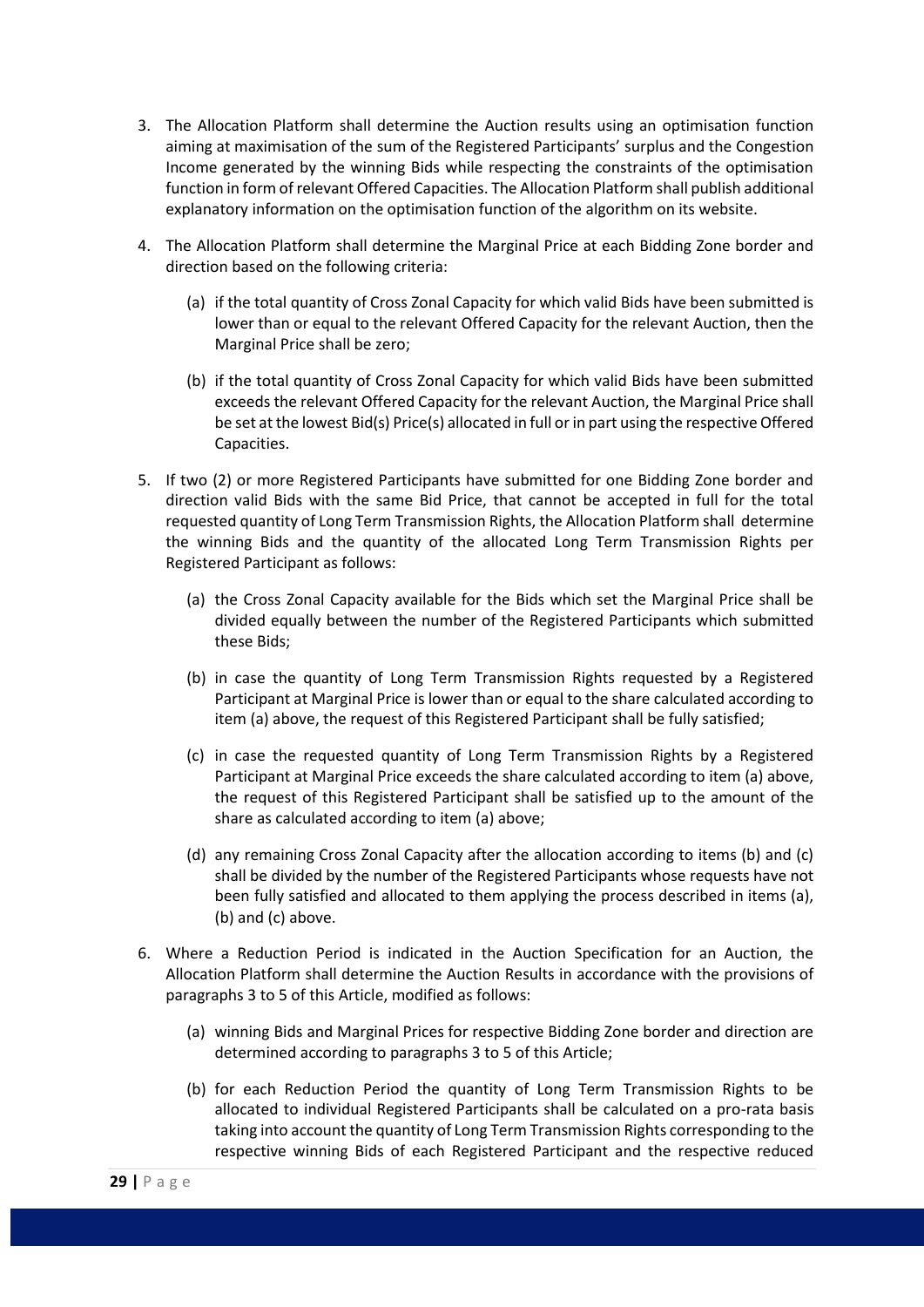3. The Allocation Platform shall determine the Auction results using an optimisation function aiming at maximisation of the sum of the Registered Participants' surplus and the Congestion Income generated by the winning Bids while respecting the constraints of the optimisation function in form of relevant Offered Capacities. The Allocation Platform shall publish additional explanatory information on the optimisation function of the algorithm on its website.

4. The Allocation Platform shall determine the Marginal Price at each Bidding Zone border and direction based on the following criteria:

   (a) if the total quantity of Cross Zonal Capacity for which valid Bids have been submitted is lower than or equal to the relevant Offered Capacity for the relevant Auction, then the Marginal Price shall be zero;

   (b) if the total quantity of Cross Zonal Capacity for which valid Bids have been submitted exceeds the relevant Offered Capacity for the relevant Auction, the Marginal Price shall be set at the lowest Bid(s) Price(s) allocated in full or in part using the respective Offered Capacities.

5. If two (2) or more Registered Participants have submitted for one Bidding Zone border and direction valid Bids with the same Bid Price, that cannot be accepted in full for the total requested quantity of Long Term Transmission Rights, the Allocation Platform shall determine the winning Bids and the quantity of the allocated Long Term Transmission Rights per Registered Participant as follows:

   (a) the Cross Zonal Capacity available for the Bids which set the Marginal Price shall be divided equally between the number of the Registered Participants which submitted these Bids;

   (b) in case the quantity of Long Term Transmission Rights requested by a Registered Participant at Marginal Price is lower than or equal to the share calculated according to item (a) above, the request of this Registered Participant shall be fully satisfied;

   (c) in case the requested quantity of Long Term Transmission Rights by a Registered Participant at Marginal Price exceeds the share calculated according to item (a) above, the request of this Registered Participant shall be satisfied up to the amount of the share as calculated according to item (a) above;

   (d) any remaining Cross Zonal Capacity after the allocation according to items (b) and (c) shall be divided by the number of the Registered Participants whose requests have not been fully satisfied and allocated to them applying the process described in items (a), (b) and (c) above.

6. Where a Reduction Period is indicated in the Auction Specification for an Auction, the Allocation Platform shall determine the Auction Results in accordance with the provisions of paragraphs 3 to 5 of this Article, modified as follows:

   (a) winning Bids and Marginal Prices for respective Bidding Zone border and direction are determined according to paragraphs 3 to 5 of this Article;

   (b) for each Reduction Period the quantity of Long Term Transmission Rights to be allocated to individual Registered Participants shall be calculated on a pro-rata basis taking into account the quantity of Long Term Transmission Rights corresponding to the respective winning Bids of each Registered Participant and the respective reduced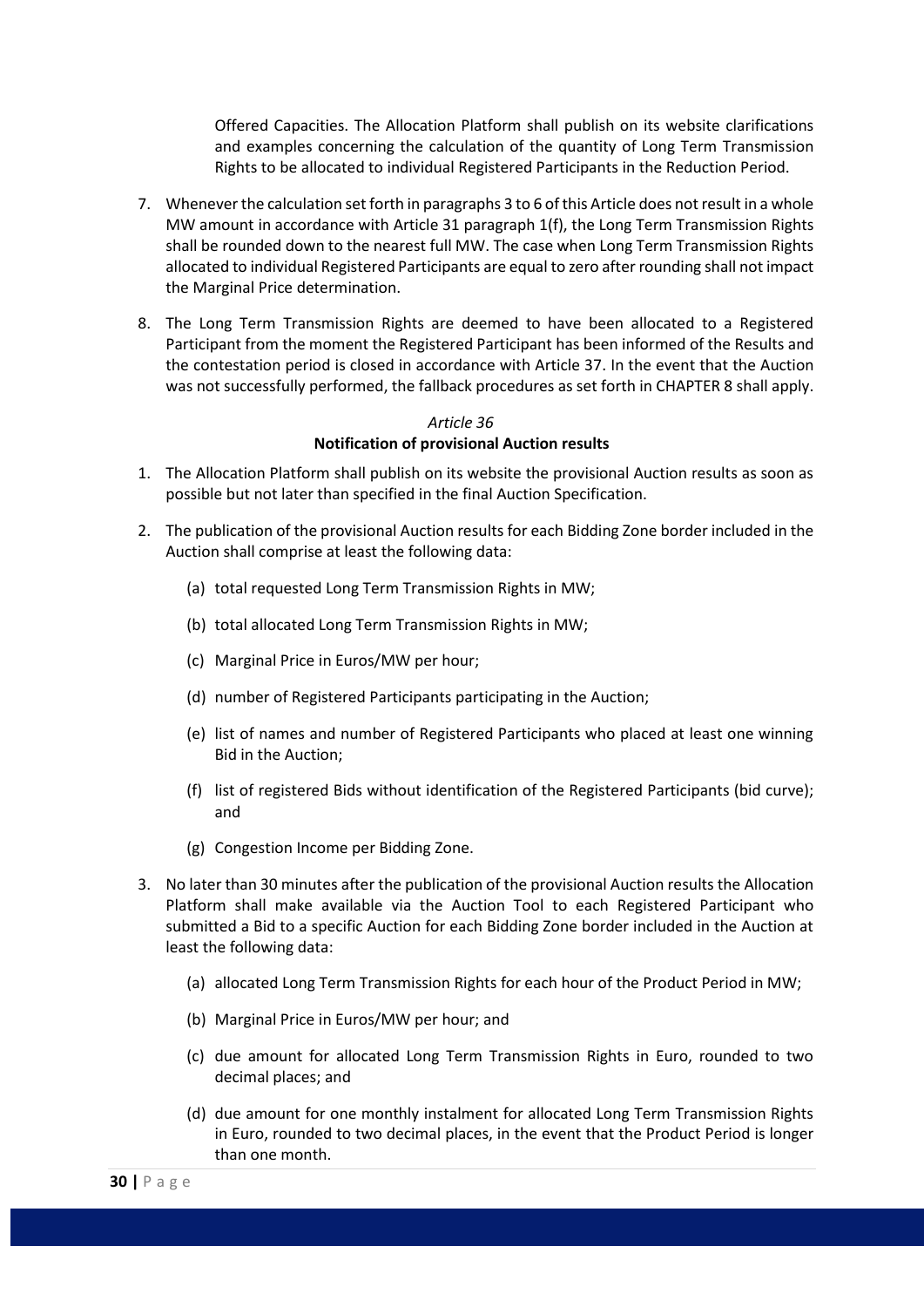Offered Capacities. The Allocation Platform shall publish on its website clarifications and examples concerning the calculation of the quantity of Long Term Transmission Rights to be allocated to individual Registered Participants in the Reduction Period.

7. Whenever the calculation set forth in paragraphs 3 to 6 of this Article does not result in a whole MW amount in accordance with Article 31 paragraph 1(f), the Long Term Transmission Rights shall be rounded down to the nearest full MW. The case when Long Term Transmission Rights allocated to individual Registered Participants are equal to zero after rounding shall not impact the Marginal Price determination.

8. The Long Term Transmission Rights are deemed to have been allocated to a Registered Participant from the moment the Registered Participant has been informed of the Results and the contestation period is closed in accordance with Article 37. In the event that the Auction was not successfully performed, the fallback procedures as set forth in CHAPTER 8 shall apply.

*Article 36*

**Notification of provisional Auction results**

1. The Allocation Platform shall publish on its website the provisional Auction results as soon as possible but not later than specified in the final Auction Specification.

2. The publication of the provisional Auction results for each Bidding Zone border included in the Auction shall comprise at least the following data:

   (a) total requested Long Term Transmission Rights in MW;

   (b) total allocated Long Term Transmission Rights in MW;

   (c) Marginal Price in Euros/MW per hour;

   (d) number of Registered Participants participating in the Auction;

   (e) list of names and number of Registered Participants who placed at least one winning Bid in the Auction;

   (f) list of registered Bids without identification of the Registered Participants (bid curve); and

   (g) Congestion Income per Bidding Zone.

3. No later than 30 minutes after the publication of the provisional Auction results the Allocation Platform shall make available via the Auction Tool to each Registered Participant who submitted a Bid to a specific Auction for each Bidding Zone border included in the Auction at least the following data:

   (a) allocated Long Term Transmission Rights for each hour of the Product Period in MW;

   (b) Marginal Price in Euros/MW per hour; and

   (c) due amount for allocated Long Term Transmission Rights in Euro, rounded to two decimal places; and

   (d) due amount for one monthly instalment for allocated Long Term Transmission Rights in Euro, rounded to two decimal places, in the event that the Product Period is longer than one month.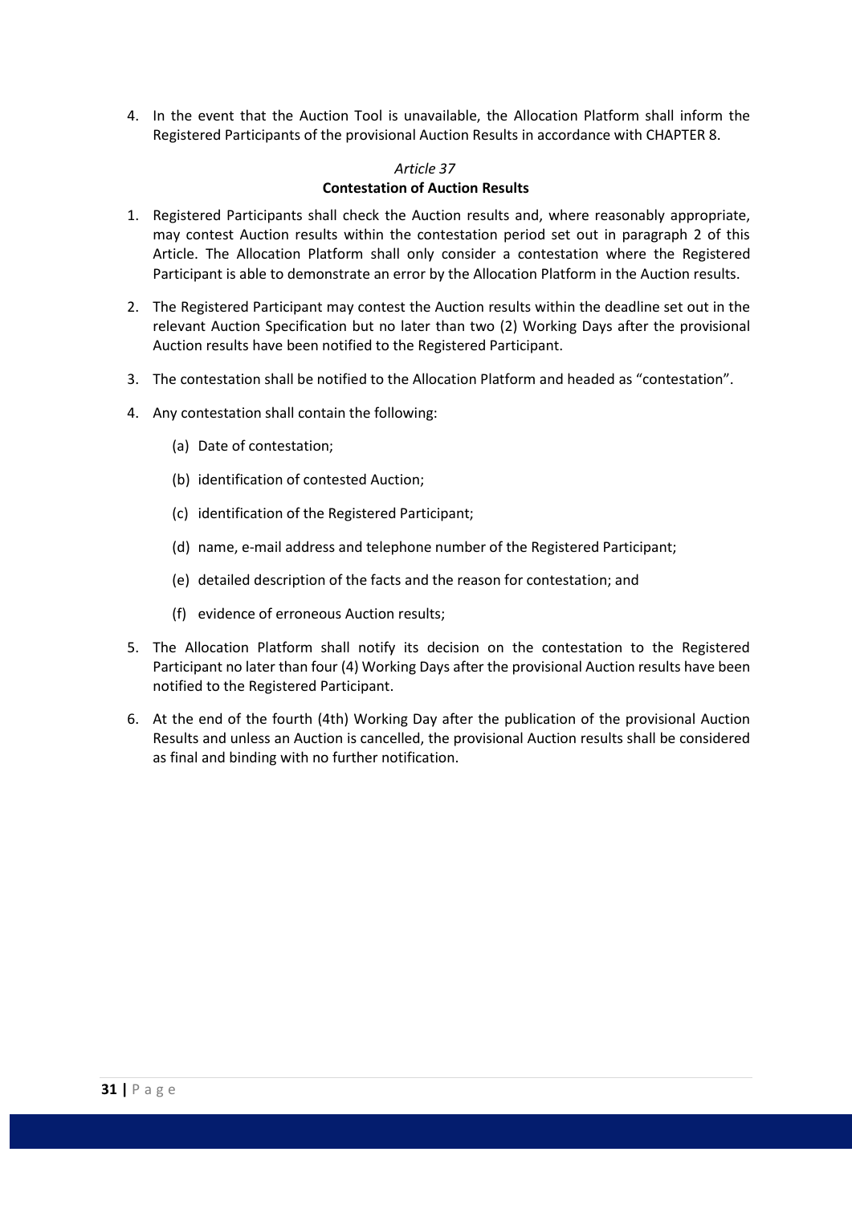4. In the event that the Auction Tool is unavailable, the Allocation Platform shall inform the Registered Participants of the provisional Auction Results in accordance with CHAPTER 8.

*Article 37*

**Contestation of Auction Results**

1. Registered Participants shall check the Auction results and, where reasonably appropriate, may contest Auction results within the contestation period set out in paragraph 2 of this Article. The Allocation Platform shall only consider a contestation where the Registered Participant is able to demonstrate an error by the Allocation Platform in the Auction results.

2. The Registered Participant may contest the Auction results within the deadline set out in the relevant Auction Specification but no later than two (2) Working Days after the provisional Auction results have been notified to the Registered Participant.

3. The contestation shall be notified to the Allocation Platform and headed as "contestation".

4. Any contestation shall contain the following:

   (a) Date of contestation;

   (b) identification of contested Auction;

   (c) identification of the Registered Participant;

   (d) name, e-mail address and telephone number of the Registered Participant;

   (e) detailed description of the facts and the reason for contestation; and

   (f) evidence of erroneous Auction results;

5. The Allocation Platform shall notify its decision on the contestation to the Registered Participant no later than four (4) Working Days after the provisional Auction results have been notified to the Registered Participant.

6. At the end of the fourth (4th) Working Day after the publication of the provisional Auction Results and unless an Auction is cancelled, the provisional Auction results shall be considered as final and binding with no further notification.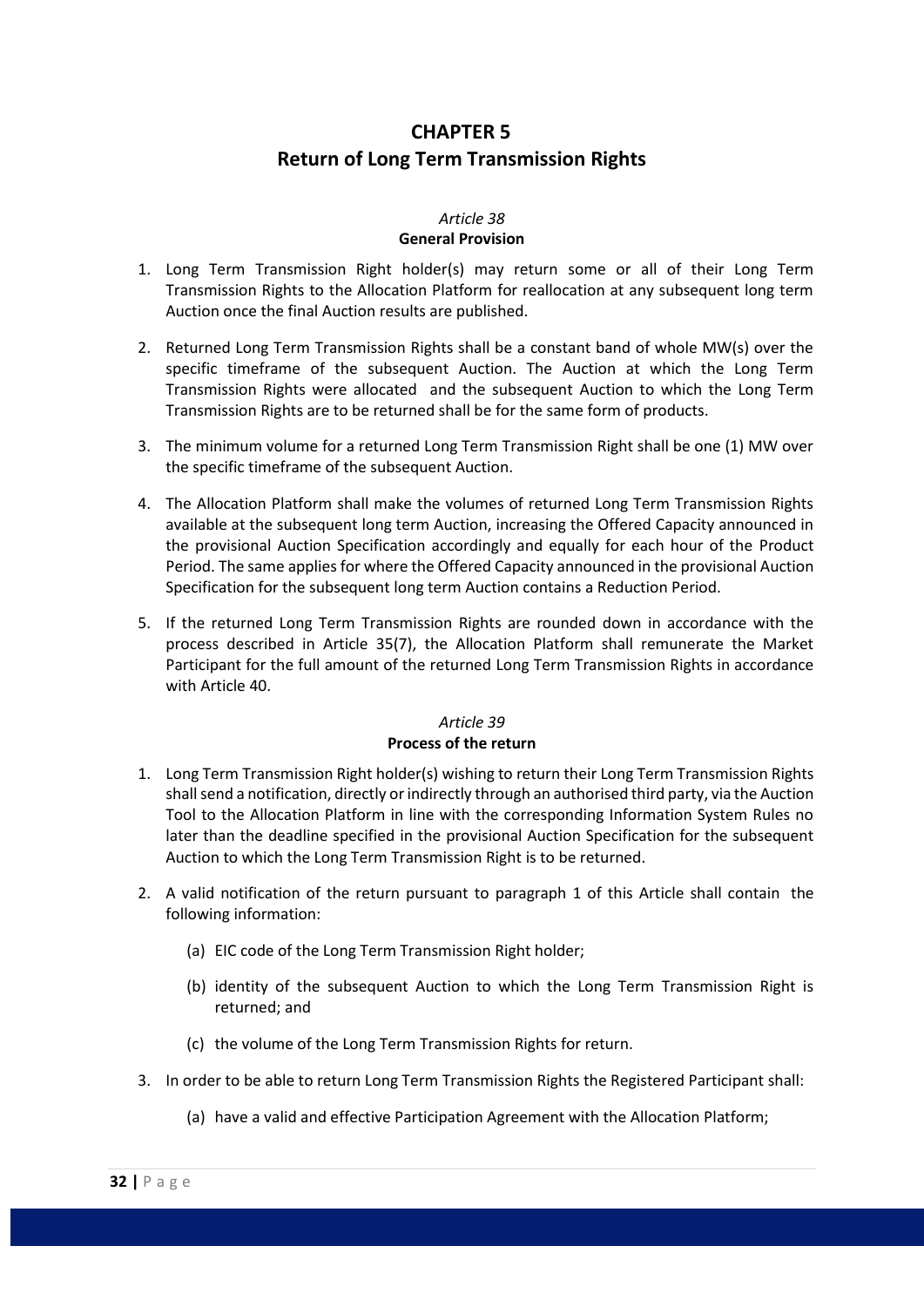# CHAPTER 5
# Return of Long Term Transmission Rights

### *Article 38*
### General Provision

1. Long Term Transmission Right holder(s) may return some or all of their Long Term Transmission Rights to the Allocation Platform for reallocation at any subsequent long term Auction once the final Auction results are published.

2. Returned Long Term Transmission Rights shall be a constant band of whole MW(s) over the specific timeframe of the subsequent Auction. The Auction at which the Long Term Transmission Rights were allocated and the subsequent Auction to which the Long Term Transmission Rights are to be returned shall be for the same form of products.

3. The minimum volume for a returned Long Term Transmission Right shall be one (1) MW over the specific timeframe of the subsequent Auction.

4. The Allocation Platform shall make the volumes of returned Long Term Transmission Rights available at the subsequent long term Auction, increasing the Offered Capacity announced in the provisional Auction Specification accordingly and equally for each hour of the Product Period. The same applies for where the Offered Capacity announced in the provisional Auction Specification for the subsequent long term Auction contains a Reduction Period.

5. If the returned Long Term Transmission Rights are rounded down in accordance with the process described in Article 35(7), the Allocation Platform shall remunerate the Market Participant for the full amount of the returned Long Term Transmission Rights in accordance with Article 40.

### *Article 39*
### Process of the return

1. Long Term Transmission Right holder(s) wishing to return their Long Term Transmission Rights shall send a notification, directly or indirectly through an authorised third party, via the Auction Tool to the Allocation Platform in line with the corresponding Information System Rules no later than the deadline specified in the provisional Auction Specification for the subsequent Auction to which the Long Term Transmission Right is to be returned.

2. A valid notification of the return pursuant to paragraph 1 of this Article shall contain the following information:

   (a) EIC code of the Long Term Transmission Right holder;

   (b) identity of the subsequent Auction to which the Long Term Transmission Right is returned; and

   (c) the volume of the Long Term Transmission Rights for return.

3. In order to be able to return Long Term Transmission Rights the Registered Participant shall:

   (a) have a valid and effective Participation Agreement with the Allocation Platform;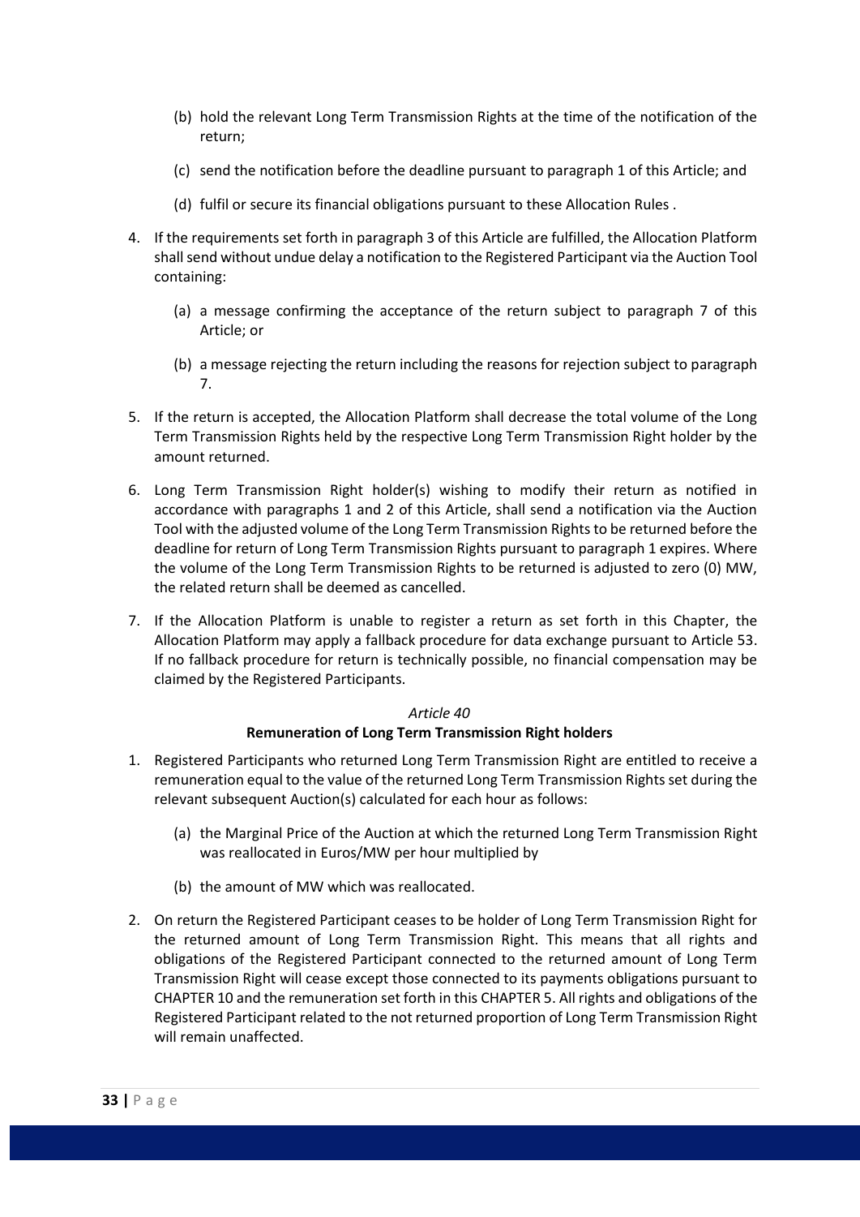(b) hold the relevant Long Term Transmission Rights at the time of the notification of the return;

(c) send the notification before the deadline pursuant to paragraph 1 of this Article; and

(d) fulfil or secure its financial obligations pursuant to these Allocation Rules .

4. If the requirements set forth in paragraph 3 of this Article are fulfilled, the Allocation Platform shall send without undue delay a notification to the Registered Participant via the Auction Tool containing:

   (a) a message confirming the acceptance of the return subject to paragraph 7 of this Article; or

   (b) a message rejecting the return including the reasons for rejection subject to paragraph 7.

5. If the return is accepted, the Allocation Platform shall decrease the total volume of the Long Term Transmission Rights held by the respective Long Term Transmission Right holder by the amount returned.

6. Long Term Transmission Right holder(s) wishing to modify their return as notified in accordance with paragraphs 1 and 2 of this Article, shall send a notification via the Auction Tool with the adjusted volume of the Long Term Transmission Rights to be returned before the deadline for return of Long Term Transmission Rights pursuant to paragraph 1 expires. Where the volume of the Long Term Transmission Rights to be returned is adjusted to zero (0) MW, the related return shall be deemed as cancelled.

7. If the Allocation Platform is unable to register a return as set forth in this Chapter, the Allocation Platform may apply a fallback procedure for data exchange pursuant to Article 53. If no fallback procedure for return is technically possible, no financial compensation may be claimed by the Registered Participants.

*Article 40*

**Remuneration of Long Term Transmission Right holders**

1. Registered Participants who returned Long Term Transmission Right are entitled to receive a remuneration equal to the value of the returned Long Term Transmission Rights set during the relevant subsequent Auction(s) calculated for each hour as follows:

   (a) the Marginal Price of the Auction at which the returned Long Term Transmission Right was reallocated in Euros/MW per hour multiplied by

   (b) the amount of MW which was reallocated.

2. On return the Registered Participant ceases to be holder of Long Term Transmission Right for the returned amount of Long Term Transmission Right. This means that all rights and obligations of the Registered Participant connected to the returned amount of Long Term Transmission Right will cease except those connected to its payments obligations pursuant to CHAPTER 10 and the remuneration set forth in this CHAPTER 5. All rights and obligations of the Registered Participant related to the not returned proportion of Long Term Transmission Right will remain unaffected.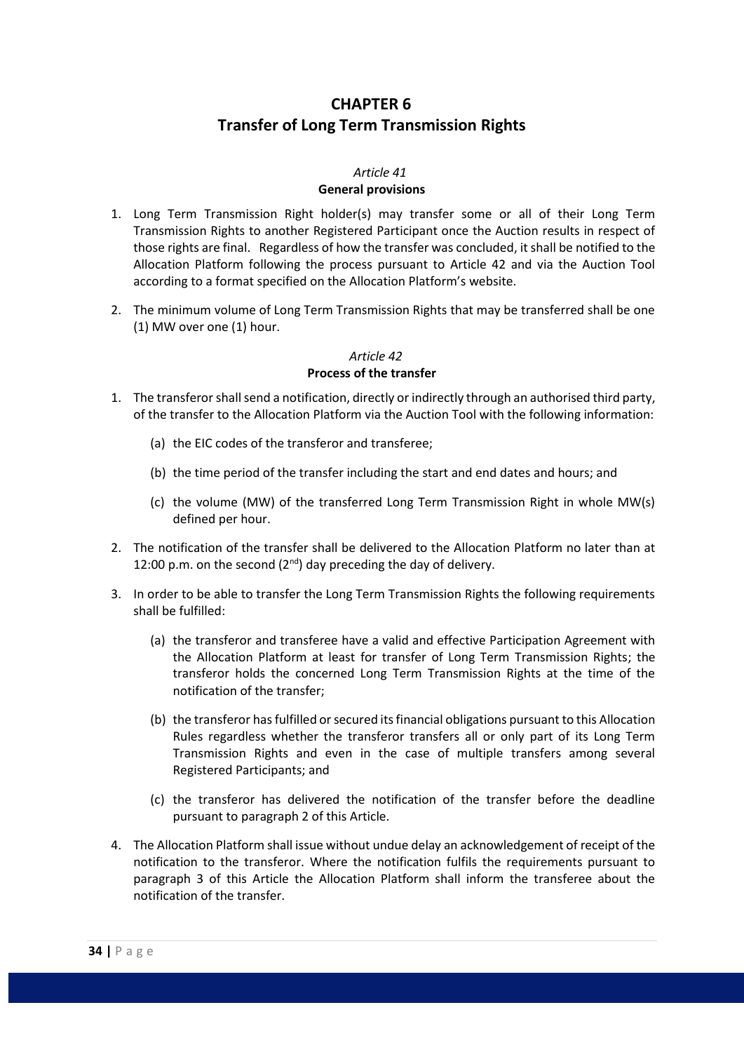# CHAPTER 6
# Transfer of Long Term Transmission Rights

### *Article 41*
### General provisions

1. Long Term Transmission Right holder(s) may transfer some or all of their Long Term Transmission Rights to another Registered Participant once the Auction results in respect of those rights are final. Regardless of how the transfer was concluded, it shall be notified to the Allocation Platform following the process pursuant to Article 42 and via the Auction Tool according to a format specified on the Allocation Platform's website.

2. The minimum volume of Long Term Transmission Rights that may be transferred shall be one (1) MW over one (1) hour.

### *Article 42*
### Process of the transfer

1. The transferor shall send a notification, directly or indirectly through an authorised third party, of the transfer to the Allocation Platform via the Auction Tool with the following information:

   (a) the EIC codes of the transferor and transferee;

   (b) the time period of the transfer including the start and end dates and hours; and

   (c) the volume (MW) of the transferred Long Term Transmission Right in whole MW(s) defined per hour.

2. The notification of the transfer shall be delivered to the Allocation Platform no later than at 12:00 p.m. on the second (2nd) day preceding the day of delivery.

3. In order to be able to transfer the Long Term Transmission Rights the following requirements shall be fulfilled:

   (a) the transferor and transferee have a valid and effective Participation Agreement with the Allocation Platform at least for transfer of Long Term Transmission Rights; the transferor holds the concerned Long Term Transmission Rights at the time of the notification of the transfer;

   (b) the transferor has fulfilled or secured its financial obligations pursuant to this Allocation Rules regardless whether the transferor transfers all or only part of its Long Term Transmission Rights and even in the case of multiple transfers among several Registered Participants; and

   (c) the transferor has delivered the notification of the transfer before the deadline pursuant to paragraph 2 of this Article.

4. The Allocation Platform shall issue without undue delay an acknowledgement of receipt of the notification to the transferor. Where the notification fulfils the requirements pursuant to paragraph 3 of this Article the Allocation Platform shall inform the transferee about the notification of the transfer.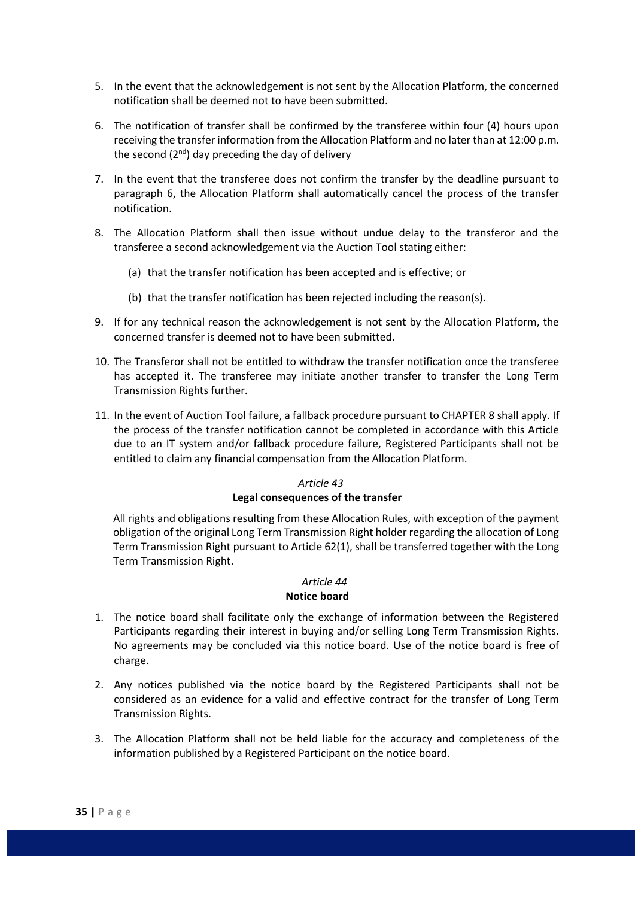5. In the event that the acknowledgement is not sent by the Allocation Platform, the concerned notification shall be deemed not to have been submitted.

6. The notification of transfer shall be confirmed by the transferee within four (4) hours upon receiving the transfer information from the Allocation Platform and no later than at 12:00 p.m. the second (2nd) day preceding the day of delivery

7. In the event that the transferee does not confirm the transfer by the deadline pursuant to paragraph 6, the Allocation Platform shall automatically cancel the process of the transfer notification.

8. The Allocation Platform shall then issue without undue delay to the transferor and the transferee a second acknowledgement via the Auction Tool stating either:

   (a) that the transfer notification has been accepted and is effective; or

   (b) that the transfer notification has been rejected including the reason(s).

9. If for any technical reason the acknowledgement is not sent by the Allocation Platform, the concerned transfer is deemed not to have been submitted.

10. The Transferor shall not be entitled to withdraw the transfer notification once the transferee has accepted it. The transferee may initiate another transfer to transfer the Long Term Transmission Rights further.

11. In the event of Auction Tool failure, a fallback procedure pursuant to CHAPTER 8 shall apply. If the process of the transfer notification cannot be completed in accordance with this Article due to an IT system and/or fallback procedure failure, Registered Participants shall not be entitled to claim any financial compensation from the Allocation Platform.

*Article 43*

**Legal consequences of the transfer**

All rights and obligations resulting from these Allocation Rules, with exception of the payment obligation of the original Long Term Transmission Right holder regarding the allocation of Long Term Transmission Right pursuant to Article 62(1), shall be transferred together with the Long Term Transmission Right.

*Article 44*

**Notice board**

1. The notice board shall facilitate only the exchange of information between the Registered Participants regarding their interest in buying and/or selling Long Term Transmission Rights. No agreements may be concluded via this notice board. Use of the notice board is free of charge.

2. Any notices published via the notice board by the Registered Participants shall not be considered as an evidence for a valid and effective contract for the transfer of Long Term Transmission Rights.

3. The Allocation Platform shall not be held liable for the accuracy and completeness of the information published by a Registered Participant on the notice board.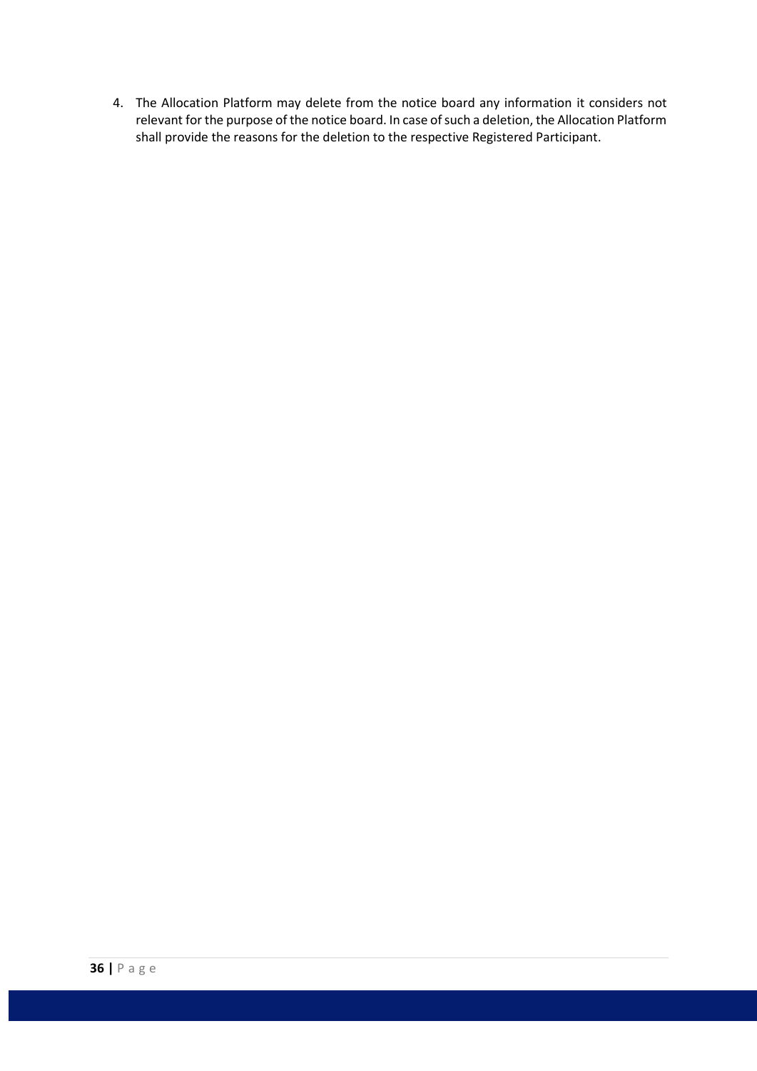4. The Allocation Platform may delete from the notice board any information it considers not relevant for the purpose of the notice board. In case of such a deletion, the Allocation Platform shall provide the reasons for the deletion to the respective Registered Participant.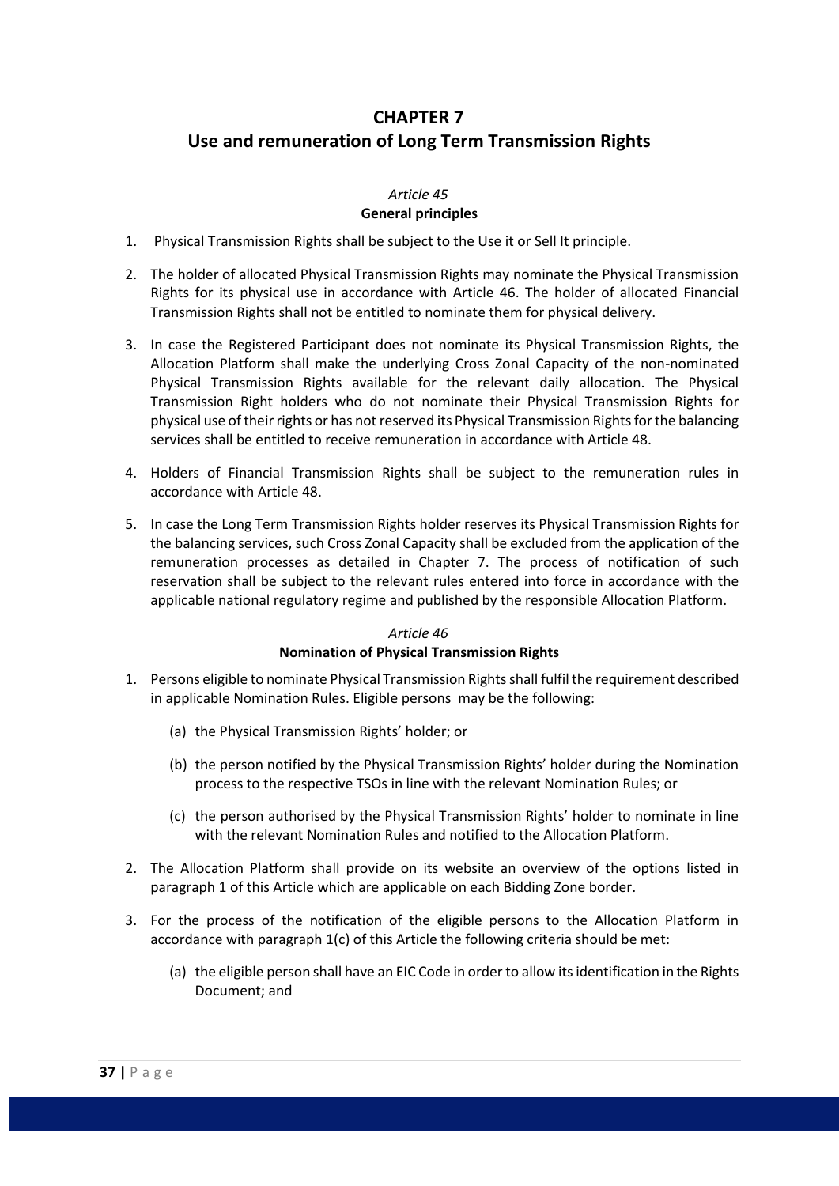# CHAPTER 7
# Use and remuneration of Long Term Transmission Rights

*Article 45*
**General principles**

1. Physical Transmission Rights shall be subject to the Use it or Sell It principle.

2. The holder of allocated Physical Transmission Rights may nominate the Physical Transmission Rights for its physical use in accordance with Article 46. The holder of allocated Financial Transmission Rights shall not be entitled to nominate them for physical delivery.

3. In case the Registered Participant does not nominate its Physical Transmission Rights, the Allocation Platform shall make the underlying Cross Zonal Capacity of the non-nominated Physical Transmission Rights available for the relevant daily allocation. The Physical Transmission Right holders who do not nominate their Physical Transmission Rights for physical use of their rights or has not reserved its Physical Transmission Rights for the balancing services shall be entitled to receive remuneration in accordance with Article 48.

4. Holders of Financial Transmission Rights shall be subject to the remuneration rules in accordance with Article 48.

5. In case the Long Term Transmission Rights holder reserves its Physical Transmission Rights for the balancing services, such Cross Zonal Capacity shall be excluded from the application of the remuneration processes as detailed in Chapter 7. The process of notification of such reservation shall be subject to the relevant rules entered into force in accordance with the applicable national regulatory regime and published by the responsible Allocation Platform.

*Article 46*
**Nomination of Physical Transmission Rights**

1. Persons eligible to nominate Physical Transmission Rights shall fulfil the requirement described in applicable Nomination Rules. Eligible persons may be the following:

   (a) the Physical Transmission Rights' holder; or

   (b) the person notified by the Physical Transmission Rights' holder during the Nomination process to the respective TSOs in line with the relevant Nomination Rules; or

   (c) the person authorised by the Physical Transmission Rights' holder to nominate in line with the relevant Nomination Rules and notified to the Allocation Platform.

2. The Allocation Platform shall provide on its website an overview of the options listed in paragraph 1 of this Article which are applicable on each Bidding Zone border.

3. For the process of the notification of the eligible persons to the Allocation Platform in accordance with paragraph 1(c) of this Article the following criteria should be met:

   (a) the eligible person shall have an EIC Code in order to allow its identification in the Rights Document; and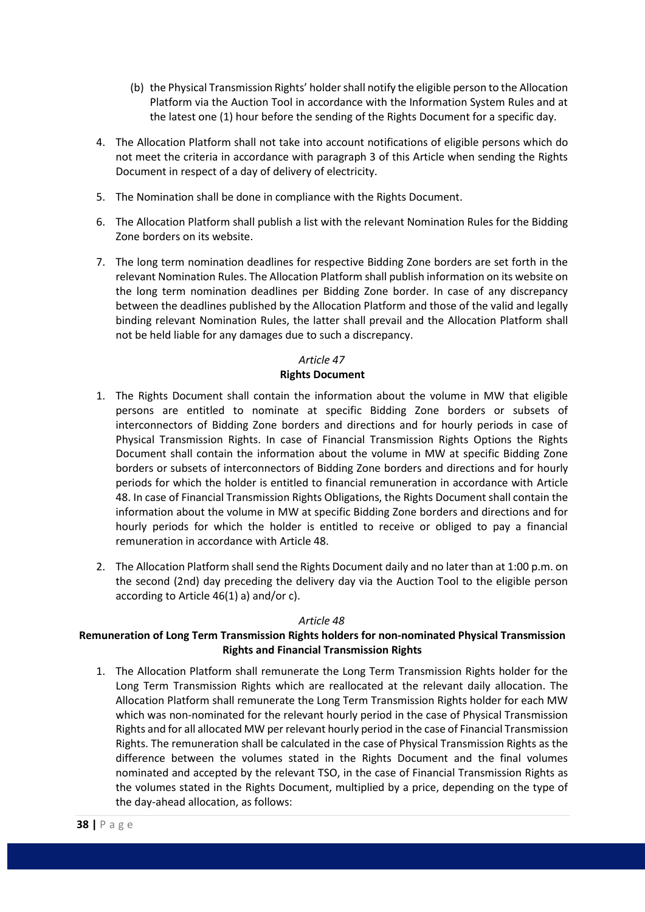(b) the Physical Transmission Rights' holder shall notify the eligible person to the Allocation Platform via the Auction Tool in accordance with the Information System Rules and at the latest one (1) hour before the sending of the Rights Document for a specific day.

4. The Allocation Platform shall not take into account notifications of eligible persons which do not meet the criteria in accordance with paragraph 3 of this Article when sending the Rights Document in respect of a day of delivery of electricity.
5. The Nomination shall be done in compliance with the Rights Document.
6. The Allocation Platform shall publish a list with the relevant Nomination Rules for the Bidding Zone borders on its website.
7. The long term nomination deadlines for respective Bidding Zone borders are set forth in the relevant Nomination Rules. The Allocation Platform shall publish information on its website on the long term nomination deadlines per Bidding Zone border. In case of any discrepancy between the deadlines published by the Allocation Platform and those of the valid and legally binding relevant Nomination Rules, the latter shall prevail and the Allocation Platform shall not be held liable for any damages due to such a discrepancy.

*Article 47*

**Rights Document**

1. The Rights Document shall contain the information about the volume in MW that eligible persons are entitled to nominate at specific Bidding Zone borders or subsets of interconnectors of Bidding Zone borders and directions and for hourly periods in case of Physical Transmission Rights. In case of Financial Transmission Rights Options the Rights Document shall contain the information about the volume in MW at specific Bidding Zone borders or subsets of interconnectors of Bidding Zone borders and directions and for hourly periods for which the holder is entitled to financial remuneration in accordance with Article 48. In case of Financial Transmission Rights Obligations, the Rights Document shall contain the information about the volume in MW at specific Bidding Zone borders and directions and for hourly periods for which the holder is entitled to receive or obliged to pay a financial remuneration in accordance with Article 48.
2. The Allocation Platform shall send the Rights Document daily and no later than at 1:00 p.m. on the second (2nd) day preceding the delivery day via the Auction Tool to the eligible person according to Article 46(1) a) and/or c).

*Article 48*

**Remuneration of Long Term Transmission Rights holders for non-nominated Physical Transmission Rights and Financial Transmission Rights**

1. The Allocation Platform shall remunerate the Long Term Transmission Rights holder for the Long Term Transmission Rights which are reallocated at the relevant daily allocation. The Allocation Platform shall remunerate the Long Term Transmission Rights holder for each MW which was non-nominated for the relevant hourly period in the case of Physical Transmission Rights and for all allocated MW per relevant hourly period in the case of Financial Transmission Rights. The remuneration shall be calculated in the case of Physical Transmission Rights as the difference between the volumes stated in the Rights Document and the final volumes nominated and accepted by the relevant TSO, in the case of Financial Transmission Rights as the volumes stated in the Rights Document, multiplied by a price, depending on the type of the day-ahead allocation, as follows: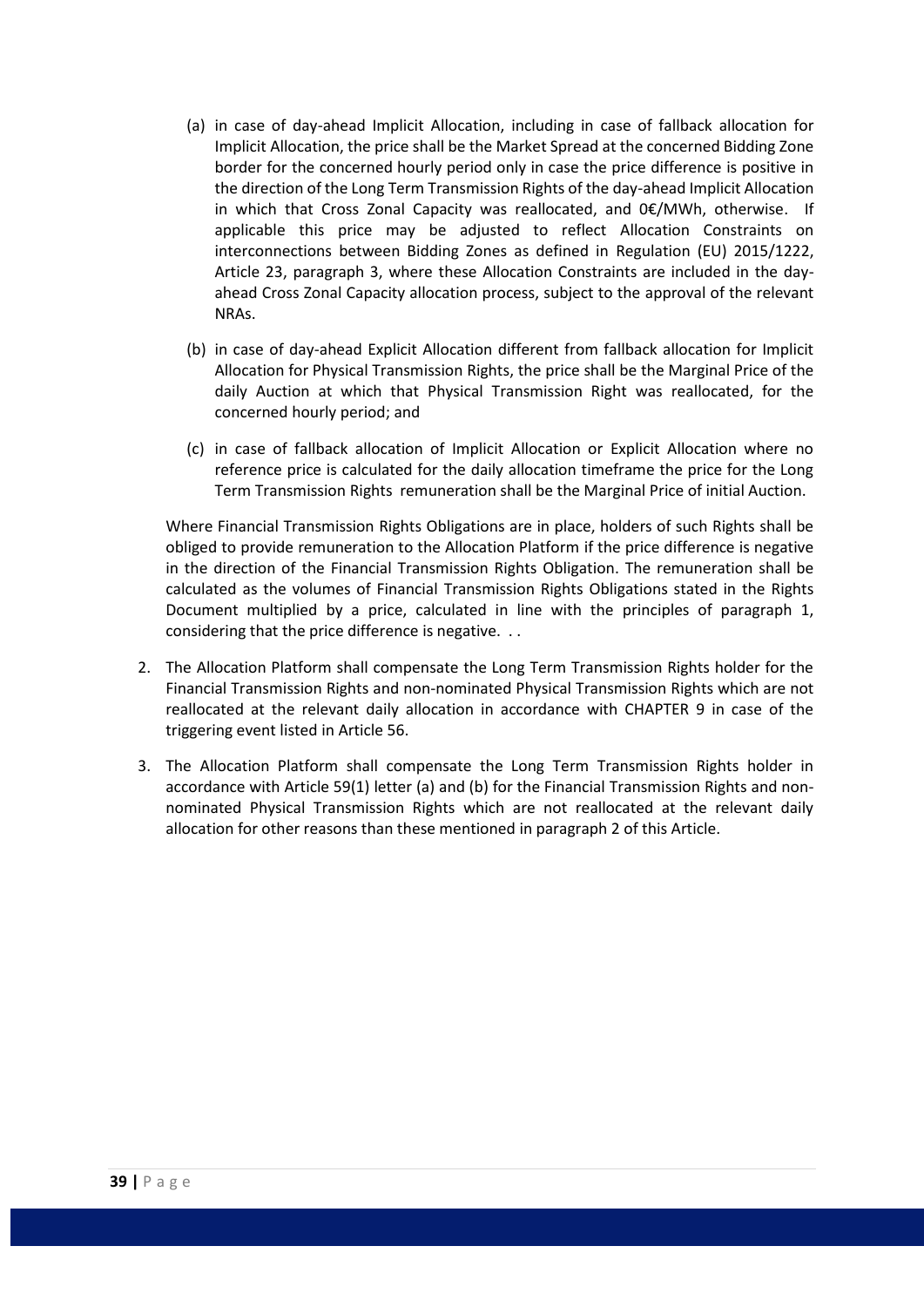(a) in case of day-ahead Implicit Allocation, including in case of fallback allocation for Implicit Allocation, the price shall be the Market Spread at the concerned Bidding Zone border for the concerned hourly period only in case the price difference is positive in the direction of the Long Term Transmission Rights of the day-ahead Implicit Allocation in which that Cross Zonal Capacity was reallocated, and 0€/MWh, otherwise. If applicable this price may be adjusted to reflect Allocation Constraints on interconnections between Bidding Zones as defined in Regulation (EU) 2015/1222, Article 23, paragraph 3, where these Allocation Constraints are included in the day-ahead Cross Zonal Capacity allocation process, subject to the approval of the relevant NRAs.

(b) in case of day-ahead Explicit Allocation different from fallback allocation for Implicit Allocation for Physical Transmission Rights, the price shall be the Marginal Price of the daily Auction at which that Physical Transmission Right was reallocated, for the concerned hourly period; and

(c) in case of fallback allocation of Implicit Allocation or Explicit Allocation where no reference price is calculated for the daily allocation timeframe the price for the Long Term Transmission Rights remuneration shall be the Marginal Price of initial Auction.

Where Financial Transmission Rights Obligations are in place, holders of such Rights shall be obliged to provide remuneration to the Allocation Platform if the price difference is negative in the direction of the Financial Transmission Rights Obligation. The remuneration shall be calculated as the volumes of Financial Transmission Rights Obligations stated in the Rights Document multiplied by a price, calculated in line with the principles of paragraph 1, considering that the price difference is negative. . .

2. The Allocation Platform shall compensate the Long Term Transmission Rights holder for the Financial Transmission Rights and non-nominated Physical Transmission Rights which are not reallocated at the relevant daily allocation in accordance with CHAPTER 9 in case of the triggering event listed in Article 56.

3. The Allocation Platform shall compensate the Long Term Transmission Rights holder in accordance with Article 59(1) letter (a) and (b) for the Financial Transmission Rights and non-nominated Physical Transmission Rights which are not reallocated at the relevant daily allocation for other reasons than these mentioned in paragraph 2 of this Article.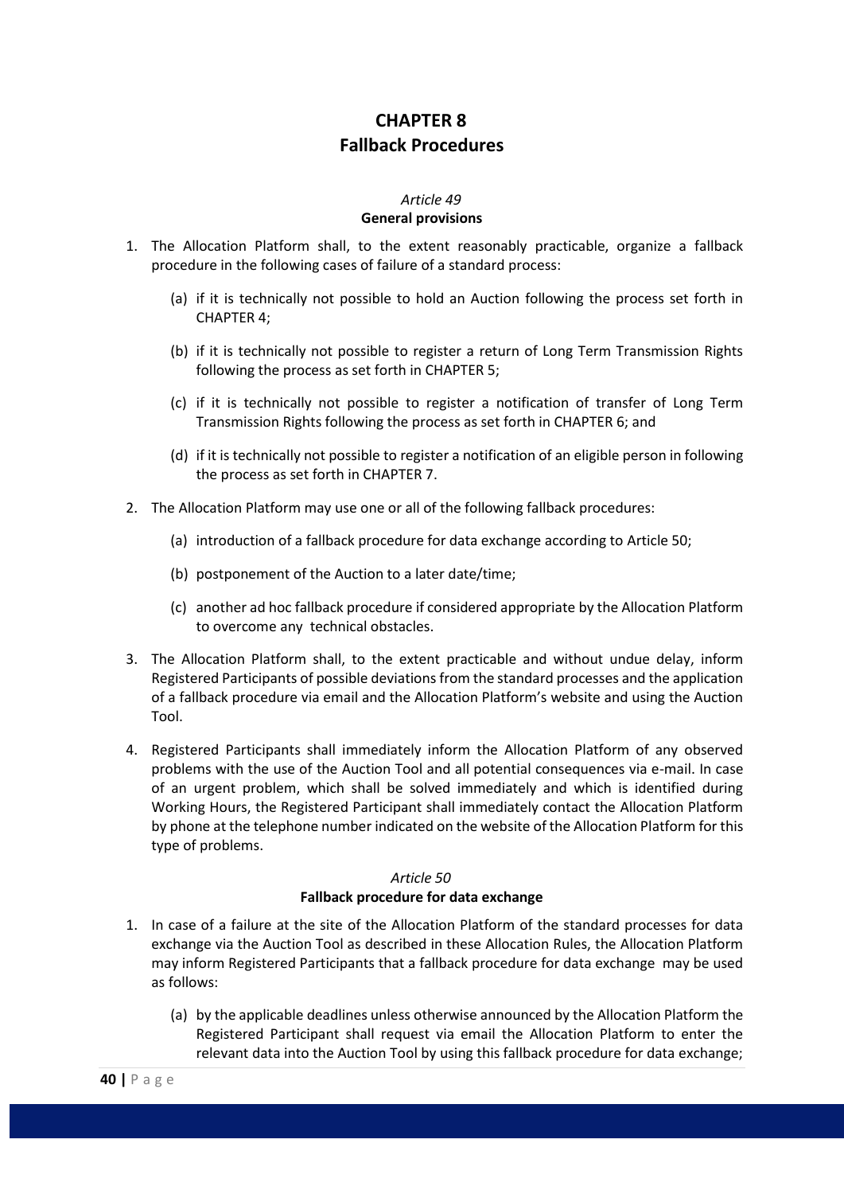# CHAPTER 8
# Fallback Procedures

*Article 49*
**General provisions**

1. The Allocation Platform shall, to the extent reasonably practicable, organize a fallback procedure in the following cases of failure of a standard process:

    (a) if it is technically not possible to hold an Auction following the process set forth in CHAPTER 4;

    (b) if it is technically not possible to register a return of Long Term Transmission Rights following the process as set forth in CHAPTER 5;

    (c) if it is technically not possible to register a notification of transfer of Long Term Transmission Rights following the process as set forth in CHAPTER 6; and

    (d) if it is technically not possible to register a notification of an eligible person in following the process as set forth in CHAPTER 7.

2. The Allocation Platform may use one or all of the following fallback procedures:

    (a) introduction of a fallback procedure for data exchange according to Article 50;

    (b) postponement of the Auction to a later date/time;

    (c) another ad hoc fallback procedure if considered appropriate by the Allocation Platform to overcome any technical obstacles.

3. The Allocation Platform shall, to the extent practicable and without undue delay, inform Registered Participants of possible deviations from the standard processes and the application of a fallback procedure via email and the Allocation Platform's website and using the Auction Tool.

4. Registered Participants shall immediately inform the Allocation Platform of any observed problems with the use of the Auction Tool and all potential consequences via e-mail. In case of an urgent problem, which shall be solved immediately and which is identified during Working Hours, the Registered Participant shall immediately contact the Allocation Platform by phone at the telephone number indicated on the website of the Allocation Platform for this type of problems.

*Article 50*
**Fallback procedure for data exchange**

1. In case of a failure at the site of the Allocation Platform of the standard processes for data exchange via the Auction Tool as described in these Allocation Rules, the Allocation Platform may inform Registered Participants that a fallback procedure for data exchange may be used as follows:

    (a) by the applicable deadlines unless otherwise announced by the Allocation Platform the Registered Participant shall request via email the Allocation Platform to enter the relevant data into the Auction Tool by using this fallback procedure for data exchange;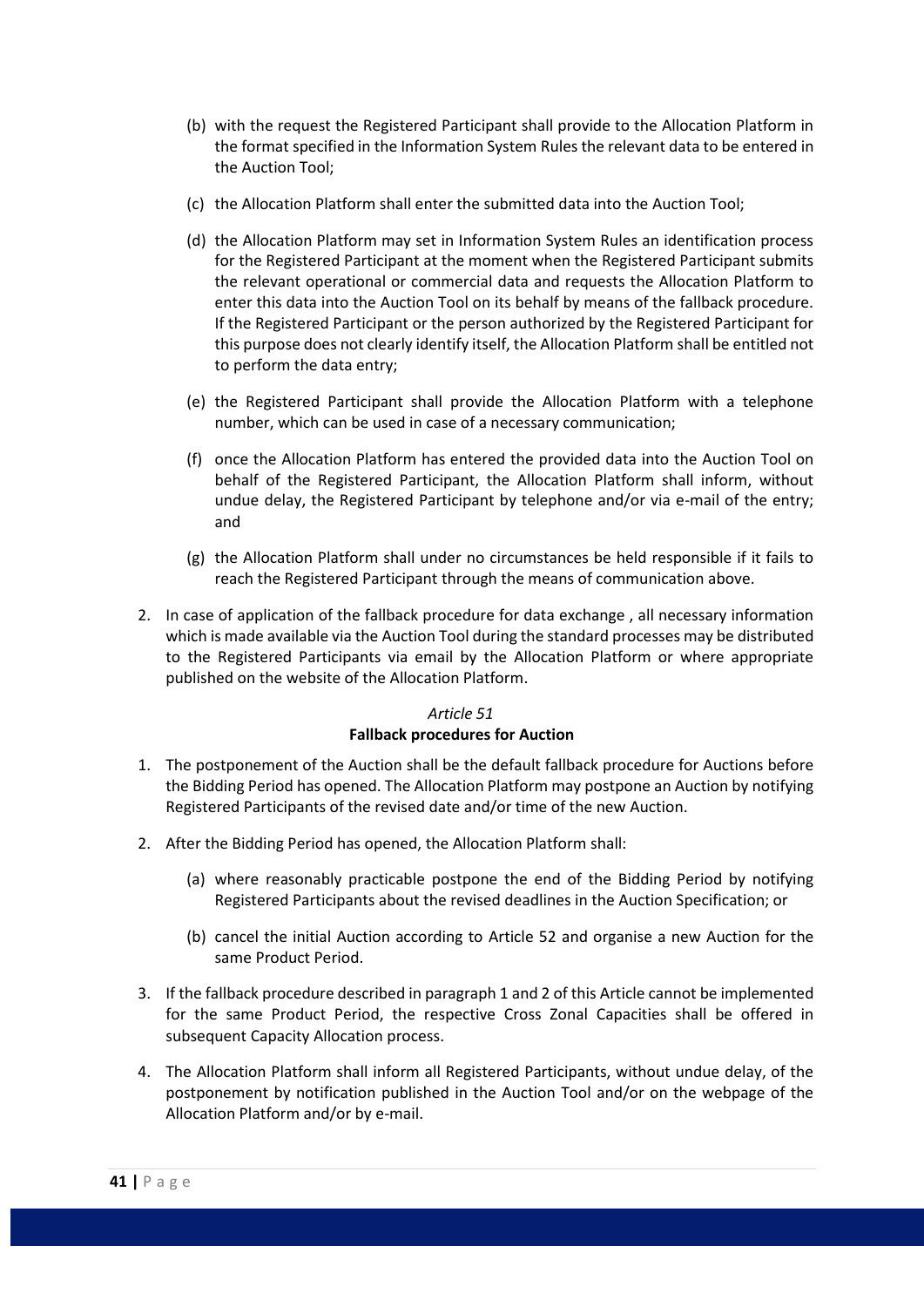(b) with the request the Registered Participant shall provide to the Allocation Platform in the format specified in the Information System Rules the relevant data to be entered in the Auction Tool;

(c) the Allocation Platform shall enter the submitted data into the Auction Tool;

(d) the Allocation Platform may set in Information System Rules an identification process for the Registered Participant at the moment when the Registered Participant submits the relevant operational or commercial data and requests the Allocation Platform to enter this data into the Auction Tool on its behalf by means of the fallback procedure. If the Registered Participant or the person authorized by the Registered Participant for this purpose does not clearly identify itself, the Allocation Platform shall be entitled not to perform the data entry;

(e) the Registered Participant shall provide the Allocation Platform with a telephone number, which can be used in case of a necessary communication;

(f) once the Allocation Platform has entered the provided data into the Auction Tool on behalf of the Registered Participant, the Allocation Platform shall inform, without undue delay, the Registered Participant by telephone and/or via e-mail of the entry; and

(g) the Allocation Platform shall under no circumstances be held responsible if it fails to reach the Registered Participant through the means of communication above.

2. In case of application of the fallback procedure for data exchange , all necessary information which is made available via the Auction Tool during the standard processes may be distributed to the Registered Participants via email by the Allocation Platform or where appropriate published on the website of the Allocation Platform.

*Article 51*

**Fallback procedures for Auction**

1. The postponement of the Auction shall be the default fallback procedure for Auctions before the Bidding Period has opened. The Allocation Platform may postpone an Auction by notifying Registered Participants of the revised date and/or time of the new Auction.

2. After the Bidding Period has opened, the Allocation Platform shall:

   (a) where reasonably practicable postpone the end of the Bidding Period by notifying Registered Participants about the revised deadlines in the Auction Specification; or

   (b) cancel the initial Auction according to Article 52 and organise a new Auction for the same Product Period.

3. If the fallback procedure described in paragraph 1 and 2 of this Article cannot be implemented for the same Product Period, the respective Cross Zonal Capacities shall be offered in subsequent Capacity Allocation process.

4. The Allocation Platform shall inform all Registered Participants, without undue delay, of the postponement by notification published in the Auction Tool and/or on the webpage of the Allocation Platform and/or by e-mail.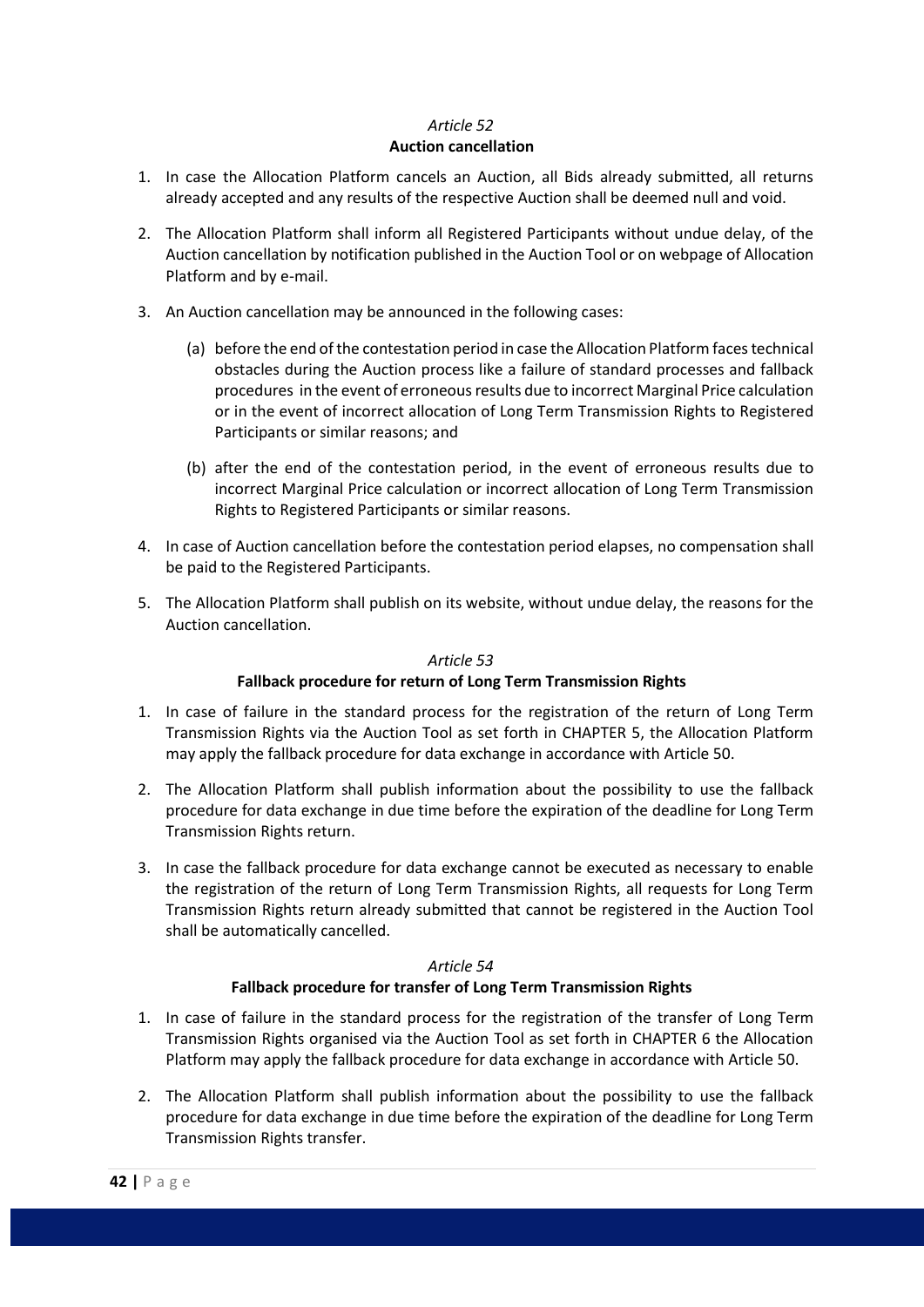*Article 52*

**Auction cancellation**

1. In case the Allocation Platform cancels an Auction, all Bids already submitted, all returns already accepted and any results of the respective Auction shall be deemed null and void.

2. The Allocation Platform shall inform all Registered Participants without undue delay, of the Auction cancellation by notification published in the Auction Tool or on webpage of Allocation Platform and by e-mail.

3. An Auction cancellation may be announced in the following cases:

   (a) before the end of the contestation period in case the Allocation Platform faces technical obstacles during the Auction process like a failure of standard processes and fallback procedures in the event of erroneous results due to incorrect Marginal Price calculation or in the event of incorrect allocation of Long Term Transmission Rights to Registered Participants or similar reasons; and

   (b) after the end of the contestation period, in the event of erroneous results due to incorrect Marginal Price calculation or incorrect allocation of Long Term Transmission Rights to Registered Participants or similar reasons.

4. In case of Auction cancellation before the contestation period elapses, no compensation shall be paid to the Registered Participants.

5. The Allocation Platform shall publish on its website, without undue delay, the reasons for the Auction cancellation.

*Article 53*

**Fallback procedure for return of Long Term Transmission Rights**

1. In case of failure in the standard process for the registration of the return of Long Term Transmission Rights via the Auction Tool as set forth in CHAPTER 5, the Allocation Platform may apply the fallback procedure for data exchange in accordance with Article 50.

2. The Allocation Platform shall publish information about the possibility to use the fallback procedure for data exchange in due time before the expiration of the deadline for Long Term Transmission Rights return.

3. In case the fallback procedure for data exchange cannot be executed as necessary to enable the registration of the return of Long Term Transmission Rights, all requests for Long Term Transmission Rights return already submitted that cannot be registered in the Auction Tool shall be automatically cancelled.

*Article 54*

**Fallback procedure for transfer of Long Term Transmission Rights**

1. In case of failure in the standard process for the registration of the transfer of Long Term Transmission Rights organised via the Auction Tool as set forth in CHAPTER 6 the Allocation Platform may apply the fallback procedure for data exchange in accordance with Article 50.

2. The Allocation Platform shall publish information about the possibility to use the fallback procedure for data exchange in due time before the expiration of the deadline for Long Term Transmission Rights transfer.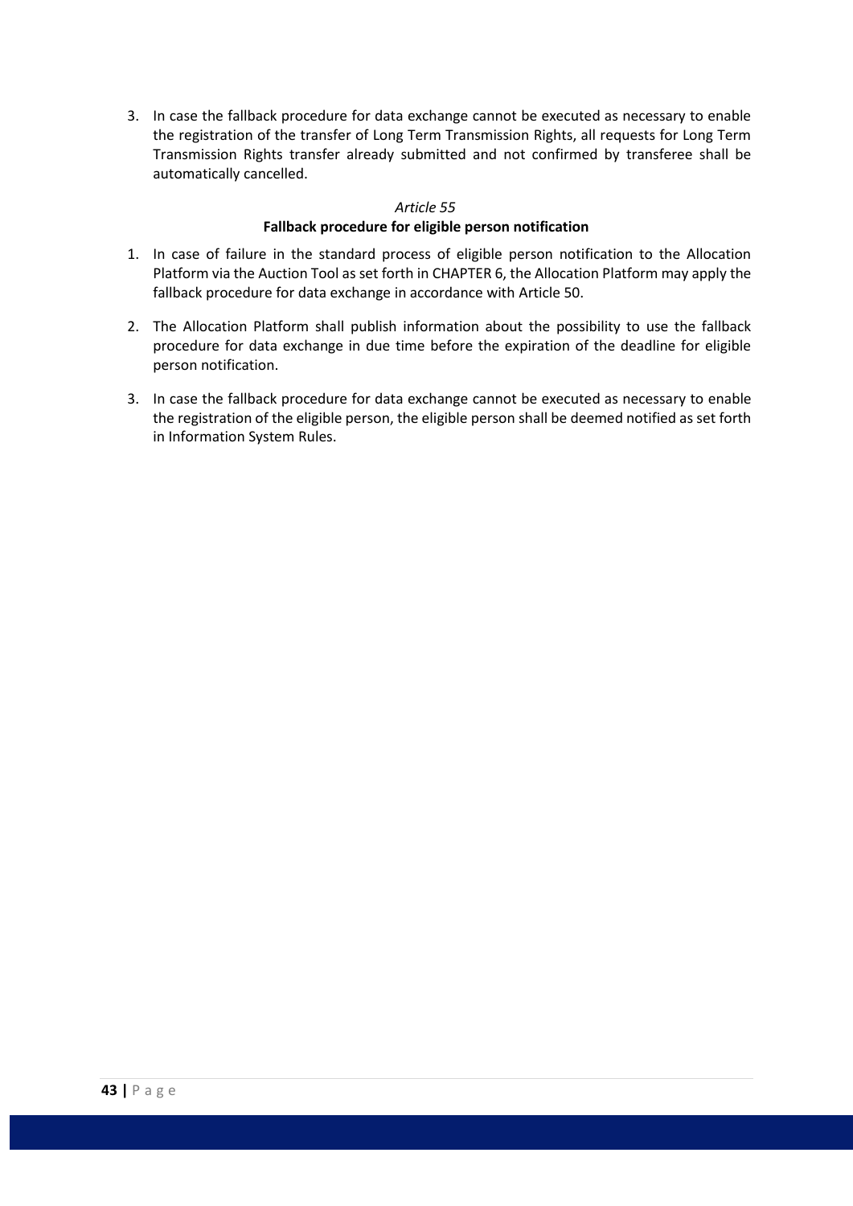3. In case the fallback procedure for data exchange cannot be executed as necessary to enable the registration of the transfer of Long Term Transmission Rights, all requests for Long Term Transmission Rights transfer already submitted and not confirmed by transferee shall be automatically cancelled.

*Article 55*

**Fallback procedure for eligible person notification**

1. In case of failure in the standard process of eligible person notification to the Allocation Platform via the Auction Tool as set forth in CHAPTER 6, the Allocation Platform may apply the fallback procedure for data exchange in accordance with Article 50.
2. The Allocation Platform shall publish information about the possibility to use the fallback procedure for data exchange in due time before the expiration of the deadline for eligible person notification.
3. In case the fallback procedure for data exchange cannot be executed as necessary to enable the registration of the eligible person, the eligible person shall be deemed notified as set forth in Information System Rules.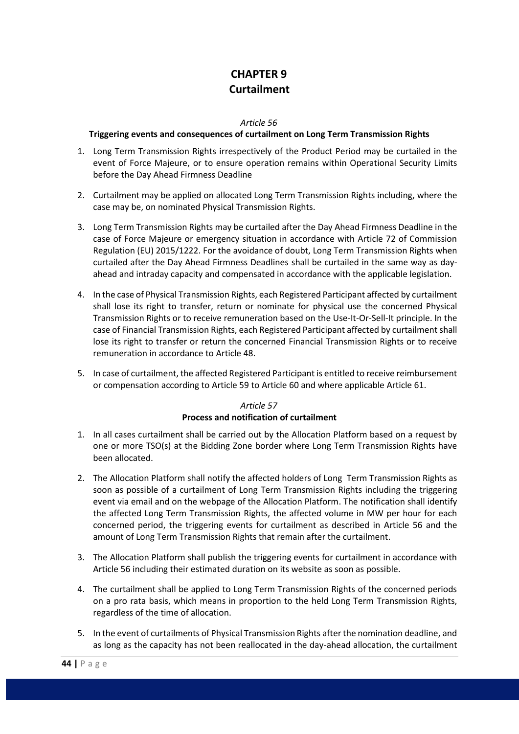# CHAPTER 9
# Curtailment

*Article 56*

**Triggering events and consequences of curtailment on Long Term Transmission Rights**

1. Long Term Transmission Rights irrespectively of the Product Period may be curtailed in the event of Force Majeure, or to ensure operation remains within Operational Security Limits before the Day Ahead Firmness Deadline

2. Curtailment may be applied on allocated Long Term Transmission Rights including, where the case may be, on nominated Physical Transmission Rights.

3. Long Term Transmission Rights may be curtailed after the Day Ahead Firmness Deadline in the case of Force Majeure or emergency situation in accordance with Article 72 of Commission Regulation (EU) 2015/1222. For the avoidance of doubt, Long Term Transmission Rights when curtailed after the Day Ahead Firmness Deadlines shall be curtailed in the same way as day-ahead and intraday capacity and compensated in accordance with the applicable legislation.

4. In the case of Physical Transmission Rights, each Registered Participant affected by curtailment shall lose its right to transfer, return or nominate for physical use the concerned Physical Transmission Rights or to receive remuneration based on the Use-It-Or-Sell-It principle. In the case of Financial Transmission Rights, each Registered Participant affected by curtailment shall lose its right to transfer or return the concerned Financial Transmission Rights or to receive remuneration in accordance to Article 48.

5. In case of curtailment, the affected Registered Participant is entitled to receive reimbursement or compensation according to Article 59 to Article 60 and where applicable Article 61.

*Article 57*

**Process and notification of curtailment**

1. In all cases curtailment shall be carried out by the Allocation Platform based on a request by one or more TSO(s) at the Bidding Zone border where Long Term Transmission Rights have been allocated.

2. The Allocation Platform shall notify the affected holders of Long Term Transmission Rights as soon as possible of a curtailment of Long Term Transmission Rights including the triggering event via email and on the webpage of the Allocation Platform. The notification shall identify the affected Long Term Transmission Rights, the affected volume in MW per hour for each concerned period, the triggering events for curtailment as described in Article 56 and the amount of Long Term Transmission Rights that remain after the curtailment.

3. The Allocation Platform shall publish the triggering events for curtailment in accordance with Article 56 including their estimated duration on its website as soon as possible.

4. The curtailment shall be applied to Long Term Transmission Rights of the concerned periods on a pro rata basis, which means in proportion to the held Long Term Transmission Rights, regardless of the time of allocation.

5. In the event of curtailments of Physical Transmission Rights after the nomination deadline, and as long as the capacity has not been reallocated in the day-ahead allocation, the curtailment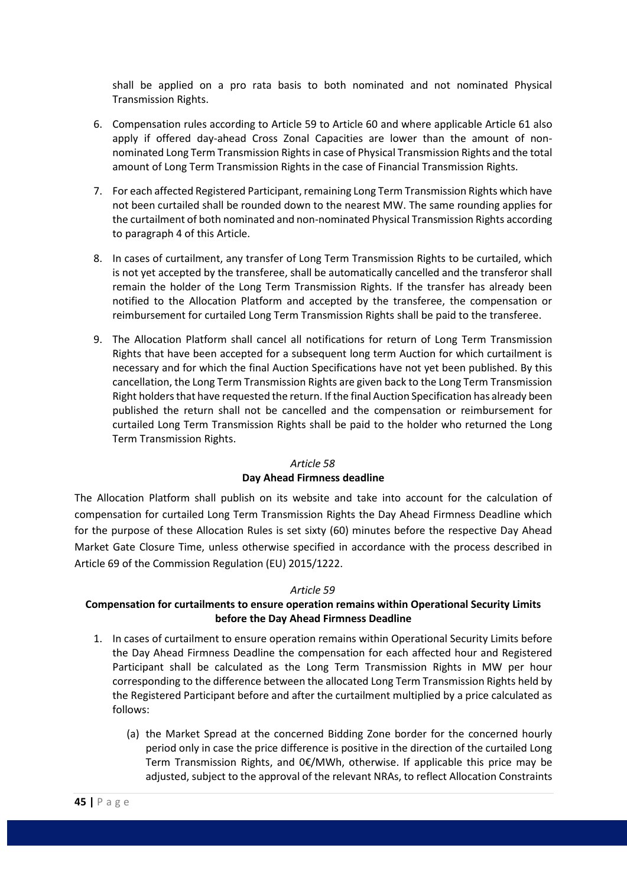shall be applied on a pro rata basis to both nominated and not nominated Physical Transmission Rights.

6. Compensation rules according to Article 59 to Article 60 and where applicable Article 61 also apply if offered day-ahead Cross Zonal Capacities are lower than the amount of non-nominated Long Term Transmission Rights in case of Physical Transmission Rights and the total amount of Long Term Transmission Rights in the case of Financial Transmission Rights.

7. For each affected Registered Participant, remaining Long Term Transmission Rights which have not been curtailed shall be rounded down to the nearest MW. The same rounding applies for the curtailment of both nominated and non-nominated Physical Transmission Rights according to paragraph 4 of this Article.

8. In cases of curtailment, any transfer of Long Term Transmission Rights to be curtailed, which is not yet accepted by the transferee, shall be automatically cancelled and the transferor shall remain the holder of the Long Term Transmission Rights. If the transfer has already been notified to the Allocation Platform and accepted by the transferee, the compensation or reimbursement for curtailed Long Term Transmission Rights shall be paid to the transferee.

9. The Allocation Platform shall cancel all notifications for return of Long Term Transmission Rights that have been accepted for a subsequent long term Auction for which curtailment is necessary and for which the final Auction Specifications have not yet been published. By this cancellation, the Long Term Transmission Rights are given back to the Long Term Transmission Right holders that have requested the return. If the final Auction Specification has already been published the return shall not be cancelled and the compensation or reimbursement for curtailed Long Term Transmission Rights shall be paid to the holder who returned the Long Term Transmission Rights.

*Article 58*

**Day Ahead Firmness deadline**

The Allocation Platform shall publish on its website and take into account for the calculation of compensation for curtailed Long Term Transmission Rights the Day Ahead Firmness Deadline which for the purpose of these Allocation Rules is set sixty (60) minutes before the respective Day Ahead Market Gate Closure Time, unless otherwise specified in accordance with the process described in Article 69 of the Commission Regulation (EU) 2015/1222.

*Article 59*

**Compensation for curtailments to ensure operation remains within Operational Security Limits before the Day Ahead Firmness Deadline**

1. In cases of curtailment to ensure operation remains within Operational Security Limits before the Day Ahead Firmness Deadline the compensation for each affected hour and Registered Participant shall be calculated as the Long Term Transmission Rights in MW per hour corresponding to the difference between the allocated Long Term Transmission Rights held by the Registered Participant before and after the curtailment multiplied by a price calculated as follows:

   (a) the Market Spread at the concerned Bidding Zone border for the concerned hourly period only in case the price difference is positive in the direction of the curtailed Long Term Transmission Rights, and 0€/MWh, otherwise. If applicable this price may be adjusted, subject to the approval of the relevant NRAs, to reflect Allocation Constraints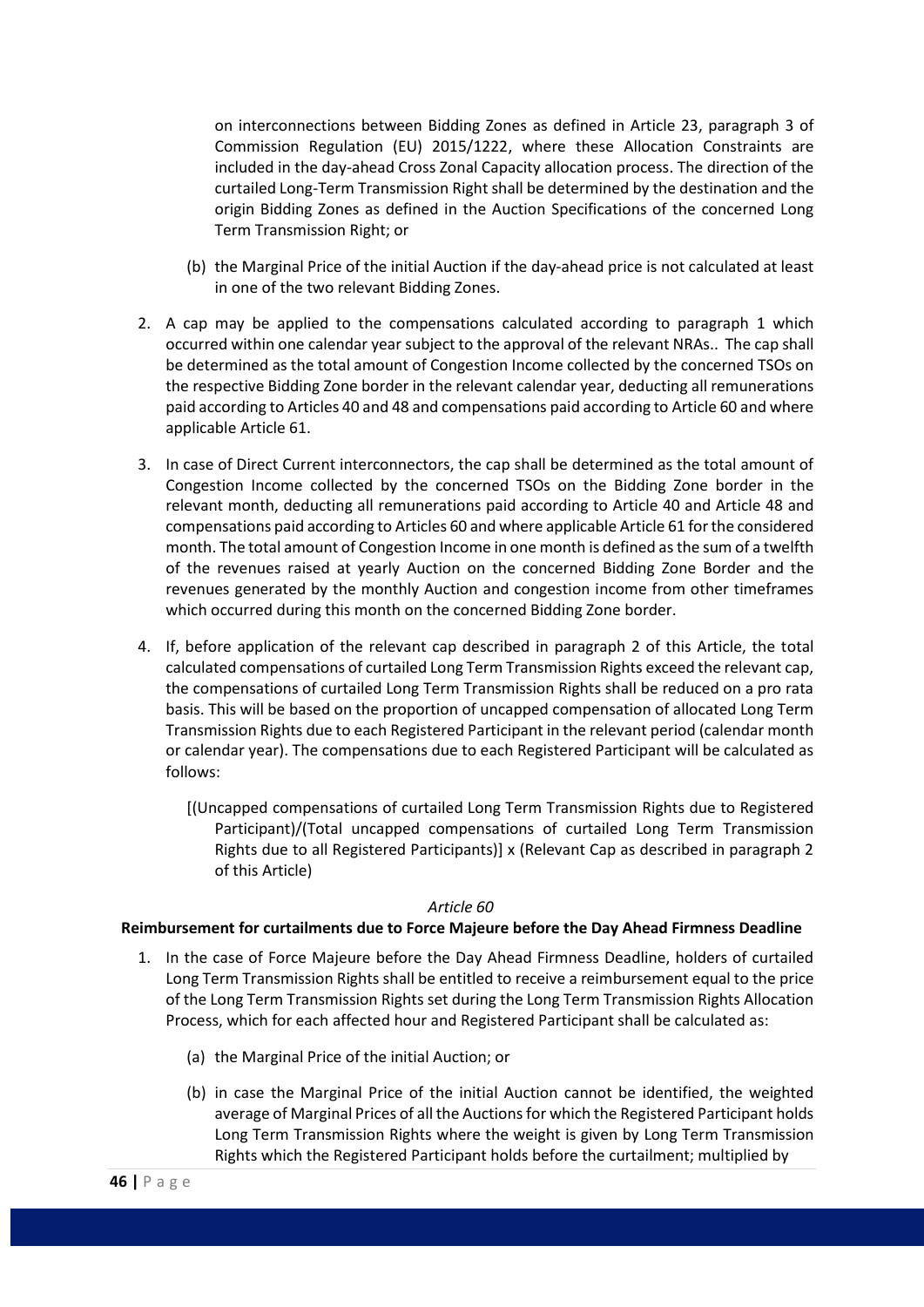on interconnections between Bidding Zones as defined in Article 23, paragraph 3 of Commission Regulation (EU) 2015/1222, where these Allocation Constraints are included in the day-ahead Cross Zonal Capacity allocation process. The direction of the curtailed Long-Term Transmission Right shall be determined by the destination and the origin Bidding Zones as defined in the Auction Specifications of the concerned Long Term Transmission Right; or

(b) the Marginal Price of the initial Auction if the day-ahead price is not calculated at least in one of the two relevant Bidding Zones.

2. A cap may be applied to the compensations calculated according to paragraph 1 which occurred within one calendar year subject to the approval of the relevant NRAs.. The cap shall be determined as the total amount of Congestion Income collected by the concerned TSOs on the respective Bidding Zone border in the relevant calendar year, deducting all remunerations paid according to Articles 40 and 48 and compensations paid according to Article 60 and where applicable Article 61.

3. In case of Direct Current interconnectors, the cap shall be determined as the total amount of Congestion Income collected by the concerned TSOs on the Bidding Zone border in the relevant month, deducting all remunerations paid according to Article 40 and Article 48 and compensations paid according to Articles 60 and where applicable Article 61 for the considered month. The total amount of Congestion Income in one month is defined as the sum of a twelfth of the revenues raised at yearly Auction on the concerned Bidding Zone Border and the revenues generated by the monthly Auction and congestion income from other timeframes which occurred during this month on the concerned Bidding Zone border.

4. If, before application of the relevant cap described in paragraph 2 of this Article, the total calculated compensations of curtailed Long Term Transmission Rights exceed the relevant cap, the compensations of curtailed Long Term Transmission Rights shall be reduced on a pro rata basis. This will be based on the proportion of uncapped compensation of allocated Long Term Transmission Rights due to each Registered Participant in the relevant period (calendar month or calendar year). The compensations due to each Registered Participant will be calculated as follows:

   [(Uncapped compensations of curtailed Long Term Transmission Rights due to Registered Participant)/(Total uncapped compensations of curtailed Long Term Transmission Rights due to all Registered Participants)] x (Relevant Cap as described in paragraph 2 of this Article)

*Article 60*

**Reimbursement for curtailments due to Force Majeure before the Day Ahead Firmness Deadline**

1. In the case of Force Majeure before the Day Ahead Firmness Deadline, holders of curtailed Long Term Transmission Rights shall be entitled to receive a reimbursement equal to the price of the Long Term Transmission Rights set during the Long Term Transmission Rights Allocation Process, which for each affected hour and Registered Participant shall be calculated as:

   (a) the Marginal Price of the initial Auction; or

   (b) in case the Marginal Price of the initial Auction cannot be identified, the weighted average of Marginal Prices of all the Auctions for which the Registered Participant holds Long Term Transmission Rights where the weight is given by Long Term Transmission Rights which the Registered Participant holds before the curtailment; multiplied by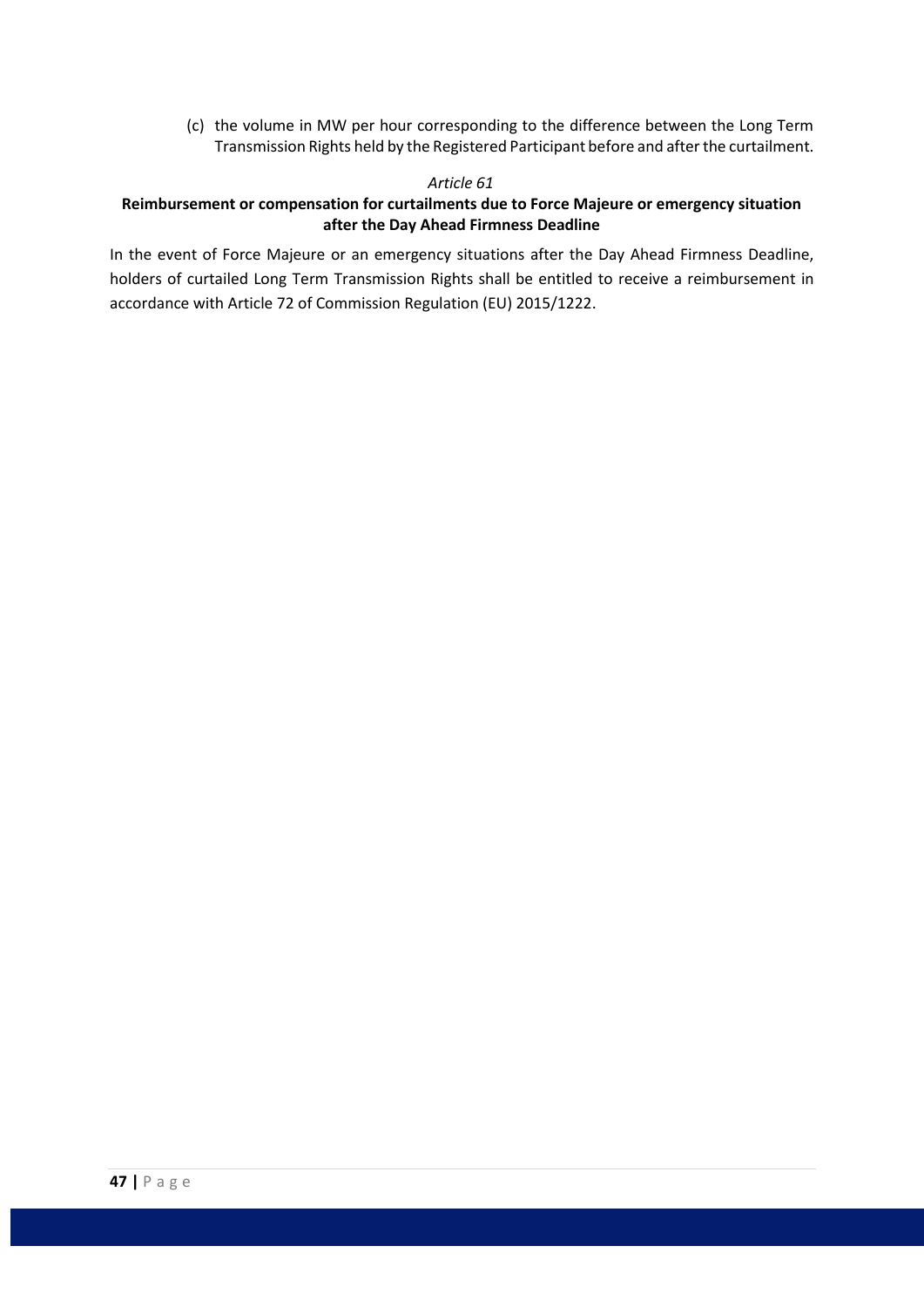(c) the volume in MW per hour corresponding to the difference between the Long Term Transmission Rights held by the Registered Participant before and after the curtailment.

*Article 61*

**Reimbursement or compensation for curtailments due to Force Majeure or emergency situation after the Day Ahead Firmness Deadline**

In the event of Force Majeure or an emergency situations after the Day Ahead Firmness Deadline, holders of curtailed Long Term Transmission Rights shall be entitled to receive a reimbursement in accordance with Article 72 of Commission Regulation (EU) 2015/1222.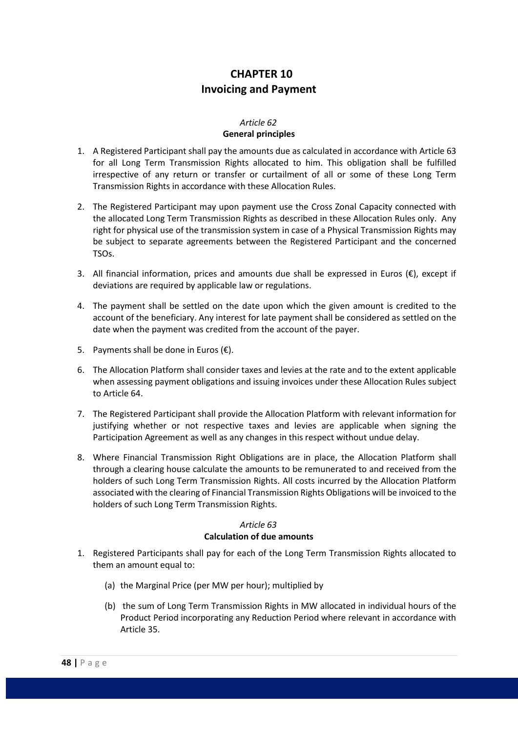# CHAPTER 10
# Invoicing and Payment

### *Article 62*
### General principles

1. A Registered Participant shall pay the amounts due as calculated in accordance with Article 63 for all Long Term Transmission Rights allocated to him. This obligation shall be fulfilled irrespective of any return or transfer or curtailment of all or some of these Long Term Transmission Rights in accordance with these Allocation Rules.

2. The Registered Participant may upon payment use the Cross Zonal Capacity connected with the allocated Long Term Transmission Rights as described in these Allocation Rules only. Any right for physical use of the transmission system in case of a Physical Transmission Rights may be subject to separate agreements between the Registered Participant and the concerned TSOs.

3. All financial information, prices and amounts due shall be expressed in Euros (€), except if deviations are required by applicable law or regulations.

4. The payment shall be settled on the date upon which the given amount is credited to the account of the beneficiary. Any interest for late payment shall be considered as settled on the date when the payment was credited from the account of the payer.

5. Payments shall be done in Euros (€).

6. The Allocation Platform shall consider taxes and levies at the rate and to the extent applicable when assessing payment obligations and issuing invoices under these Allocation Rules subject to Article 64.

7. The Registered Participant shall provide the Allocation Platform with relevant information for justifying whether or not respective taxes and levies are applicable when signing the Participation Agreement as well as any changes in this respect without undue delay.

8. Where Financial Transmission Right Obligations are in place, the Allocation Platform shall through a clearing house calculate the amounts to be remunerated to and received from the holders of such Long Term Transmission Rights. All costs incurred by the Allocation Platform associated with the clearing of Financial Transmission Rights Obligations will be invoiced to the holders of such Long Term Transmission Rights.

### *Article 63*
### Calculation of due amounts

1. Registered Participants shall pay for each of the Long Term Transmission Rights allocated to them an amount equal to:

   (a) the Marginal Price (per MW per hour); multiplied by

   (b) the sum of Long Term Transmission Rights in MW allocated in individual hours of the Product Period incorporating any Reduction Period where relevant in accordance with Article 35.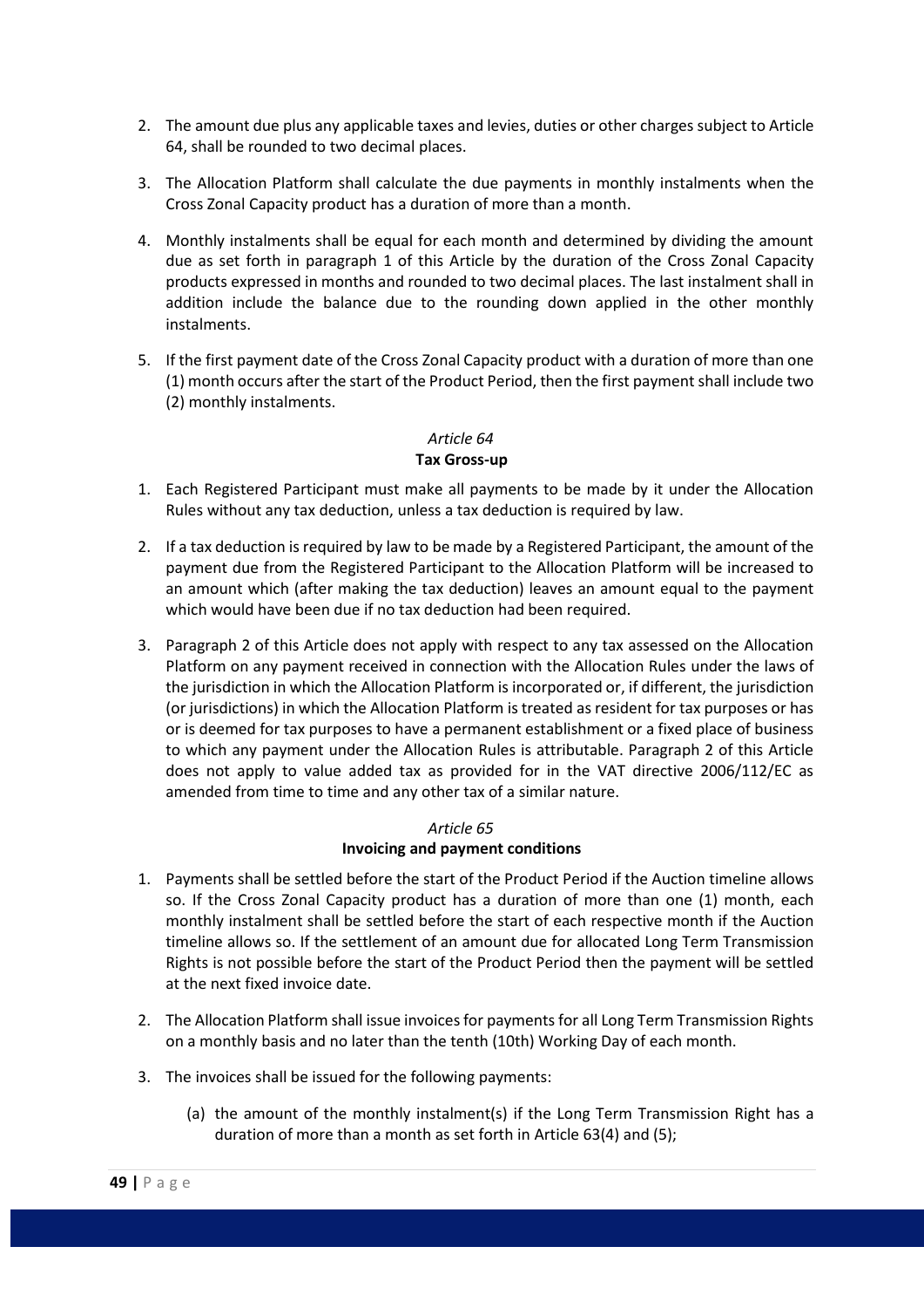2. The amount due plus any applicable taxes and levies, duties or other charges subject to Article 64, shall be rounded to two decimal places.

3. The Allocation Platform shall calculate the due payments in monthly instalments when the Cross Zonal Capacity product has a duration of more than a month.

4. Monthly instalments shall be equal for each month and determined by dividing the amount due as set forth in paragraph 1 of this Article by the duration of the Cross Zonal Capacity products expressed in months and rounded to two decimal places. The last instalment shall in addition include the balance due to the rounding down applied in the other monthly instalments.

5. If the first payment date of the Cross Zonal Capacity product with a duration of more than one (1) month occurs after the start of the Product Period, then the first payment shall include two (2) monthly instalments.

*Article 64*

**Tax Gross-up**

1. Each Registered Participant must make all payments to be made by it under the Allocation Rules without any tax deduction, unless a tax deduction is required by law.

2. If a tax deduction is required by law to be made by a Registered Participant, the amount of the payment due from the Registered Participant to the Allocation Platform will be increased to an amount which (after making the tax deduction) leaves an amount equal to the payment which would have been due if no tax deduction had been required.

3. Paragraph 2 of this Article does not apply with respect to any tax assessed on the Allocation Platform on any payment received in connection with the Allocation Rules under the laws of the jurisdiction in which the Allocation Platform is incorporated or, if different, the jurisdiction (or jurisdictions) in which the Allocation Platform is treated as resident for tax purposes or has or is deemed for tax purposes to have a permanent establishment or a fixed place of business to which any payment under the Allocation Rules is attributable. Paragraph 2 of this Article does not apply to value added tax as provided for in the VAT directive 2006/112/EC as amended from time to time and any other tax of a similar nature.

*Article 65*

**Invoicing and payment conditions**

1. Payments shall be settled before the start of the Product Period if the Auction timeline allows so. If the Cross Zonal Capacity product has a duration of more than one (1) month, each monthly instalment shall be settled before the start of each respective month if the Auction timeline allows so. If the settlement of an amount due for allocated Long Term Transmission Rights is not possible before the start of the Product Period then the payment will be settled at the next fixed invoice date.

2. The Allocation Platform shall issue invoices for payments for all Long Term Transmission Rights on a monthly basis and no later than the tenth (10th) Working Day of each month.

3. The invoices shall be issued for the following payments:

   (a) the amount of the monthly instalment(s) if the Long Term Transmission Right has a duration of more than a month as set forth in Article 63(4) and (5);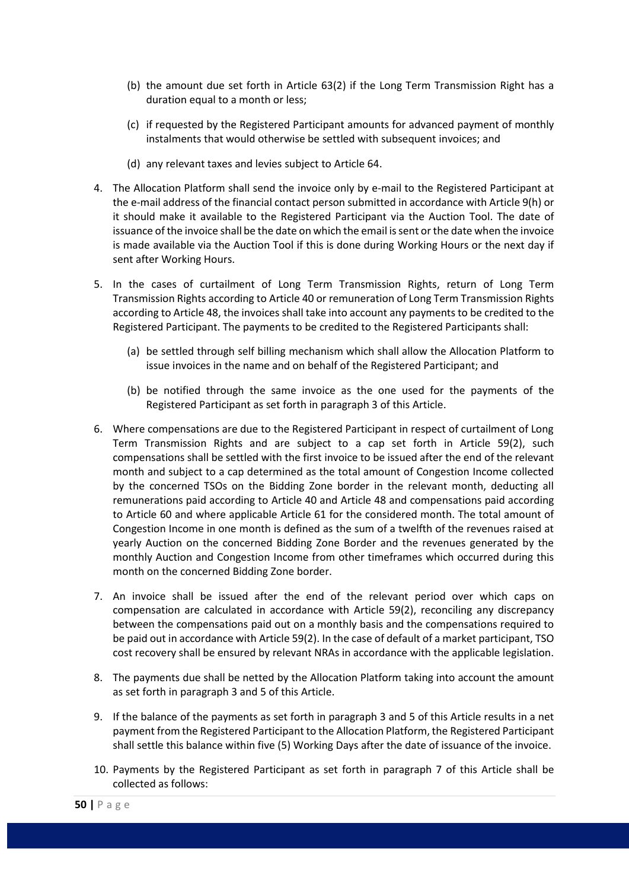(b) the amount due set forth in Article 63(2) if the Long Term Transmission Right has a duration equal to a month or less;

(c) if requested by the Registered Participant amounts for advanced payment of monthly instalments that would otherwise be settled with subsequent invoices; and

(d) any relevant taxes and levies subject to Article 64.

4. The Allocation Platform shall send the invoice only by e-mail to the Registered Participant at the e-mail address of the financial contact person submitted in accordance with Article 9(h) or it should make it available to the Registered Participant via the Auction Tool. The date of issuance of the invoice shall be the date on which the email is sent or the date when the invoice is made available via the Auction Tool if this is done during Working Hours or the next day if sent after Working Hours.

5. In the cases of curtailment of Long Term Transmission Rights, return of Long Term Transmission Rights according to Article 40 or remuneration of Long Term Transmission Rights according to Article 48, the invoices shall take into account any payments to be credited to the Registered Participant. The payments to be credited to the Registered Participants shall:

   (a) be settled through self billing mechanism which shall allow the Allocation Platform to issue invoices in the name and on behalf of the Registered Participant; and

   (b) be notified through the same invoice as the one used for the payments of the Registered Participant as set forth in paragraph 3 of this Article.

6. Where compensations are due to the Registered Participant in respect of curtailment of Long Term Transmission Rights and are subject to a cap set forth in Article 59(2), such compensations shall be settled with the first invoice to be issued after the end of the relevant month and subject to a cap determined as the total amount of Congestion Income collected by the concerned TSOs on the Bidding Zone border in the relevant month, deducting all remunerations paid according to Article 40 and Article 48 and compensations paid according to Article 60 and where applicable Article 61 for the considered month. The total amount of Congestion Income in one month is defined as the sum of a twelfth of the revenues raised at yearly Auction on the concerned Bidding Zone Border and the revenues generated by the monthly Auction and Congestion Income from other timeframes which occurred during this month on the concerned Bidding Zone border.

7. An invoice shall be issued after the end of the relevant period over which caps on compensation are calculated in accordance with Article 59(2), reconciling any discrepancy between the compensations paid out on a monthly basis and the compensations required to be paid out in accordance with Article 59(2). In the case of default of a market participant, TSO cost recovery shall be ensured by relevant NRAs in accordance with the applicable legislation.

8. The payments due shall be netted by the Allocation Platform taking into account the amount as set forth in paragraph 3 and 5 of this Article.

9. If the balance of the payments as set forth in paragraph 3 and 5 of this Article results in a net payment from the Registered Participant to the Allocation Platform, the Registered Participant shall settle this balance within five (5) Working Days after the date of issuance of the invoice.

10. Payments by the Registered Participant as set forth in paragraph 7 of this Article shall be collected as follows: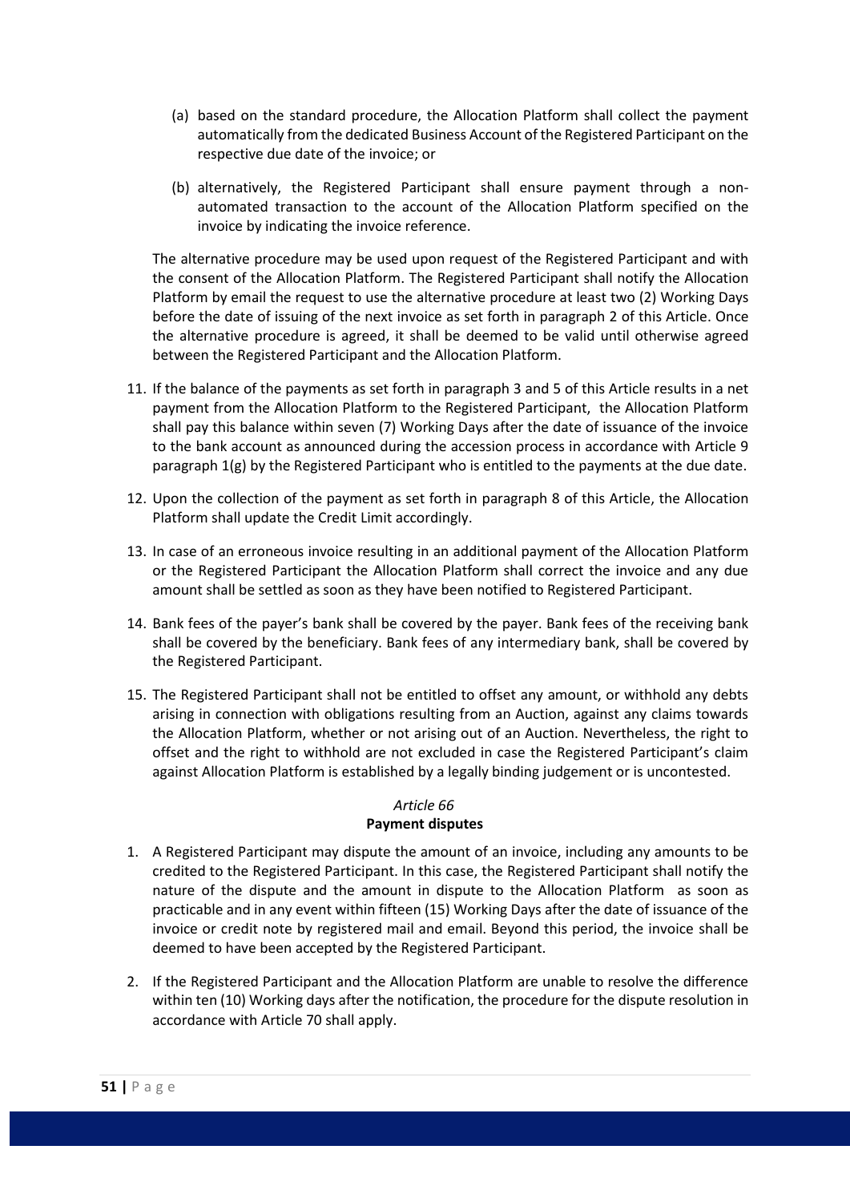(a) based on the standard procedure, the Allocation Platform shall collect the payment automatically from the dedicated Business Account of the Registered Participant on the respective due date of the invoice; or

(b) alternatively, the Registered Participant shall ensure payment through a non-automated transaction to the account of the Allocation Platform specified on the invoice by indicating the invoice reference.

The alternative procedure may be used upon request of the Registered Participant and with the consent of the Allocation Platform. The Registered Participant shall notify the Allocation Platform by email the request to use the alternative procedure at least two (2) Working Days before the date of issuing of the next invoice as set forth in paragraph 2 of this Article. Once the alternative procedure is agreed, it shall be deemed to be valid until otherwise agreed between the Registered Participant and the Allocation Platform.

11. If the balance of the payments as set forth in paragraph 3 and 5 of this Article results in a net payment from the Allocation Platform to the Registered Participant, the Allocation Platform shall pay this balance within seven (7) Working Days after the date of issuance of the invoice to the bank account as announced during the accession process in accordance with Article 9 paragraph 1(g) by the Registered Participant who is entitled to the payments at the due date.

12. Upon the collection of the payment as set forth in paragraph 8 of this Article, the Allocation Platform shall update the Credit Limit accordingly.

13. In case of an erroneous invoice resulting in an additional payment of the Allocation Platform or the Registered Participant the Allocation Platform shall correct the invoice and any due amount shall be settled as soon as they have been notified to Registered Participant.

14. Bank fees of the payer's bank shall be covered by the payer. Bank fees of the receiving bank shall be covered by the beneficiary. Bank fees of any intermediary bank, shall be covered by the Registered Participant.

15. The Registered Participant shall not be entitled to offset any amount, or withhold any debts arising in connection with obligations resulting from an Auction, against any claims towards the Allocation Platform, whether or not arising out of an Auction. Nevertheless, the right to offset and the right to withhold are not excluded in case the Registered Participant's claim against Allocation Platform is established by a legally binding judgement or is uncontested.

### *Article 66*
### **Payment disputes**

1. A Registered Participant may dispute the amount of an invoice, including any amounts to be credited to the Registered Participant. In this case, the Registered Participant shall notify the nature of the dispute and the amount in dispute to the Allocation Platform as soon as practicable and in any event within fifteen (15) Working Days after the date of issuance of the invoice or credit note by registered mail and email. Beyond this period, the invoice shall be deemed to have been accepted by the Registered Participant.

2. If the Registered Participant and the Allocation Platform are unable to resolve the difference within ten (10) Working days after the notification, the procedure for the dispute resolution in accordance with Article 70 shall apply.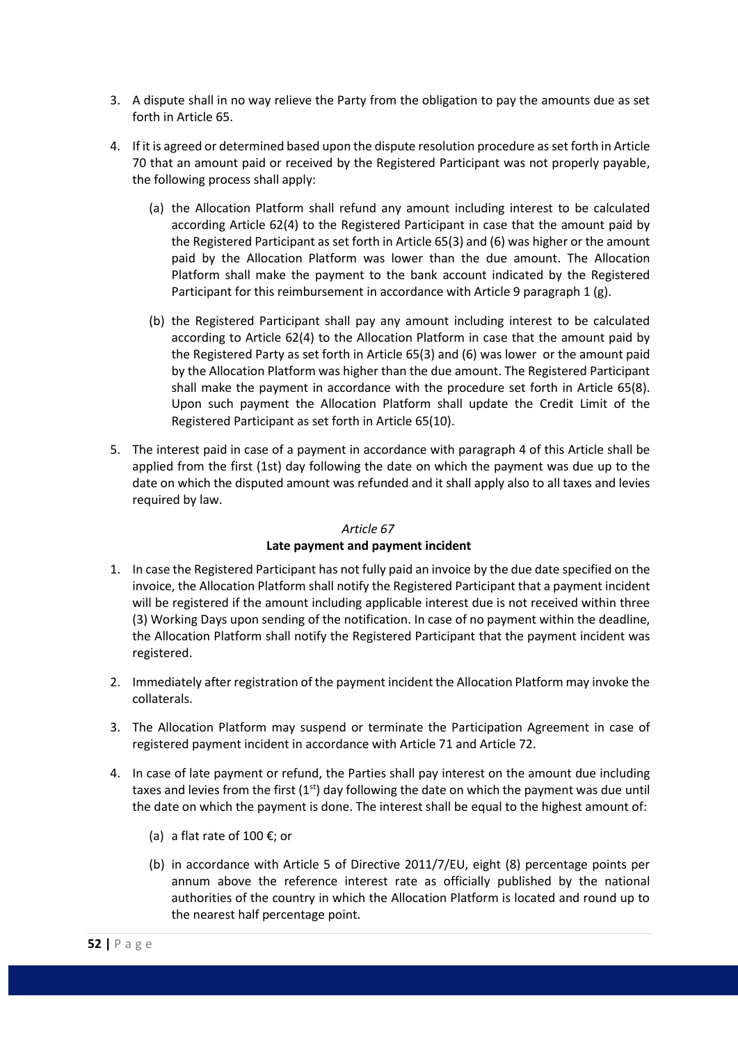3. A dispute shall in no way relieve the Party from the obligation to pay the amounts due as set forth in Article 65.

4. If it is agreed or determined based upon the dispute resolution procedure as set forth in Article 70 that an amount paid or received by the Registered Participant was not properly payable, the following process shall apply:

   (a) the Allocation Platform shall refund any amount including interest to be calculated according Article 62(4) to the Registered Participant in case that the amount paid by the Registered Participant as set forth in Article 65(3) and (6) was higher or the amount paid by the Allocation Platform was lower than the due amount. The Allocation Platform shall make the payment to the bank account indicated by the Registered Participant for this reimbursement in accordance with Article 9 paragraph 1 (g).

   (b) the Registered Participant shall pay any amount including interest to be calculated according to Article 62(4) to the Allocation Platform in case that the amount paid by the Registered Party as set forth in Article 65(3) and (6) was lower or the amount paid by the Allocation Platform was higher than the due amount. The Registered Participant shall make the payment in accordance with the procedure set forth in Article 65(8). Upon such payment the Allocation Platform shall update the Credit Limit of the Registered Participant as set forth in Article 65(10).

5. The interest paid in case of a payment in accordance with paragraph 4 of this Article shall be applied from the first (1st) day following the date on which the payment was due up to the date on which the disputed amount was refunded and it shall apply also to all taxes and levies required by law.

*Article 67*

**Late payment and payment incident**

1. In case the Registered Participant has not fully paid an invoice by the due date specified on the invoice, the Allocation Platform shall notify the Registered Participant that a payment incident will be registered if the amount including applicable interest due is not received within three (3) Working Days upon sending of the notification. In case of no payment within the deadline, the Allocation Platform shall notify the Registered Participant that the payment incident was registered.

2. Immediately after registration of the payment incident the Allocation Platform may invoke the collaterals.

3. The Allocation Platform may suspend or terminate the Participation Agreement in case of registered payment incident in accordance with Article 71 and Article 72.

4. In case of late payment or refund, the Parties shall pay interest on the amount due including taxes and levies from the first (1st) day following the date on which the payment was due until the date on which the payment is done. The interest shall be equal to the highest amount of:

   (a) a flat rate of 100 €; or

   (b) in accordance with Article 5 of Directive 2011/7/EU, eight (8) percentage points per annum above the reference interest rate as officially published by the national authorities of the country in which the Allocation Platform is located and round up to the nearest half percentage point.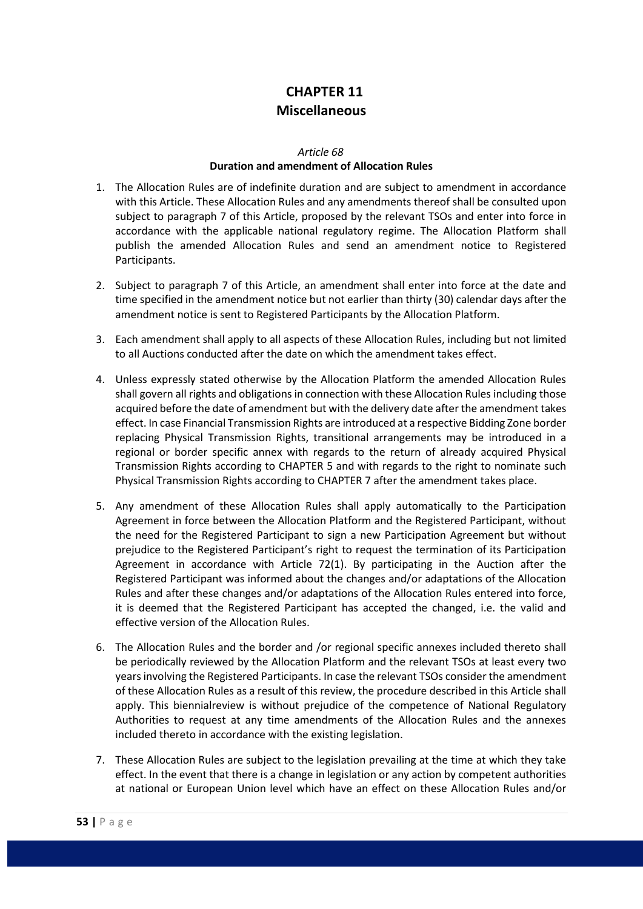# CHAPTER 11
# Miscellaneous

*Article 68*

**Duration and amendment of Allocation Rules**

1. The Allocation Rules are of indefinite duration and are subject to amendment in accordance with this Article. These Allocation Rules and any amendments thereof shall be consulted upon subject to paragraph 7 of this Article, proposed by the relevant TSOs and enter into force in accordance with the applicable national regulatory regime. The Allocation Platform shall publish the amended Allocation Rules and send an amendment notice to Registered Participants.

2. Subject to paragraph 7 of this Article, an amendment shall enter into force at the date and time specified in the amendment notice but not earlier than thirty (30) calendar days after the amendment notice is sent to Registered Participants by the Allocation Platform.

3. Each amendment shall apply to all aspects of these Allocation Rules, including but not limited to all Auctions conducted after the date on which the amendment takes effect.

4. Unless expressly stated otherwise by the Allocation Platform the amended Allocation Rules shall govern all rights and obligations in connection with these Allocation Rules including those acquired before the date of amendment but with the delivery date after the amendment takes effect. In case Financial Transmission Rights are introduced at a respective Bidding Zone border replacing Physical Transmission Rights, transitional arrangements may be introduced in a regional or border specific annex with regards to the return of already acquired Physical Transmission Rights according to CHAPTER 5 and with regards to the right to nominate such Physical Transmission Rights according to CHAPTER 7 after the amendment takes place.

5. Any amendment of these Allocation Rules shall apply automatically to the Participation Agreement in force between the Allocation Platform and the Registered Participant, without the need for the Registered Participant to sign a new Participation Agreement but without prejudice to the Registered Participant's right to request the termination of its Participation Agreement in accordance with Article 72(1). By participating in the Auction after the Registered Participant was informed about the changes and/or adaptations of the Allocation Rules and after these changes and/or adaptations of the Allocation Rules entered into force, it is deemed that the Registered Participant has accepted the changed, i.e. the valid and effective version of the Allocation Rules.

6. The Allocation Rules and the border and /or regional specific annexes included thereto shall be periodically reviewed by the Allocation Platform and the relevant TSOs at least every two years involving the Registered Participants. In case the relevant TSOs consider the amendment of these Allocation Rules as a result of this review, the procedure described in this Article shall apply. This biennialreview is without prejudice of the competence of National Regulatory Authorities to request at any time amendments of the Allocation Rules and the annexes included thereto in accordance with the existing legislation.

7. These Allocation Rules are subject to the legislation prevailing at the time at which they take effect. In the event that there is a change in legislation or any action by competent authorities at national or European Union level which have an effect on these Allocation Rules and/or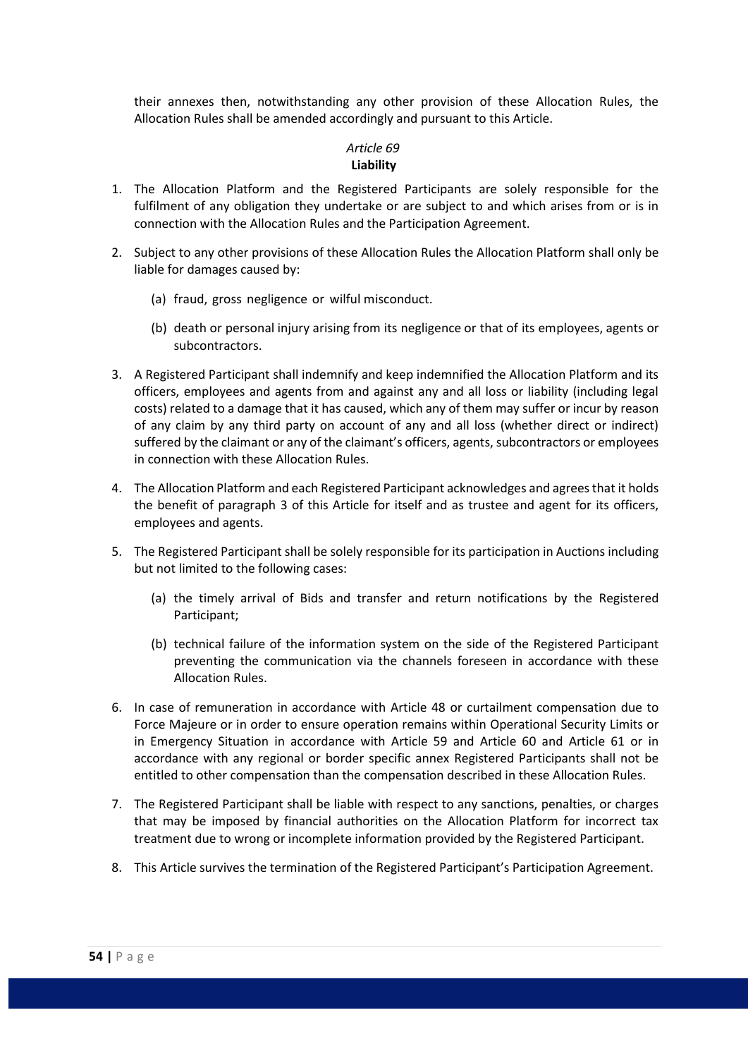their annexes then, notwithstanding any other provision of these Allocation Rules, the Allocation Rules shall be amended accordingly and pursuant to this Article.

*Article 69*

**Liability**

1. The Allocation Platform and the Registered Participants are solely responsible for the fulfilment of any obligation they undertake or are subject to and which arises from or is in connection with the Allocation Rules and the Participation Agreement.

2. Subject to any other provisions of these Allocation Rules the Allocation Platform shall only be liable for damages caused by:

   (a) fraud, gross negligence or wilful misconduct.

   (b) death or personal injury arising from its negligence or that of its employees, agents or subcontractors.

3. A Registered Participant shall indemnify and keep indemnified the Allocation Platform and its officers, employees and agents from and against any and all loss or liability (including legal costs) related to a damage that it has caused, which any of them may suffer or incur by reason of any claim by any third party on account of any and all loss (whether direct or indirect) suffered by the claimant or any of the claimant's officers, agents, subcontractors or employees in connection with these Allocation Rules.

4. The Allocation Platform and each Registered Participant acknowledges and agrees that it holds the benefit of paragraph 3 of this Article for itself and as trustee and agent for its officers, employees and agents.

5. The Registered Participant shall be solely responsible for its participation in Auctions including but not limited to the following cases:

   (a) the timely arrival of Bids and transfer and return notifications by the Registered Participant;

   (b) technical failure of the information system on the side of the Registered Participant preventing the communication via the channels foreseen in accordance with these Allocation Rules.

6. In case of remuneration in accordance with Article 48 or curtailment compensation due to Force Majeure or in order to ensure operation remains within Operational Security Limits or in Emergency Situation in accordance with Article 59 and Article 60 and Article 61 or in accordance with any regional or border specific annex Registered Participants shall not be entitled to other compensation than the compensation described in these Allocation Rules.

7. The Registered Participant shall be liable with respect to any sanctions, penalties, or charges that may be imposed by financial authorities on the Allocation Platform for incorrect tax treatment due to wrong or incomplete information provided by the Registered Participant.

8. This Article survives the termination of the Registered Participant's Participation Agreement.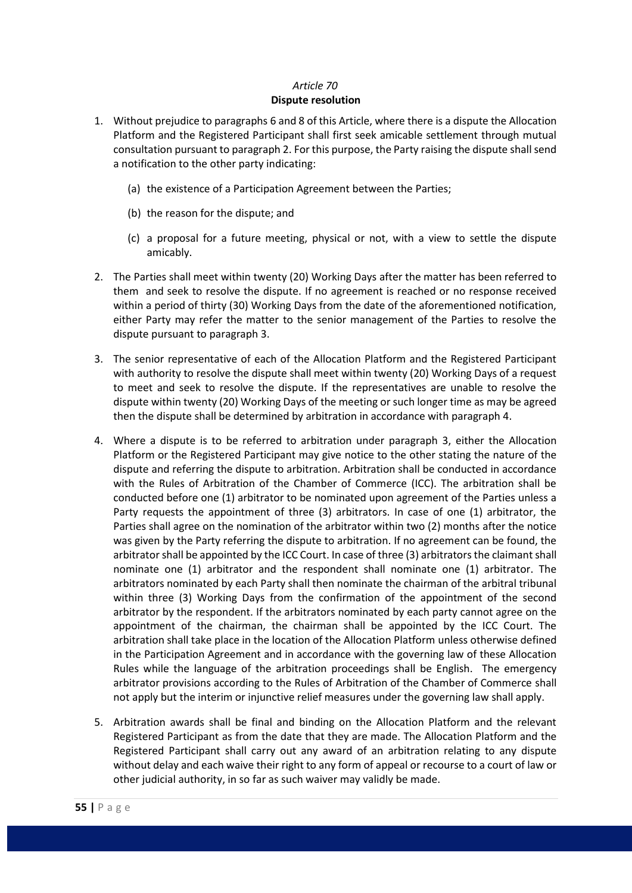*Article 70*

**Dispute resolution**

1. Without prejudice to paragraphs 6 and 8 of this Article, where there is a dispute the Allocation Platform and the Registered Participant shall first seek amicable settlement through mutual consultation pursuant to paragraph 2. For this purpose, the Party raising the dispute shall send a notification to the other party indicating:

   (a) the existence of a Participation Agreement between the Parties;

   (b) the reason for the dispute; and

   (c) a proposal for a future meeting, physical or not, with a view to settle the dispute amicably.

2. The Parties shall meet within twenty (20) Working Days after the matter has been referred to them and seek to resolve the dispute. If no agreement is reached or no response received within a period of thirty (30) Working Days from the date of the aforementioned notification, either Party may refer the matter to the senior management of the Parties to resolve the dispute pursuant to paragraph 3.

3. The senior representative of each of the Allocation Platform and the Registered Participant with authority to resolve the dispute shall meet within twenty (20) Working Days of a request to meet and seek to resolve the dispute. If the representatives are unable to resolve the dispute within twenty (20) Working Days of the meeting or such longer time as may be agreed then the dispute shall be determined by arbitration in accordance with paragraph 4.

4. Where a dispute is to be referred to arbitration under paragraph 3, either the Allocation Platform or the Registered Participant may give notice to the other stating the nature of the dispute and referring the dispute to arbitration. Arbitration shall be conducted in accordance with the Rules of Arbitration of the Chamber of Commerce (ICC). The arbitration shall be conducted before one (1) arbitrator to be nominated upon agreement of the Parties unless a Party requests the appointment of three (3) arbitrators. In case of one (1) arbitrator, the Parties shall agree on the nomination of the arbitrator within two (2) months after the notice was given by the Party referring the dispute to arbitration. If no agreement can be found, the arbitrator shall be appointed by the ICC Court. In case of three (3) arbitrators the claimant shall nominate one (1) arbitrator and the respondent shall nominate one (1) arbitrator. The arbitrators nominated by each Party shall then nominate the chairman of the arbitral tribunal within three (3) Working Days from the confirmation of the appointment of the second arbitrator by the respondent. If the arbitrators nominated by each party cannot agree on the appointment of the chairman, the chairman shall be appointed by the ICC Court. The arbitration shall take place in the location of the Allocation Platform unless otherwise defined in the Participation Agreement and in accordance with the governing law of these Allocation Rules while the language of the arbitration proceedings shall be English. The emergency arbitrator provisions according to the Rules of Arbitration of the Chamber of Commerce shall not apply but the interim or injunctive relief measures under the governing law shall apply.

5. Arbitration awards shall be final and binding on the Allocation Platform and the relevant Registered Participant as from the date that they are made. The Allocation Platform and the Registered Participant shall carry out any award of an arbitration relating to any dispute without delay and each waive their right to any form of appeal or recourse to a court of law or other judicial authority, in so far as such waiver may validly be made.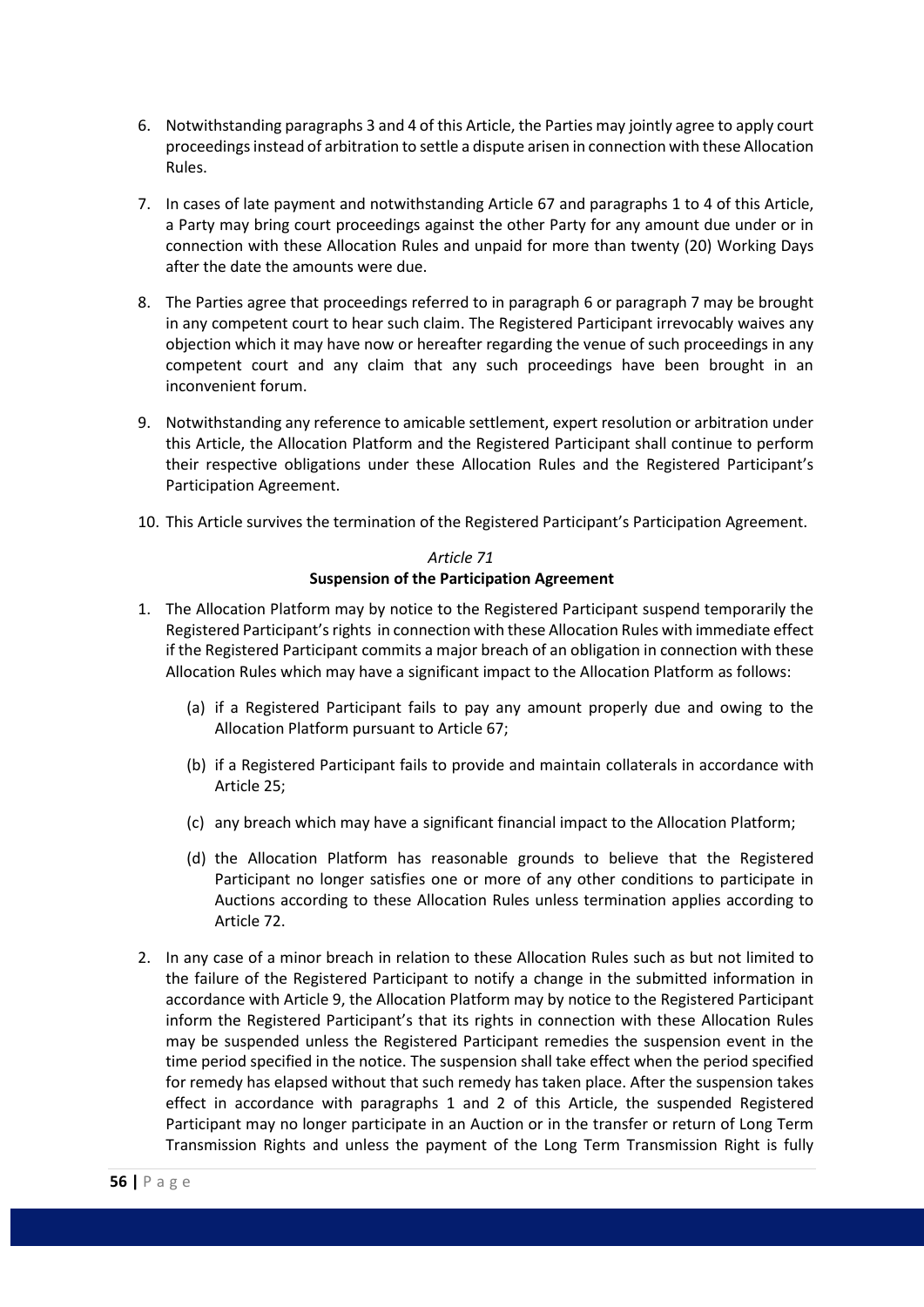6. Notwithstanding paragraphs 3 and 4 of this Article, the Parties may jointly agree to apply court proceedings instead of arbitration to settle a dispute arisen in connection with these Allocation Rules.

7. In cases of late payment and notwithstanding Article 67 and paragraphs 1 to 4 of this Article, a Party may bring court proceedings against the other Party for any amount due under or in connection with these Allocation Rules and unpaid for more than twenty (20) Working Days after the date the amounts were due.

8. The Parties agree that proceedings referred to in paragraph 6 or paragraph 7 may be brought in any competent court to hear such claim. The Registered Participant irrevocably waives any objection which it may have now or hereafter regarding the venue of such proceedings in any competent court and any claim that any such proceedings have been brought in an inconvenient forum.

9. Notwithstanding any reference to amicable settlement, expert resolution or arbitration under this Article, the Allocation Platform and the Registered Participant shall continue to perform their respective obligations under these Allocation Rules and the Registered Participant's Participation Agreement.

10. This Article survives the termination of the Registered Participant's Participation Agreement.

*Article 71*

**Suspension of the Participation Agreement**

1. The Allocation Platform may by notice to the Registered Participant suspend temporarily the Registered Participant's rights in connection with these Allocation Rules with immediate effect if the Registered Participant commits a major breach of an obligation in connection with these Allocation Rules which may have a significant impact to the Allocation Platform as follows:

   (a) if a Registered Participant fails to pay any amount properly due and owing to the Allocation Platform pursuant to Article 67;

   (b) if a Registered Participant fails to provide and maintain collaterals in accordance with Article 25;

   (c) any breach which may have a significant financial impact to the Allocation Platform;

   (d) the Allocation Platform has reasonable grounds to believe that the Registered Participant no longer satisfies one or more of any other conditions to participate in Auctions according to these Allocation Rules unless termination applies according to Article 72.

2. In any case of a minor breach in relation to these Allocation Rules such as but not limited to the failure of the Registered Participant to notify a change in the submitted information in accordance with Article 9, the Allocation Platform may by notice to the Registered Participant inform the Registered Participant's that its rights in connection with these Allocation Rules may be suspended unless the Registered Participant remedies the suspension event in the time period specified in the notice. The suspension shall take effect when the period specified for remedy has elapsed without that such remedy has taken place. After the suspension takes effect in accordance with paragraphs 1 and 2 of this Article, the suspended Registered Participant may no longer participate in an Auction or in the transfer or return of Long Term Transmission Rights and unless the payment of the Long Term Transmission Right is fully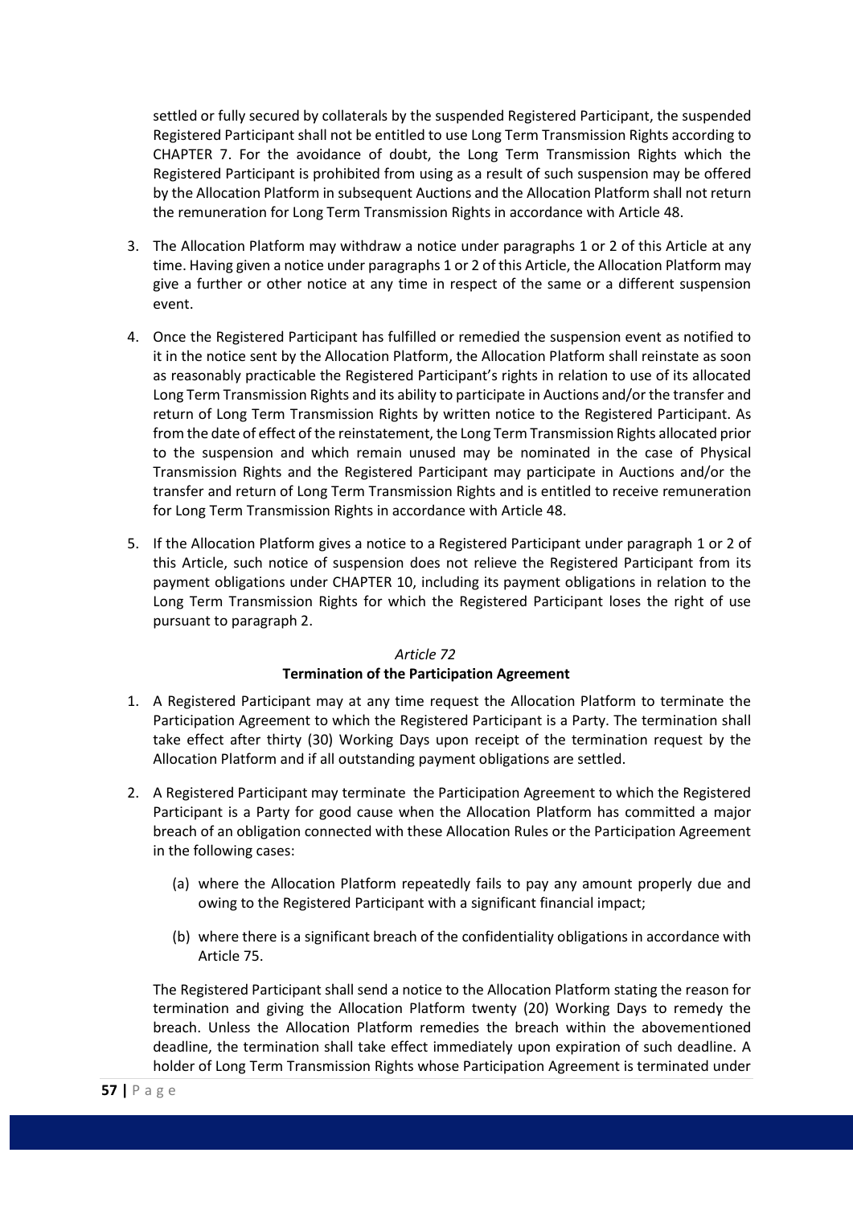settled or fully secured by collaterals by the suspended Registered Participant, the suspended Registered Participant shall not be entitled to use Long Term Transmission Rights according to CHAPTER 7. For the avoidance of doubt, the Long Term Transmission Rights which the Registered Participant is prohibited from using as a result of such suspension may be offered by the Allocation Platform in subsequent Auctions and the Allocation Platform shall not return the remuneration for Long Term Transmission Rights in accordance with Article 48.

3. The Allocation Platform may withdraw a notice under paragraphs 1 or 2 of this Article at any time. Having given a notice under paragraphs 1 or 2 of this Article, the Allocation Platform may give a further or other notice at any time in respect of the same or a different suspension event.

4. Once the Registered Participant has fulfilled or remedied the suspension event as notified to it in the notice sent by the Allocation Platform, the Allocation Platform shall reinstate as soon as reasonably practicable the Registered Participant's rights in relation to use of its allocated Long Term Transmission Rights and its ability to participate in Auctions and/or the transfer and return of Long Term Transmission Rights by written notice to the Registered Participant. As from the date of effect of the reinstatement, the Long Term Transmission Rights allocated prior to the suspension and which remain unused may be nominated in the case of Physical Transmission Rights and the Registered Participant may participate in Auctions and/or the transfer and return of Long Term Transmission Rights and is entitled to receive remuneration for Long Term Transmission Rights in accordance with Article 48.

5. If the Allocation Platform gives a notice to a Registered Participant under paragraph 1 or 2 of this Article, such notice of suspension does not relieve the Registered Participant from its payment obligations under CHAPTER 10, including its payment obligations in relation to the Long Term Transmission Rights for which the Registered Participant loses the right of use pursuant to paragraph 2.

*Article 72*

**Termination of the Participation Agreement**

1. A Registered Participant may at any time request the Allocation Platform to terminate the Participation Agreement to which the Registered Participant is a Party. The termination shall take effect after thirty (30) Working Days upon receipt of the termination request by the Allocation Platform and if all outstanding payment obligations are settled.

2. A Registered Participant may terminate the Participation Agreement to which the Registered Participant is a Party for good cause when the Allocation Platform has committed a major breach of an obligation connected with these Allocation Rules or the Participation Agreement in the following cases:

   (a) where the Allocation Platform repeatedly fails to pay any amount properly due and owing to the Registered Participant with a significant financial impact;

   (b) where there is a significant breach of the confidentiality obligations in accordance with Article 75.

   The Registered Participant shall send a notice to the Allocation Platform stating the reason for termination and giving the Allocation Platform twenty (20) Working Days to remedy the breach. Unless the Allocation Platform remedies the breach within the abovementioned deadline, the termination shall take effect immediately upon expiration of such deadline. A holder of Long Term Transmission Rights whose Participation Agreement is terminated under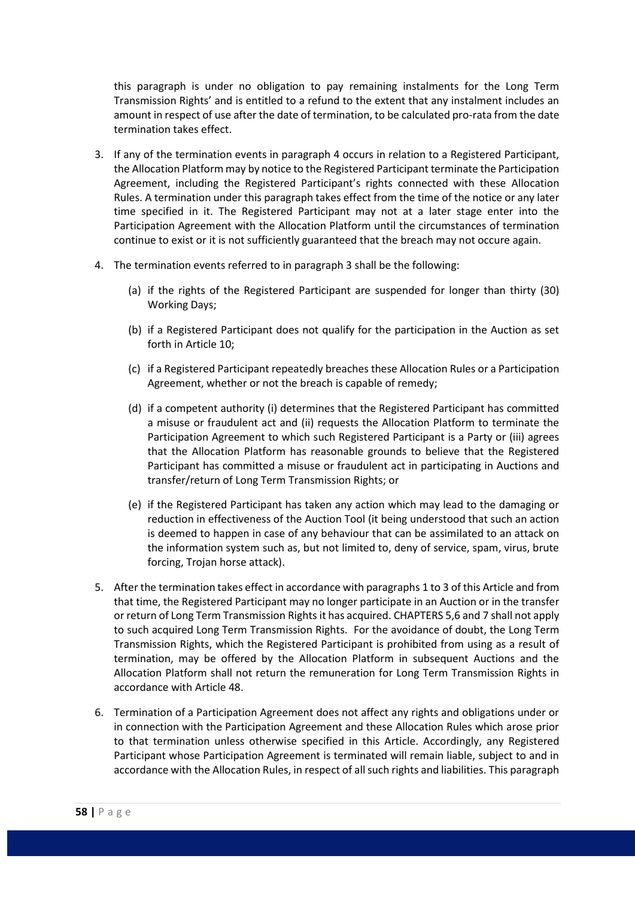this paragraph is under no obligation to pay remaining instalments for the Long Term Transmission Rights' and is entitled to a refund to the extent that any instalment includes an amount in respect of use after the date of termination, to be calculated pro-rata from the date termination takes effect.

3. If any of the termination events in paragraph 4 occurs in relation to a Registered Participant, the Allocation Platform may by notice to the Registered Participant terminate the Participation Agreement, including the Registered Participant's rights connected with these Allocation Rules. A termination under this paragraph takes effect from the time of the notice or any later time specified in it. The Registered Participant may not at a later stage enter into the Participation Agreement with the Allocation Platform until the circumstances of termination continue to exist or it is not sufficiently guaranteed that the breach may not occure again.

4. The termination events referred to in paragraph 3 shall be the following:

   (a) if the rights of the Registered Participant are suspended for longer than thirty (30) Working Days;

   (b) if a Registered Participant does not qualify for the participation in the Auction as set forth in Article 10;

   (c) if a Registered Participant repeatedly breaches these Allocation Rules or a Participation Agreement, whether or not the breach is capable of remedy;

   (d) if a competent authority (i) determines that the Registered Participant has committed a misuse or fraudulent act and (ii) requests the Allocation Platform to terminate the Participation Agreement to which such Registered Participant is a Party or (iii) agrees that the Allocation Platform has reasonable grounds to believe that the Registered Participant has committed a misuse or fraudulent act in participating in Auctions and transfer/return of Long Term Transmission Rights; or

   (e) if the Registered Participant has taken any action which may lead to the damaging or reduction in effectiveness of the Auction Tool (it being understood that such an action is deemed to happen in case of any behaviour that can be assimilated to an attack on the information system such as, but not limited to, deny of service, spam, virus, brute forcing, Trojan horse attack).

5. After the termination takes effect in accordance with paragraphs 1 to 3 of this Article and from that time, the Registered Participant may no longer participate in an Auction or in the transfer or return of Long Term Transmission Rights it has acquired. CHAPTERS 5,6 and 7 shall not apply to such acquired Long Term Transmission Rights. For the avoidance of doubt, the Long Term Transmission Rights, which the Registered Participant is prohibited from using as a result of termination, may be offered by the Allocation Platform in subsequent Auctions and the Allocation Platform shall not return the remuneration for Long Term Transmission Rights in accordance with Article 48.

6. Termination of a Participation Agreement does not affect any rights and obligations under or in connection with the Participation Agreement and these Allocation Rules which arose prior to that termination unless otherwise specified in this Article. Accordingly, any Registered Participant whose Participation Agreement is terminated will remain liable, subject to and in accordance with the Allocation Rules, in respect of all such rights and liabilities. This paragraph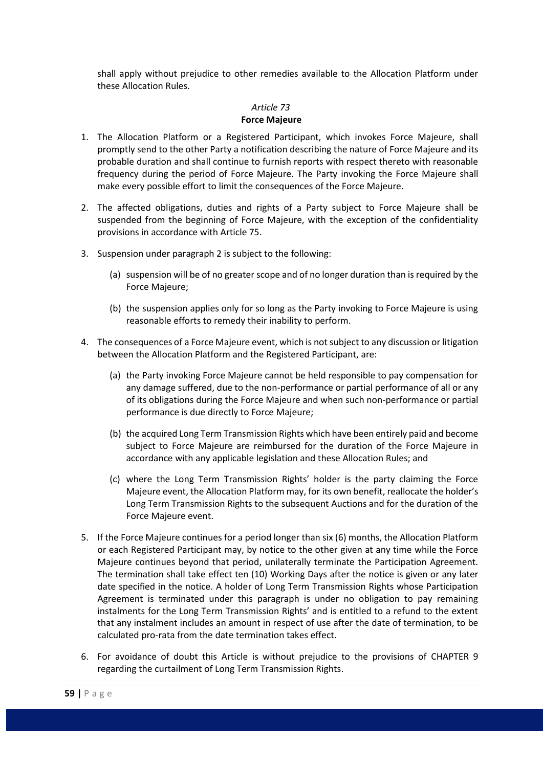shall apply without prejudice to other remedies available to the Allocation Platform under these Allocation Rules.

*Article 73*

**Force Majeure**

1. The Allocation Platform or a Registered Participant, which invokes Force Majeure, shall promptly send to the other Party a notification describing the nature of Force Majeure and its probable duration and shall continue to furnish reports with respect thereto with reasonable frequency during the period of Force Majeure. The Party invoking the Force Majeure shall make every possible effort to limit the consequences of the Force Majeure.

2. The affected obligations, duties and rights of a Party subject to Force Majeure shall be suspended from the beginning of Force Majeure, with the exception of the confidentiality provisions in accordance with Article 75.

3. Suspension under paragraph 2 is subject to the following:

   (a) suspension will be of no greater scope and of no longer duration than is required by the Force Majeure;

   (b) the suspension applies only for so long as the Party invoking to Force Majeure is using reasonable efforts to remedy their inability to perform.

4. The consequences of a Force Majeure event, which is not subject to any discussion or litigation between the Allocation Platform and the Registered Participant, are:

   (a) the Party invoking Force Majeure cannot be held responsible to pay compensation for any damage suffered, due to the non-performance or partial performance of all or any of its obligations during the Force Majeure and when such non-performance or partial performance is due directly to Force Majeure;

   (b) the acquired Long Term Transmission Rights which have been entirely paid and become subject to Force Majeure are reimbursed for the duration of the Force Majeure in accordance with any applicable legislation and these Allocation Rules; and

   (c) where the Long Term Transmission Rights' holder is the party claiming the Force Majeure event, the Allocation Platform may, for its own benefit, reallocate the holder's Long Term Transmission Rights to the subsequent Auctions and for the duration of the Force Majeure event.

5. If the Force Majeure continues for a period longer than six (6) months, the Allocation Platform or each Registered Participant may, by notice to the other given at any time while the Force Majeure continues beyond that period, unilaterally terminate the Participation Agreement. The termination shall take effect ten (10) Working Days after the notice is given or any later date specified in the notice. A holder of Long Term Transmission Rights whose Participation Agreement is terminated under this paragraph is under no obligation to pay remaining instalments for the Long Term Transmission Rights' and is entitled to a refund to the extent that any instalment includes an amount in respect of use after the date of termination, to be calculated pro-rata from the date termination takes effect.

6. For avoidance of doubt this Article is without prejudice to the provisions of CHAPTER 9 regarding the curtailment of Long Term Transmission Rights.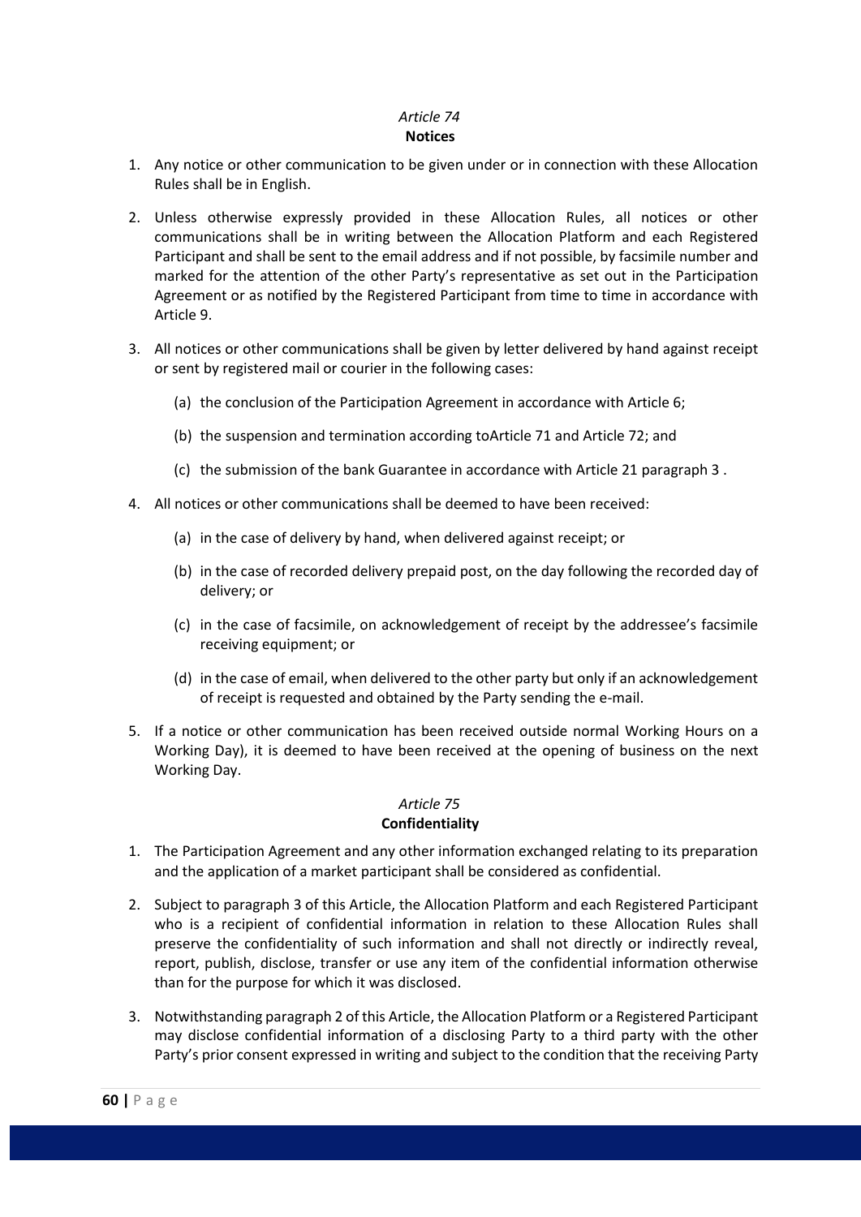*Article 74*
**Notices**

1. Any notice or other communication to be given under or in connection with these Allocation Rules shall be in English.

2. Unless otherwise expressly provided in these Allocation Rules, all notices or other communications shall be in writing between the Allocation Platform and each Registered Participant and shall be sent to the email address and if not possible, by facsimile number and marked for the attention of the other Party's representative as set out in the Participation Agreement or as notified by the Registered Participant from time to time in accordance with Article 9.

3. All notices or other communications shall be given by letter delivered by hand against receipt or sent by registered mail or courier in the following cases:

   (a) the conclusion of the Participation Agreement in accordance with Article 6;

   (b) the suspension and termination according toArticle 71 and Article 72; and

   (c) the submission of the bank Guarantee in accordance with Article 21 paragraph 3 .

4. All notices or other communications shall be deemed to have been received:

   (a) in the case of delivery by hand, when delivered against receipt; or

   (b) in the case of recorded delivery prepaid post, on the day following the recorded day of delivery; or

   (c) in the case of facsimile, on acknowledgement of receipt by the addressee's facsimile receiving equipment; or

   (d) in the case of email, when delivered to the other party but only if an acknowledgement of receipt is requested and obtained by the Party sending the e-mail.

5. If a notice or other communication has been received outside normal Working Hours on a Working Day), it is deemed to have been received at the opening of business on the next Working Day.

*Article 75*
**Confidentiality**

1. The Participation Agreement and any other information exchanged relating to its preparation and the application of a market participant shall be considered as confidential.

2. Subject to paragraph 3 of this Article, the Allocation Platform and each Registered Participant who is a recipient of confidential information in relation to these Allocation Rules shall preserve the confidentiality of such information and shall not directly or indirectly reveal, report, publish, disclose, transfer or use any item of the confidential information otherwise than for the purpose for which it was disclosed.

3. Notwithstanding paragraph 2 of this Article, the Allocation Platform or a Registered Participant may disclose confidential information of a disclosing Party to a third party with the other Party's prior consent expressed in writing and subject to the condition that the receiving Party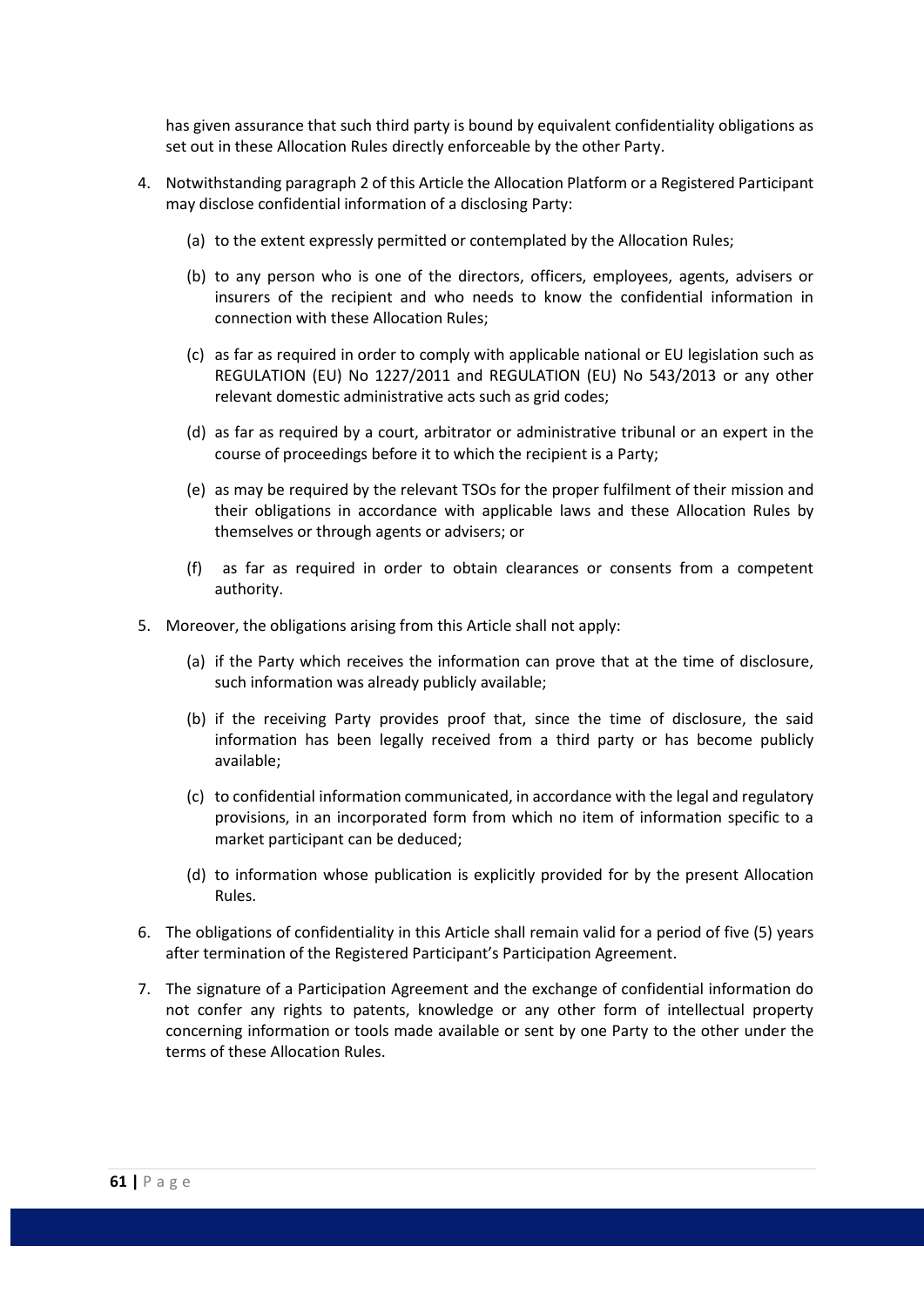has given assurance that such third party is bound by equivalent confidentiality obligations as set out in these Allocation Rules directly enforceable by the other Party.

4. Notwithstanding paragraph 2 of this Article the Allocation Platform or a Registered Participant may disclose confidential information of a disclosing Party:

   (a) to the extent expressly permitted or contemplated by the Allocation Rules;

   (b) to any person who is one of the directors, officers, employees, agents, advisers or insurers of the recipient and who needs to know the confidential information in connection with these Allocation Rules;

   (c) as far as required in order to comply with applicable national or EU legislation such as REGULATION (EU) No 1227/2011 and REGULATION (EU) No 543/2013 or any other relevant domestic administrative acts such as grid codes;

   (d) as far as required by a court, arbitrator or administrative tribunal or an expert in the course of proceedings before it to which the recipient is a Party;

   (e) as may be required by the relevant TSOs for the proper fulfilment of their mission and their obligations in accordance with applicable laws and these Allocation Rules by themselves or through agents or advisers; or

   (f) as far as required in order to obtain clearances or consents from a competent authority.

5. Moreover, the obligations arising from this Article shall not apply:

   (a) if the Party which receives the information can prove that at the time of disclosure, such information was already publicly available;

   (b) if the receiving Party provides proof that, since the time of disclosure, the said information has been legally received from a third party or has become publicly available;

   (c) to confidential information communicated, in accordance with the legal and regulatory provisions, in an incorporated form from which no item of information specific to a market participant can be deduced;

   (d) to information whose publication is explicitly provided for by the present Allocation Rules.

6. The obligations of confidentiality in this Article shall remain valid for a period of five (5) years after termination of the Registered Participant's Participation Agreement.

7. The signature of a Participation Agreement and the exchange of confidential information do not confer any rights to patents, knowledge or any other form of intellectual property concerning information or tools made available or sent by one Party to the other under the terms of these Allocation Rules.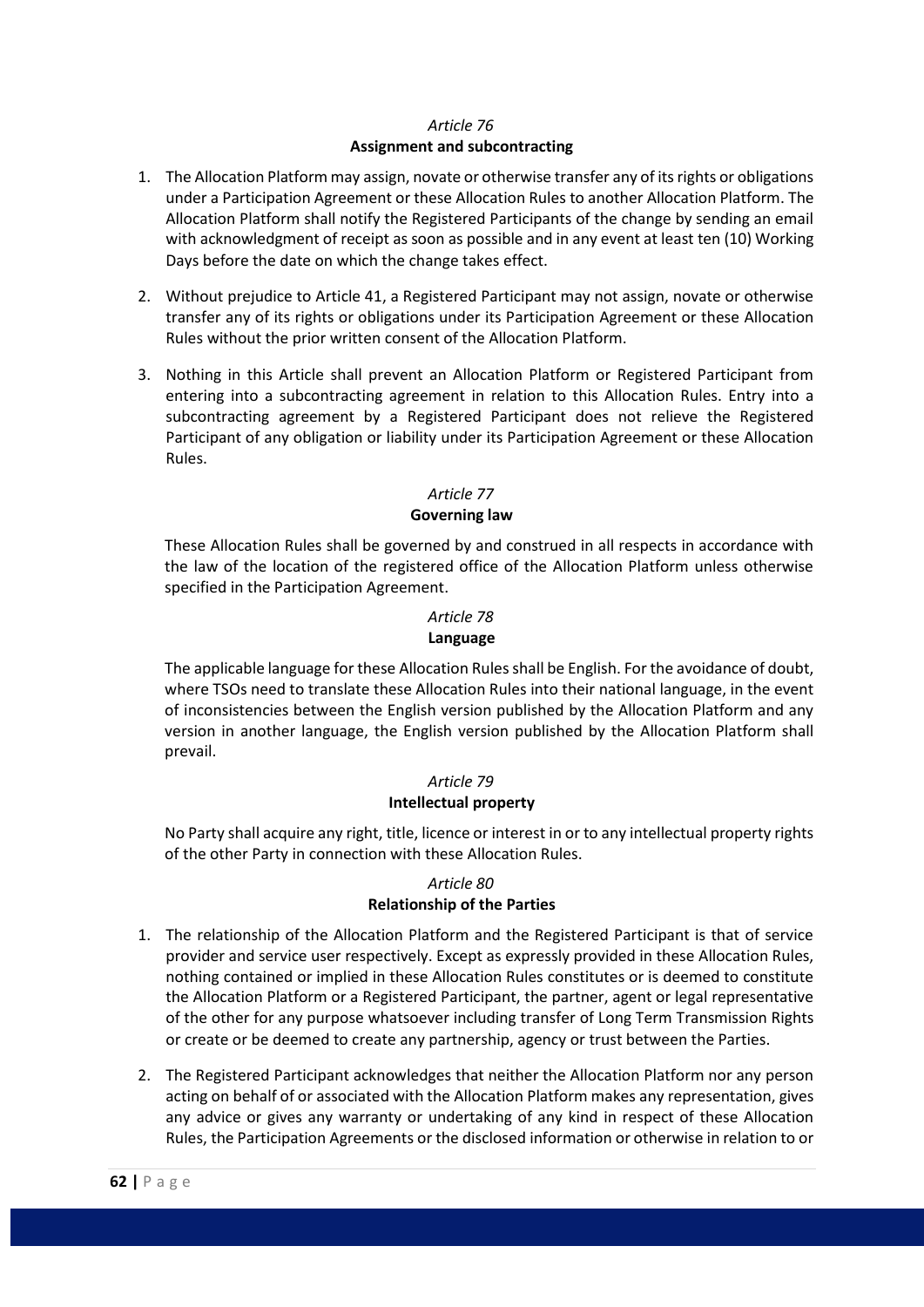*Article 76*

**Assignment and subcontracting**

1. The Allocation Platform may assign, novate or otherwise transfer any of its rights or obligations under a Participation Agreement or these Allocation Rules to another Allocation Platform. The Allocation Platform shall notify the Registered Participants of the change by sending an email with acknowledgment of receipt as soon as possible and in any event at least ten (10) Working Days before the date on which the change takes effect.

2. Without prejudice to Article 41, a Registered Participant may not assign, novate or otherwise transfer any of its rights or obligations under its Participation Agreement or these Allocation Rules without the prior written consent of the Allocation Platform.

3. Nothing in this Article shall prevent an Allocation Platform or Registered Participant from entering into a subcontracting agreement in relation to this Allocation Rules. Entry into a subcontracting agreement by a Registered Participant does not relieve the Registered Participant of any obligation or liability under its Participation Agreement or these Allocation Rules.

*Article 77*

**Governing law**

These Allocation Rules shall be governed by and construed in all respects in accordance with the law of the location of the registered office of the Allocation Platform unless otherwise specified in the Participation Agreement.

*Article 78*

**Language**

The applicable language for these Allocation Rules shall be English. For the avoidance of doubt, where TSOs need to translate these Allocation Rules into their national language, in the event of inconsistencies between the English version published by the Allocation Platform and any version in another language, the English version published by the Allocation Platform shall prevail.

*Article 79*

**Intellectual property**

No Party shall acquire any right, title, licence or interest in or to any intellectual property rights of the other Party in connection with these Allocation Rules.

*Article 80*

**Relationship of the Parties**

1. The relationship of the Allocation Platform and the Registered Participant is that of service provider and service user respectively. Except as expressly provided in these Allocation Rules, nothing contained or implied in these Allocation Rules constitutes or is deemed to constitute the Allocation Platform or a Registered Participant, the partner, agent or legal representative of the other for any purpose whatsoever including transfer of Long Term Transmission Rights or create or be deemed to create any partnership, agency or trust between the Parties.

2. The Registered Participant acknowledges that neither the Allocation Platform nor any person acting on behalf of or associated with the Allocation Platform makes any representation, gives any advice or gives any warranty or undertaking of any kind in respect of these Allocation Rules, the Participation Agreements or the disclosed information or otherwise in relation to or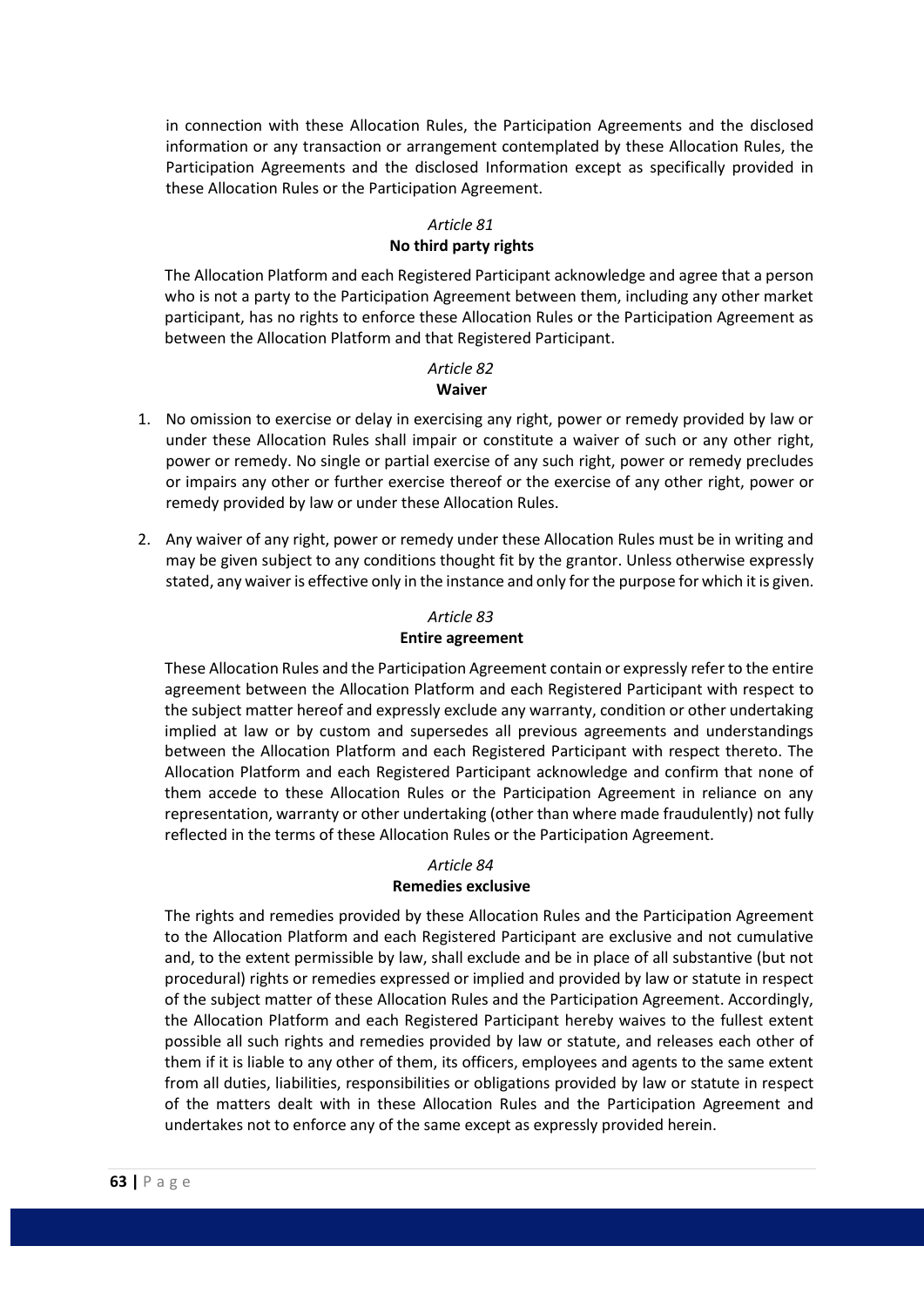in connection with these Allocation Rules, the Participation Agreements and the disclosed information or any transaction or arrangement contemplated by these Allocation Rules, the Participation Agreements and the disclosed Information except as specifically provided in these Allocation Rules or the Participation Agreement.

### *Article 81*
### **No third party rights**

The Allocation Platform and each Registered Participant acknowledge and agree that a person who is not a party to the Participation Agreement between them, including any other market participant, has no rights to enforce these Allocation Rules or the Participation Agreement as between the Allocation Platform and that Registered Participant.

### *Article 82*
### **Waiver**

1. No omission to exercise or delay in exercising any right, power or remedy provided by law or under these Allocation Rules shall impair or constitute a waiver of such or any other right, power or remedy. No single or partial exercise of any such right, power or remedy precludes or impairs any other or further exercise thereof or the exercise of any other right, power or remedy provided by law or under these Allocation Rules.
2. Any waiver of any right, power or remedy under these Allocation Rules must be in writing and may be given subject to any conditions thought fit by the grantor. Unless otherwise expressly stated, any waiver is effective only in the instance and only for the purpose for which it is given.

### *Article 83*
### **Entire agreement**

These Allocation Rules and the Participation Agreement contain or expressly refer to the entire agreement between the Allocation Platform and each Registered Participant with respect to the subject matter hereof and expressly exclude any warranty, condition or other undertaking implied at law or by custom and supersedes all previous agreements and understandings between the Allocation Platform and each Registered Participant with respect thereto. The Allocation Platform and each Registered Participant acknowledge and confirm that none of them accede to these Allocation Rules or the Participation Agreement in reliance on any representation, warranty or other undertaking (other than where made fraudulently) not fully reflected in the terms of these Allocation Rules or the Participation Agreement.

### *Article 84*
### **Remedies exclusive**

The rights and remedies provided by these Allocation Rules and the Participation Agreement to the Allocation Platform and each Registered Participant are exclusive and not cumulative and, to the extent permissible by law, shall exclude and be in place of all substantive (but not procedural) rights or remedies expressed or implied and provided by law or statute in respect of the subject matter of these Allocation Rules and the Participation Agreement. Accordingly, the Allocation Platform and each Registered Participant hereby waives to the fullest extent possible all such rights and remedies provided by law or statute, and releases each other of them if it is liable to any other of them, its officers, employees and agents to the same extent from all duties, liabilities, responsibilities or obligations provided by law or statute in respect of the matters dealt with in these Allocation Rules and the Participation Agreement and undertakes not to enforce any of the same except as expressly provided herein.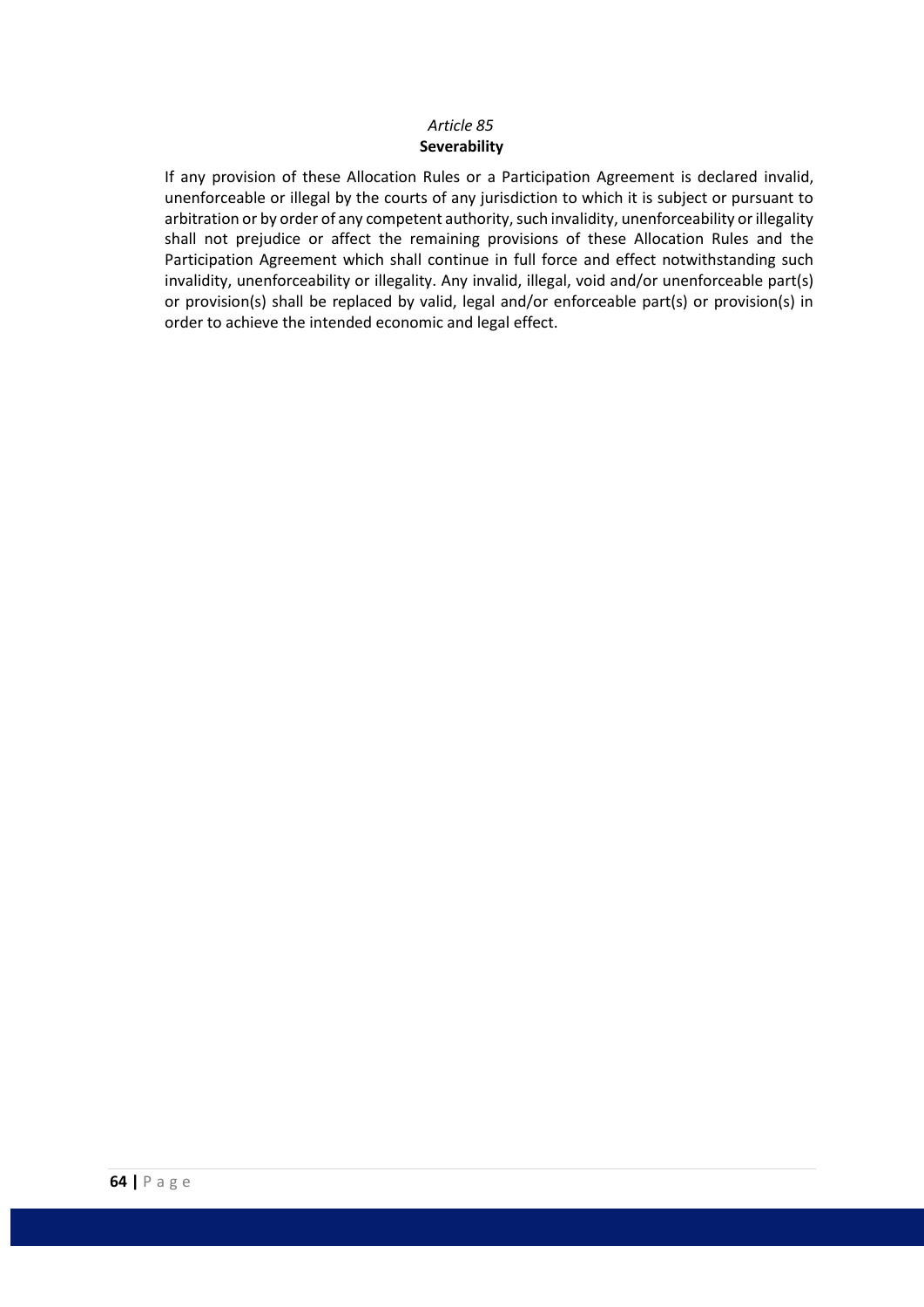*Article 85*
**Severability**

If any provision of these Allocation Rules or a Participation Agreement is declared invalid, unenforceable or illegal by the courts of any jurisdiction to which it is subject or pursuant to arbitration or by order of any competent authority, such invalidity, unenforceability or illegality shall not prejudice or affect the remaining provisions of these Allocation Rules and the Participation Agreement which shall continue in full force and effect notwithstanding such invalidity, unenforceability or illegality. Any invalid, illegal, void and/or unenforceable part(s) or provision(s) shall be replaced by valid, legal and/or enforceable part(s) or provision(s) in order to achieve the intended economic and legal effect.